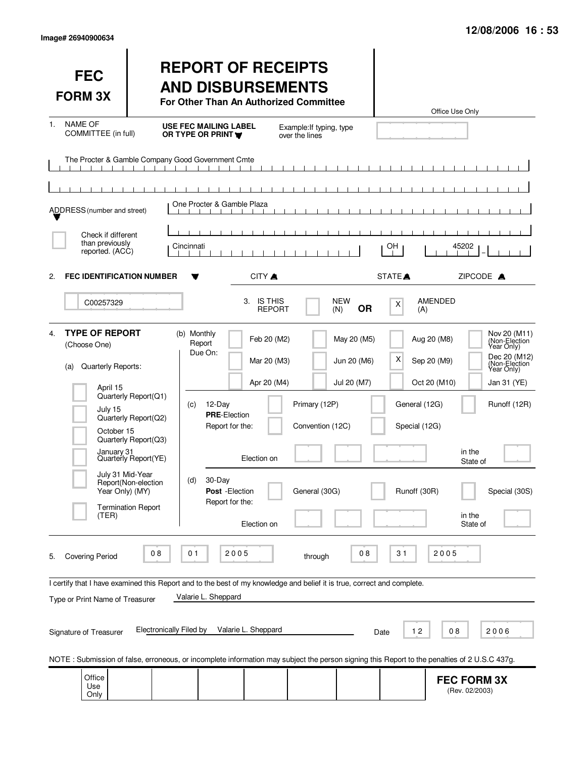Image# 26940900634

12/08/2006 16 : 53

# FEC FORM 3X

# REPORT OF RECEIPTS AND DISBURSEMENTS

**For Other Than An Authorized Committee**

Office Use Only

1. NAME OF COMMITTEE (in full) — **USE FEC MAILING LABEL OR TYPE OR PRINT** — Example: If typing, type over the lines

The Procter & Gamble Company Good Government Cmte

ADDRESS (number and street): One Procter & Gamble Plaza

[ ] Check if different than previously reported. (ACC)

Cincinnati | OH | 45202

CITY | STATE | ZIPCODE

2. **FEC IDENTIFICATION NUMBER**: C00257329

3. IS THIS REPORT: [ ] NEW (N) **OR** [X] AMENDED (A)

4. **TYPE OF REPORT** (Choose One)

(a) Quarterly Reports:
- [ ] April 15 Quarterly Report (Q1)
- [ ] July 15 Quarterly Report (Q2)
- [ ] October 15 Quarterly Report (Q3)
- [ ] January 31 Quarterly Report (YE)
- [ ] July 31 Mid-Year Report (Non-election Year Only) (MY)
- [ ] Termination Report (TER)

(b) Monthly Report Due On:
- [ ] Feb 20 (M2)
- [ ] Mar 20 (M3)
- [ ] Apr 20 (M4)
- [ ] May 20 (M5)
- [ ] Jun 20 (M6)
- [ ] Jul 20 (M7)
- [ ] Aug 20 (M8)
- [X] Sep 20 (M9)
- [ ] Oct 20 (M10)
- [ ] Nov 20 (M11) (Non-Election Year Only)
- [ ] Dec 20 (M12) (Non-Election Year Only)
- [ ] Jan 31 (YE)

(c) 12-Day **PRE**-Election Report for the:
- [ ] Primary (12P)
- [ ] General (12G)
- [ ] Runoff (12R)
- [ ] Convention (12C)
- [ ] Special (12G)

Election on ____ in the State of ____

(d) 30-Day **Post**-Election Report for the:
- [ ] General (30G)
- [ ] Runoff (30R)
- [ ] Special (30S)

Election on ____ in the State of ____

5. Covering Period 08 01 2005 through 08 31 2005

I certify that I have examined this Report and to the best of my knowledge and belief it is true, correct and complete.

Type or Print Name of Treasurer: Valarie L. Sheppard

Signature of Treasurer: Electronically Filed by Valarie L. Sheppard — Date 12 08 2006

NOTE : Submission of false, erroneous, or incomplete information may subject the person signing this Report to the penalties of 2 U.S.C 437g.

Office Use Only

**FEC FORM 3X** (Rev. 02/2003)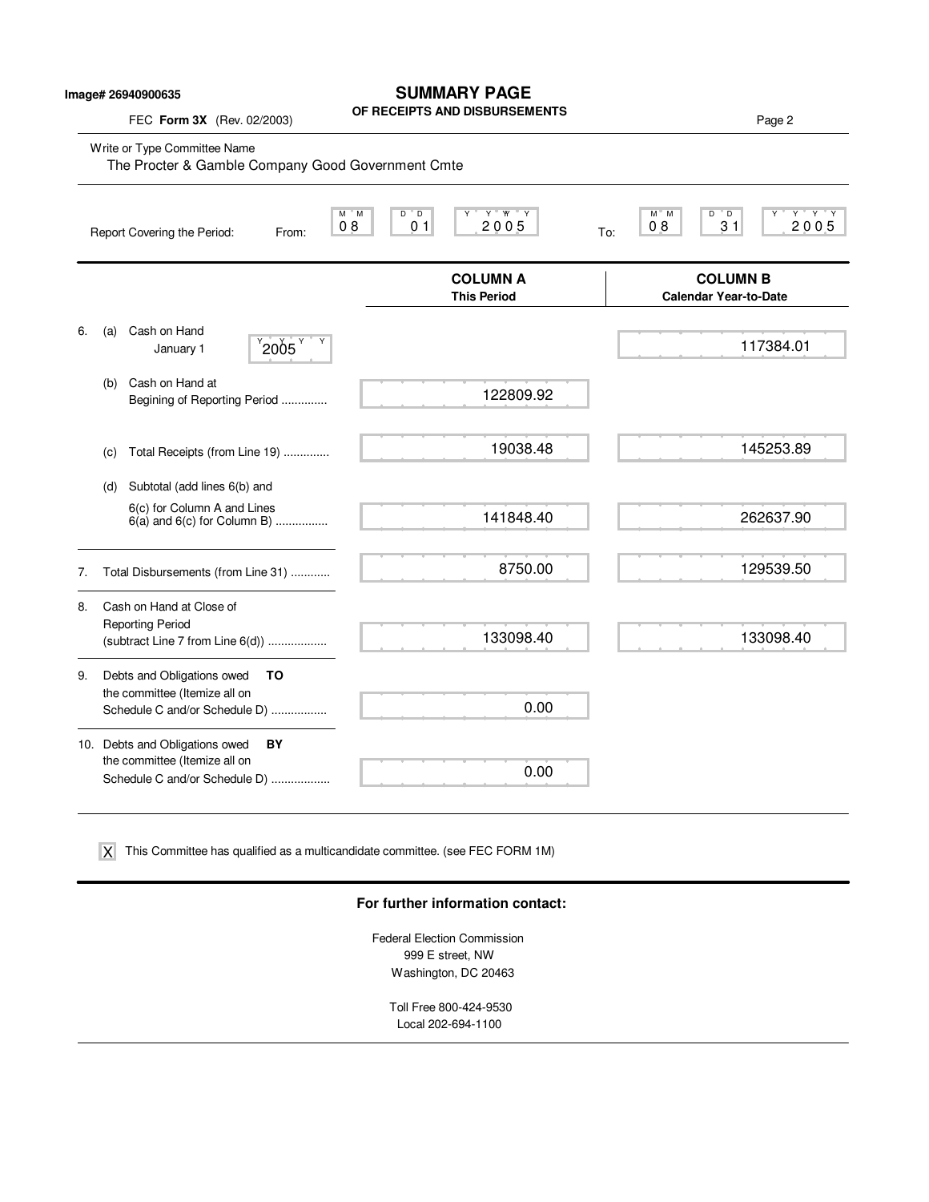Image# 26940900635

# SUMMARY PAGE
## OF RECEIPTS AND DISBURSEMENTS

FEC **Form 3X** (Rev. 02/2003)

Write or Type Committee Name

The Procter & Gamble Company Good Government Cmte

Report Covering the Period: From: 08 01 2005 To: 08 31 2005

| | COLUMN A This Period | COLUMN B Calendar Year-to-Date |
|---|---|---|
| 6. (a) Cash on Hand January 1 2005 | | 117384.01 |
| (b) Cash on Hand at Begining of Reporting Period .............. | 122809.92 | |
| (c) Total Receipts (from Line 19) .............. | 19038.48 | 145253.89 |
| (d) Subtotal (add lines 6(b) and 6(c) for Column A and Lines 6(a) and 6(c) for Column B) ................ | 141848.40 | 262637.90 |
| 7. Total Disbursements (from Line 31) ............ | 8750.00 | 129539.50 |
| 8. Cash on Hand at Close of Reporting Period (subtract Line 7 from Line 6(d)) .................. | 133098.40 | 133098.40 |
| 9. Debts and Obligations owed **TO** the committee (Itemize all on Schedule C and/or Schedule D) ................. | 0.00 | |
| 10. Debts and Obligations owed **BY** the committee (Itemize all on Schedule C and/or Schedule D) .................. | 0.00 | |

[X] This Committee has qualified as a multicandidate committee. (see FEC FORM 1M)

**For further information contact:**

Federal Election Commission
999 E street, NW
Washington, DC 20463

Toll Free 800-424-9530
Local 202-694-1100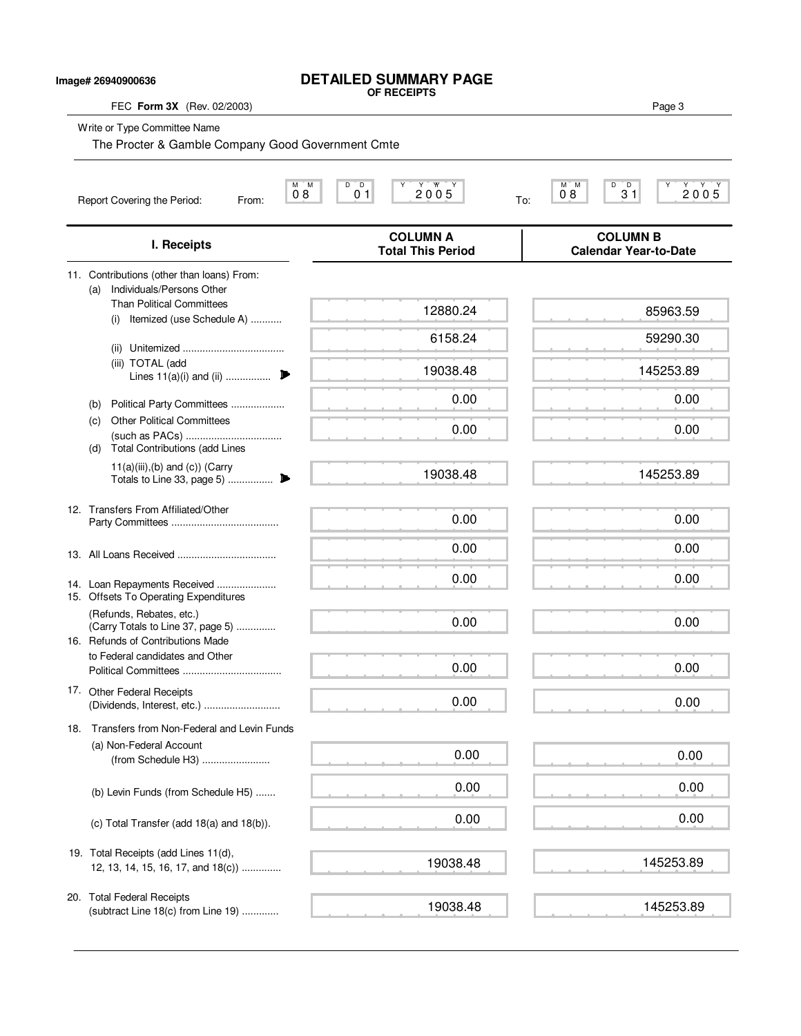Image# 26940900636

# DETAILED SUMMARY PAGE
**OF RECEIPTS**

FEC **Form 3X** (Rev. 02/2003)

Write or Type Committee Name

The Procter & Gamble Company Good Government Cmte

Report Covering the Period: From: 08 01 2005 To: 08 31 2005

| I. Receipts | COLUMN A Total This Period | COLUMN B Calendar Year-to-Date |
|---|---|---|
| 11. Contributions (other than loans) From: | | |
| (a) Individuals/Persons Other Than Political Committees | | |
| (i) Itemized (use Schedule A) ........... | 12880.24 | 85963.59 |
| (ii) Unitemized .................................... | 6158.24 | 59290.30 |
| (iii) TOTAL (add Lines 11(a)(i) and (ii) ................ | 19038.48 | 145253.89 |
| (b) Political Party Committees ................... | 0.00 | 0.00 |
| (c) Other Political Committees (such as PACs) ................................. | 0.00 | 0.00 |
| (d) Total Contributions (add Lines 11(a)(iii),(b) and (c)) (Carry Totals to Line 33, page 5) ................ | 19038.48 | 145253.89 |
| 12. Transfers From Affiliated/Other Party Committees ...................................... | 0.00 | 0.00 |
| 13. All Loans Received ................................... | 0.00 | 0.00 |
| 14. Loan Repayments Received ..................... | 0.00 | 0.00 |
| 15. Offsets To Operating Expenditures (Refunds, Rebates, etc.) (Carry Totals to Line 37, page 5) ............. | 0.00 | 0.00 |
| 16. Refunds of Contributions Made to Federal candidates and Other Political Committees ................................... | 0.00 | 0.00 |
| 17. Other Federal Receipts (Dividends, Interest, etc.) ........................... | 0.00 | 0.00 |
| 18. Transfers from Non-Federal and Levin Funds | | |
| (a) Non-Federal Account (from Schedule H3) ........................ | 0.00 | 0.00 |
| (b) Levin Funds (from Schedule H5) ....... | 0.00 | 0.00 |
| (c) Total Transfer (add 18(a) and 18(b)). | 0.00 | 0.00 |
| 19. Total Receipts (add Lines 11(d), 12, 13, 14, 15, 16, 17, and 18(c)) .............. | 19038.48 | 145253.89 |
| 20. Total Federal Receipts (subtract Line 18(c) from Line 19) ............. | 19038.48 | 145253.89 |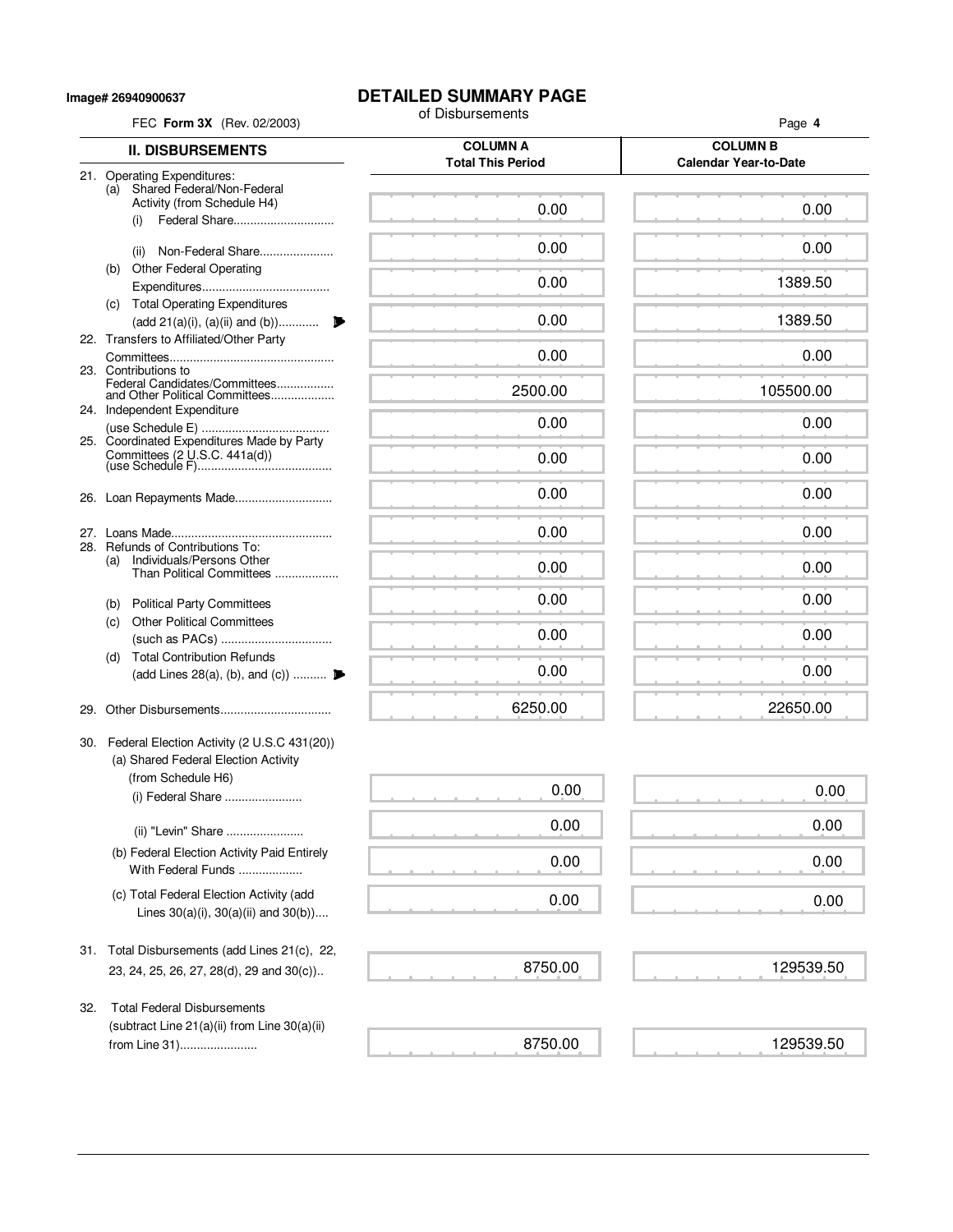Image# 26940900637

# DETAILED SUMMARY PAGE

of Disbursements

FEC **Form 3X** (Rev. 02/2003)

| II. DISBURSEMENTS | COLUMN A Total This Period | COLUMN B Calendar Year-to-Date |
|---|---|---|
| 21. Operating Expenditures: | | |
| (a) Shared Federal/Non-Federal Activity (from Schedule H4) | | |
| (i) Federal Share | 0.00 | 0.00 |
| (ii) Non-Federal Share | 0.00 | 0.00 |
| (b) Other Federal Operating Expenditures | 0.00 | 1389.50 |
| (c) Total Operating Expenditures (add 21(a)(i), (a)(ii) and (b)) | 0.00 | 1389.50 |
| 22. Transfers to Affiliated/Other Party Committees | 0.00 | 0.00 |
| 23. Contributions to Federal Candidates/Committees and Other Political Committees | 2500.00 | 105500.00 |
| 24. Independent Expenditure (use Schedule E) | 0.00 | 0.00 |
| 25. Coordinated Expenditures Made by Party Committees (2 U.S.C. 441a(d)) (use Schedule F) | 0.00 | 0.00 |
| 26. Loan Repayments Made | 0.00 | 0.00 |
| 27. Loans Made | 0.00 | 0.00 |
| 28. Refunds of Contributions To: | | |
| (a) Individuals/Persons Other Than Political Committees | 0.00 | 0.00 |
| (b) Political Party Committees | 0.00 | 0.00 |
| (c) Other Political Committees (such as PACs) | 0.00 | 0.00 |
| (d) Total Contribution Refunds (add Lines 28(a), (b), and (c)) | 0.00 | 0.00 |
| 29. Other Disbursements | 6250.00 | 22650.00 |
| 30. Federal Election Activity (2 U.S.C 431(20)) | | |
| (a) Shared Federal Election Activity (from Schedule H6) | | |
| (i) Federal Share | 0.00 | 0.00 |
| (ii) "Levin" Share | 0.00 | 0.00 |
| (b) Federal Election Activity Paid Entirely With Federal Funds | 0.00 | 0.00 |
| (c) Total Federal Election Activity (add Lines 30(a)(i), 30(a)(ii) and 30(b)) | 0.00 | 0.00 |
| 31. Total Disbursements (add Lines 21(c), 22, 23, 24, 25, 26, 27, 28(d), 29 and 30(c)) | 8750.00 | 129539.50 |
| 32. Total Federal Disbursements (subtract Line 21(a)(ii) from Line 30(a)(ii) from Line 31) | 8750.00 | 129539.50 |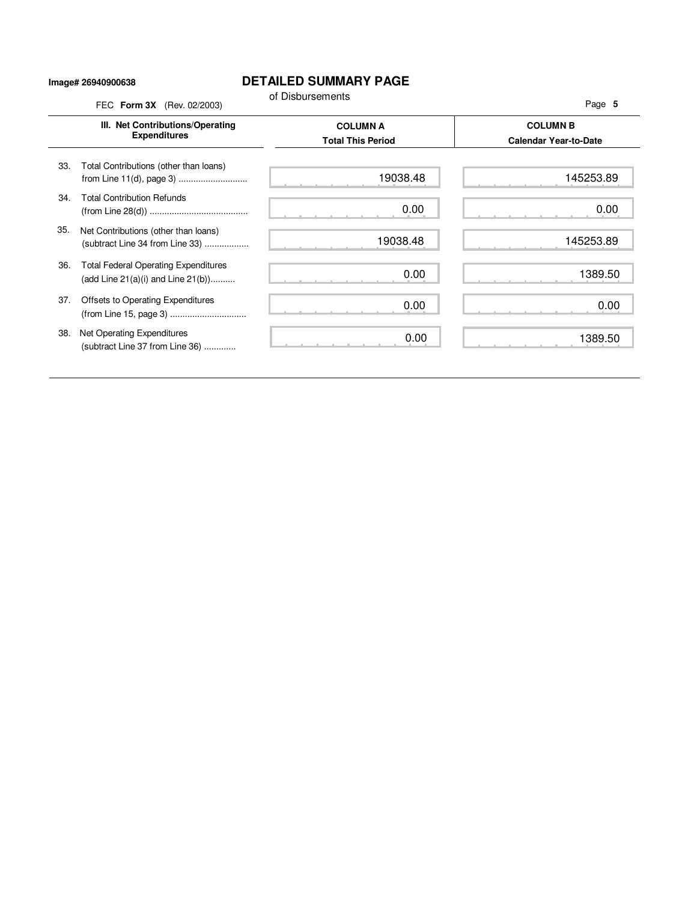**Image# 26940900638**

# DETAILED SUMMARY PAGE

of Disbursements

FEC **Form 3X** (Rev. 02/2003)

| III. Net Contributions/Operating Expenditures | COLUMN A Total This Period | COLUMN B Calendar Year-to-Date |
|---|---|---|
| 33. Total Contributions (other than loans) from Line 11(d), page 3) | 19038.48 | 145253.89 |
| 34. Total Contribution Refunds (from Line 28(d)) | 0.00 | 0.00 |
| 35. Net Contributions (other than loans) (subtract Line 34 from Line 33) | 19038.48 | 145253.89 |
| 36. Total Federal Operating Expenditures (add Line 21(a)(i) and Line 21(b)) | 0.00 | 1389.50 |
| 37. Offsets to Operating Expenditures (from Line 15, page 3) | 0.00 | 0.00 |
| 38. Net Operating Expenditures (subtract Line 37 from Line 36) | 0.00 | 1389.50 |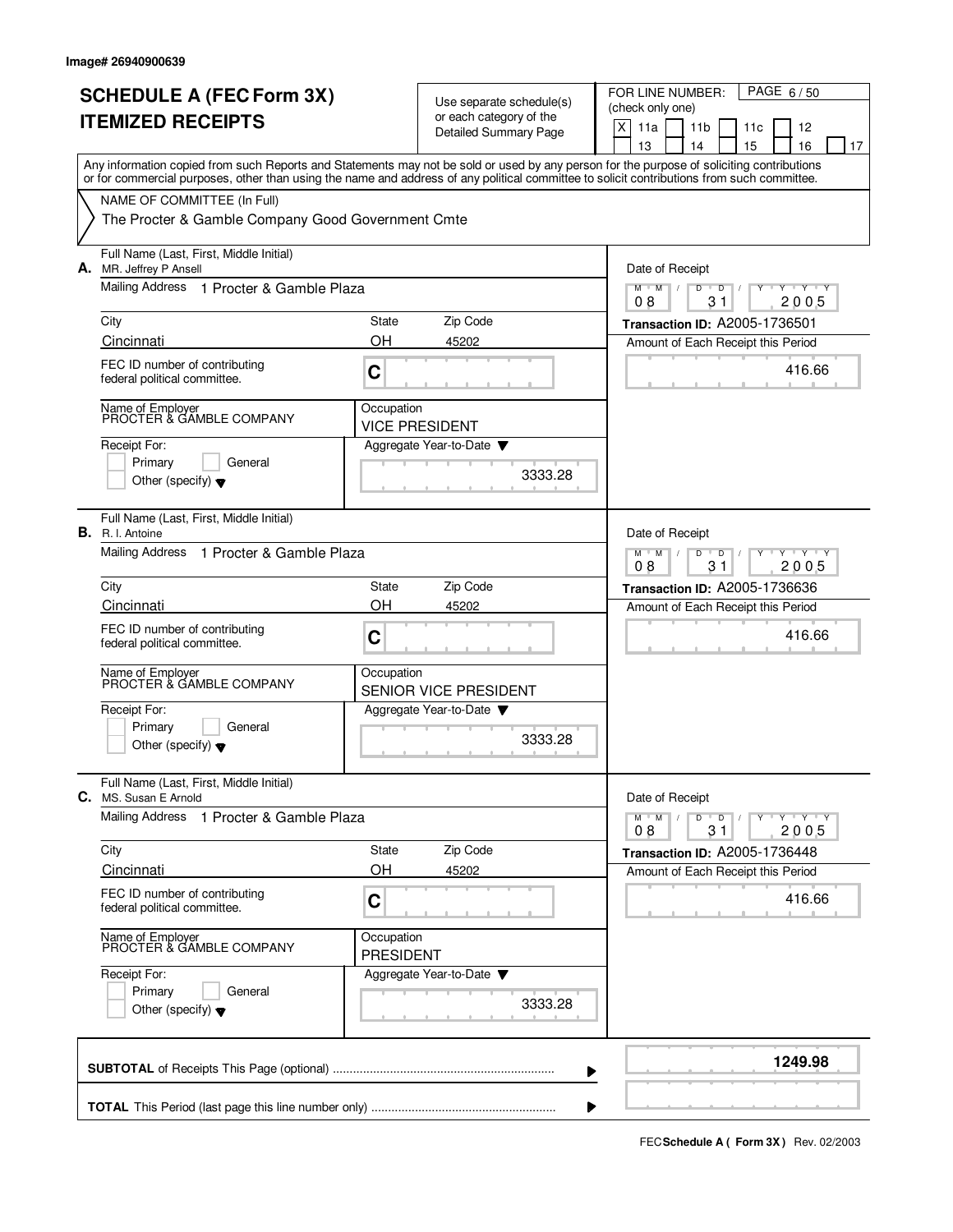Image# 26940900639

# SCHEDULE A (FEC Form 3X)
## ITEMIZED RECEIPTS

Use separate schedule(s) or each category of the Detailed Summary Page

FOR LINE NUMBER: (check only one)

- [X] 11a
- [ ] 11b
- [ ] 11c
- [ ] 12
- [ ] 13
- [ ] 14
- [ ] 15
- [ ] 16
- [ ] 17

PAGE 6 / 50

Any information copied from such Reports and Statements may not be sold or used by any person for the purpose of soliciting contributions or for commercial purposes, other than using the name and address of any political committee to solicit contributions from such committee.

NAME OF COMMITTEE (In Full)
The Procter & Gamble Company Good Government Cmte

---

**A.** Full Name (Last, First, Middle Initial)
MR. Jeffrey P Ansell

Mailing Address: 1 Procter & Gamble Plaza

| City | State | Zip Code |
|---|---|---|
| Cincinnati | OH | 45202 |

FEC ID number of contributing federal political committee. C

Name of Employer: PROCTER & GAMBLE COMPANY
Occupation: VICE PRESIDENT

Receipt For: Primary / General / Other (specify)

Aggregate Year-to-Date: 3333.28

Date of Receipt: 08 / 31 / 2005
Transaction ID: A2005-1736501
Amount of Each Receipt this Period: 416.66

---

**B.** Full Name (Last, First, Middle Initial)
R. I. Antoine

Mailing Address: 1 Procter & Gamble Plaza

| City | State | Zip Code |
|---|---|---|
| Cincinnati | OH | 45202 |

FEC ID number of contributing federal political committee. C

Name of Employer: PROCTER & GAMBLE COMPANY
Occupation: SENIOR VICE PRESIDENT

Receipt For: Primary / General / Other (specify)

Aggregate Year-to-Date: 3333.28

Date of Receipt: 08 / 31 / 2005
Transaction ID: A2005-1736636
Amount of Each Receipt this Period: 416.66

---

**C.** Full Name (Last, First, Middle Initial)
MS. Susan E Arnold

Mailing Address: 1 Procter & Gamble Plaza

| City | State | Zip Code |
|---|---|---|
| Cincinnati | OH | 45202 |

FEC ID number of contributing federal political committee. C

Name of Employer: PROCTER & GAMBLE COMPANY
Occupation: PRESIDENT

Receipt For: Primary / General / Other (specify)

Aggregate Year-to-Date: 3333.28

Date of Receipt: 08 / 31 / 2005
Transaction ID: A2005-1736448
Amount of Each Receipt this Period: 416.66

---

**SUBTOTAL** of Receipts This Page (optional) ........ **1249.98**

**TOTAL** This Period (last page this line number only) ........

FEC **Schedule A ( Form 3X )** Rev. 02/2003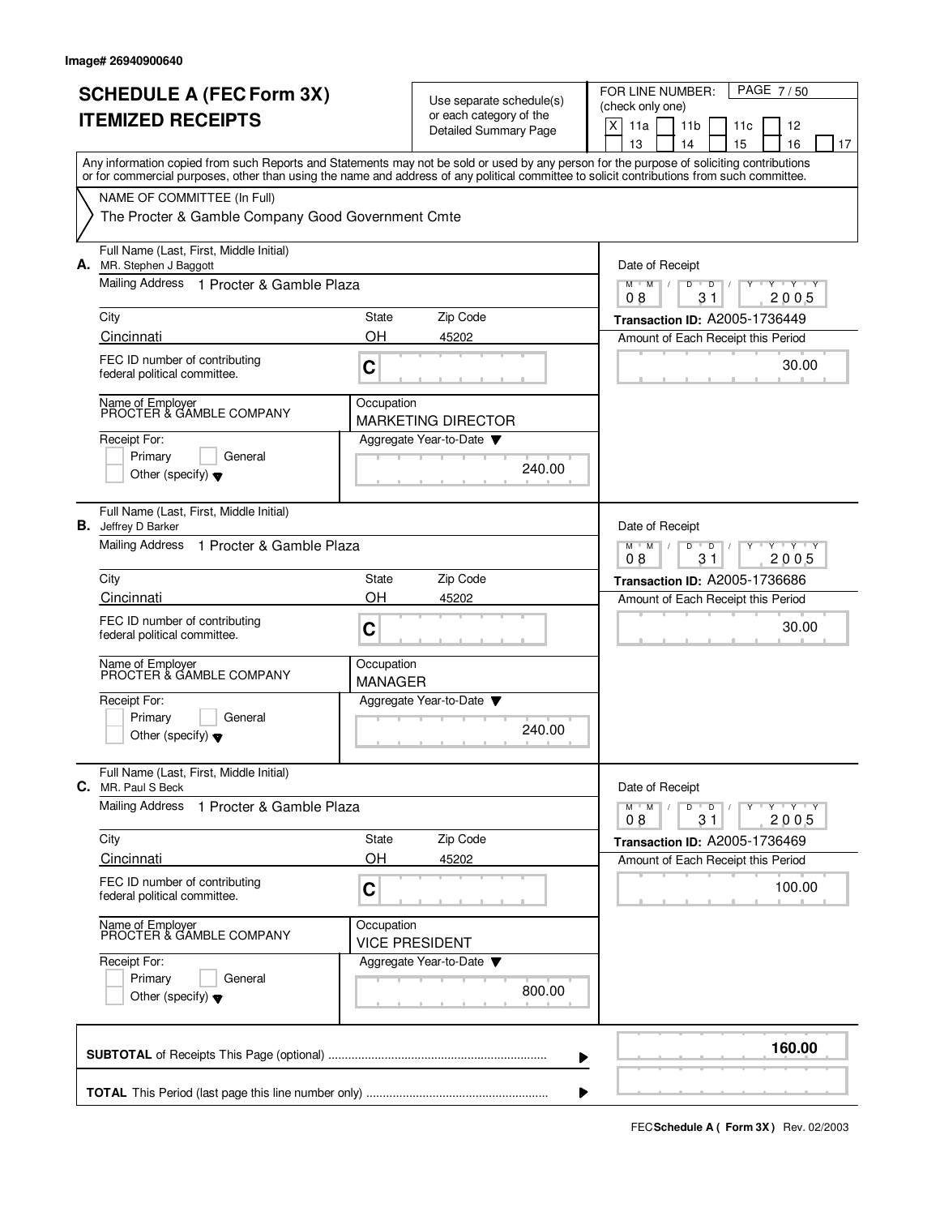Image# 26940900640

# SCHEDULE A (FEC Form 3X) ITEMIZED RECEIPTS

Use separate schedule(s) or each category of the Detailed Summary Page

FOR LINE NUMBER: (check only one)

[X] 11a [ ] 11b [ ] 11c [ ] 12 [ ] 13 [ ] 14 [ ] 15 [ ] 16 [ ] 17

Any information copied from such Reports and Statements may not be sold or used by any person for the purpose of soliciting contributions or for commercial purposes, other than using the name and address of any political committee to solicit contributions from such committee.

NAME OF COMMITTEE (In Full)

The Procter & Gamble Company Good Government Cmte

---

**A.** Full Name (Last, First, Middle Initial): MR. Stephen J Baggott

Mailing Address: 1 Procter & Gamble Plaza

City: Cincinnati | State: OH | Zip Code: 45202

FEC ID number of contributing federal political committee: C

Name of Employer: PROCTER & GAMBLE COMPANY

Occupation: MARKETING DIRECTOR

Receipt For: [ ] Primary [ ] General [ ] Other (specify)

Aggregate Year-to-Date: 240.00

Date of Receipt: 08/31/2005

Transaction ID: A2005-1736449

Amount of Each Receipt this Period: 30.00

---

**B.** Full Name (Last, First, Middle Initial): Jeffrey D Barker

Mailing Address: 1 Procter & Gamble Plaza

City: Cincinnati | State: OH | Zip Code: 45202

FEC ID number of contributing federal political committee: C

Name of Employer: PROCTER & GAMBLE COMPANY

Occupation: MANAGER

Receipt For: [ ] Primary [ ] General [ ] Other (specify)

Aggregate Year-to-Date: 240.00

Date of Receipt: 08/31/2005

Transaction ID: A2005-1736686

Amount of Each Receipt this Period: 30.00

---

**C.** Full Name (Last, First, Middle Initial): MR. Paul S Beck

Mailing Address: 1 Procter & Gamble Plaza

City: Cincinnati | State: OH | Zip Code: 45202

FEC ID number of contributing federal political committee: C

Name of Employer: PROCTER & GAMBLE COMPANY

Occupation: VICE PRESIDENT

Receipt For: [ ] Primary [ ] General [ ] Other (specify)

Aggregate Year-to-Date: 800.00

Date of Receipt: 08/31/2005

Transaction ID: A2005-1736469

Amount of Each Receipt this Period: 100.00

---

**SUBTOTAL** of Receipts This Page (optional): **160.00**

**TOTAL** This Period (last page this line number only):

FEC **Schedule A ( Form 3X )** Rev. 02/2003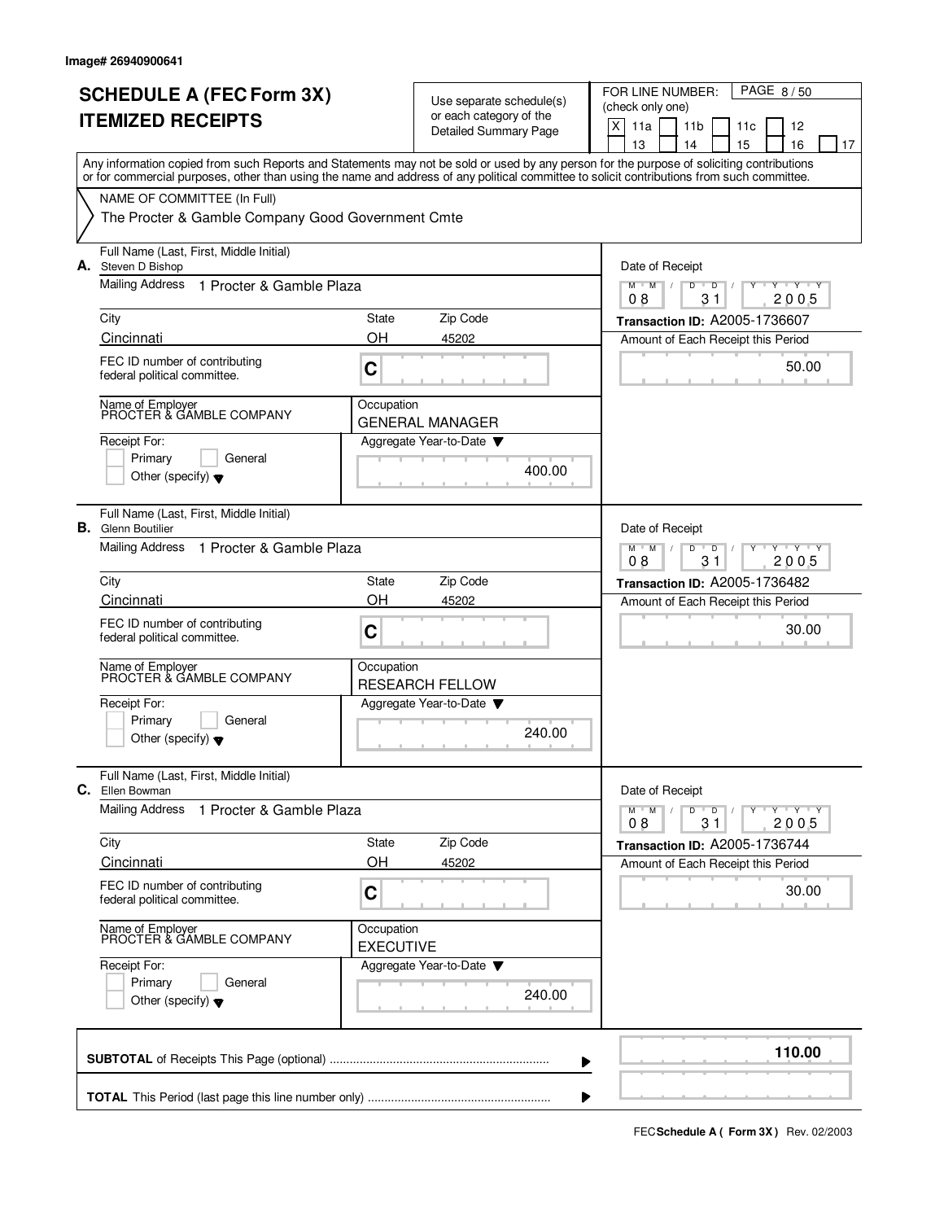Image# 26940900641

# SCHEDULE A (FEC Form 3X) ITEMIZED RECEIPTS

Use separate schedule(s) or each category of the Detailed Summary Page

FOR LINE NUMBER: (check only one)

- [X] 11a
- [ ] 11b
- [ ] 11c
- [ ] 12
- [ ] 13
- [ ] 14
- [ ] 15
- [ ] 16
- [ ] 17

Any information copied from such Reports and Statements may not be sold or used by any person for the purpose of soliciting contributions or for commercial purposes, other than using the name and address of any political committee to solicit contributions from such committee.

NAME OF COMMITTEE (In Full)

The Procter & Gamble Company Good Government Cmte

---

**A.** Full Name (Last, First, Middle Initial): Steven D Bishop

Mailing Address: 1 Procter & Gamble Plaza

City: Cincinnati | State: OH | Zip Code: 45202

FEC ID number of contributing federal political committee: C

Name of Employer: PROCTER & GAMBLE COMPANY

Occupation: GENERAL MANAGER

Receipt For: Primary / General / Other (specify)

Aggregate Year-to-Date: 400.00

Date of Receipt: 08 / 31 / 2005

Transaction ID: A2005-1736607

Amount of Each Receipt this Period: 50.00

---

**B.** Full Name (Last, First, Middle Initial): Glenn Boutilier

Mailing Address: 1 Procter & Gamble Plaza

City: Cincinnati | State: OH | Zip Code: 45202

FEC ID number of contributing federal political committee: C

Name of Employer: PROCTER & GAMBLE COMPANY

Occupation: RESEARCH FELLOW

Receipt For: Primary / General / Other (specify)

Aggregate Year-to-Date: 240.00

Date of Receipt: 08 / 31 / 2005

Transaction ID: A2005-1736482

Amount of Each Receipt this Period: 30.00

---

**C.** Full Name (Last, First, Middle Initial): Ellen Bowman

Mailing Address: 1 Procter & Gamble Plaza

City: Cincinnati | State: OH | Zip Code: 45202

FEC ID number of contributing federal political committee: C

Name of Employer: PROCTER & GAMBLE COMPANY

Occupation: EXECUTIVE

Receipt For: Primary / General / Other (specify)

Aggregate Year-to-Date: 240.00

Date of Receipt: 08 / 31 / 2005

Transaction ID: A2005-1736744

Amount of Each Receipt this Period: 30.00

---

**SUBTOTAL** of Receipts This Page (optional): **110.00**

**TOTAL** This Period (last page this line number only):

FEC **Schedule A ( Form 3X )** Rev. 02/2003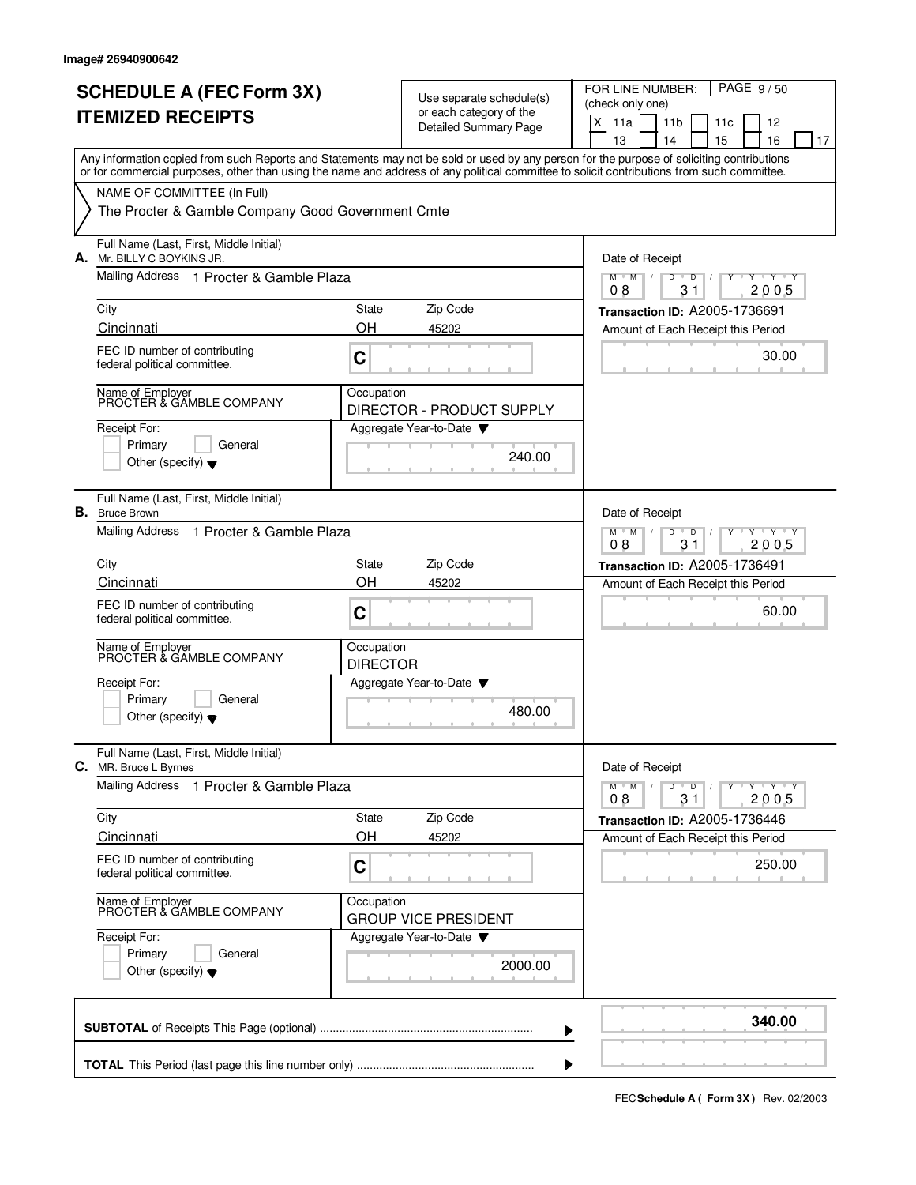Image# 26940900642

# SCHEDULE A (FEC Form 3X)
# ITEMIZED RECEIPTS

Use separate schedule(s) or each category of the Detailed Summary Page

FOR LINE NUMBER: (check only one)
[X] 11a [ ] 11b [ ] 11c [ ] 12 [ ] 13 [ ] 14 [ ] 15 [ ] 16 [ ] 17

PAGE 9 / 50

Any information copied from such Reports and Statements may not be sold or used by any person for the purpose of soliciting contributions or for commercial purposes, other than using the name and address of any political committee to solicit contributions from such committee.

NAME OF COMMITTEE (In Full)
The Procter & Gamble Company Good Government Cmte

---

**A.** Full Name (Last, First, Middle Initial): Mr. BILLY C BOYKINS JR.

Mailing Address: 1 Procter & Gamble Plaza

City: Cincinnati | State: OH | Zip Code: 45202

FEC ID number of contributing federal political committee: C

Name of Employer: PROCTER & GAMBLE COMPANY

Occupation: DIRECTOR - PRODUCT SUPPLY

Receipt For: [ ] Primary [ ] General [ ] Other (specify)

Aggregate Year-to-Date: 240.00

Date of Receipt: 08 / 31 / 2005

Transaction ID: A2005-1736691

Amount of Each Receipt this Period: 30.00

---

**B.** Full Name (Last, First, Middle Initial): Bruce Brown

Mailing Address: 1 Procter & Gamble Plaza

City: Cincinnati | State: OH | Zip Code: 45202

FEC ID number of contributing federal political committee: C

Name of Employer: PROCTER & GAMBLE COMPANY

Occupation: DIRECTOR

Receipt For: [ ] Primary [ ] General [ ] Other (specify)

Aggregate Year-to-Date: 480.00

Date of Receipt: 08 / 31 / 2005

Transaction ID: A2005-1736491

Amount of Each Receipt this Period: 60.00

---

**C.** Full Name (Last, First, Middle Initial): MR. Bruce L Byrnes

Mailing Address: 1 Procter & Gamble Plaza

City: Cincinnati | State: OH | Zip Code: 45202

FEC ID number of contributing federal political committee: C

Name of Employer: PROCTER & GAMBLE COMPANY

Occupation: GROUP VICE PRESIDENT

Receipt For: [ ] Primary [ ] General [ ] Other (specify)

Aggregate Year-to-Date: 2000.00

Date of Receipt: 08 / 31 / 2005

Transaction ID: A2005-1736446

Amount of Each Receipt this Period: 250.00

---

**SUBTOTAL** of Receipts This Page (optional): **340.00**

**TOTAL** This Period (last page this line number only):

FEC **Schedule A ( Form 3X )** Rev. 02/2003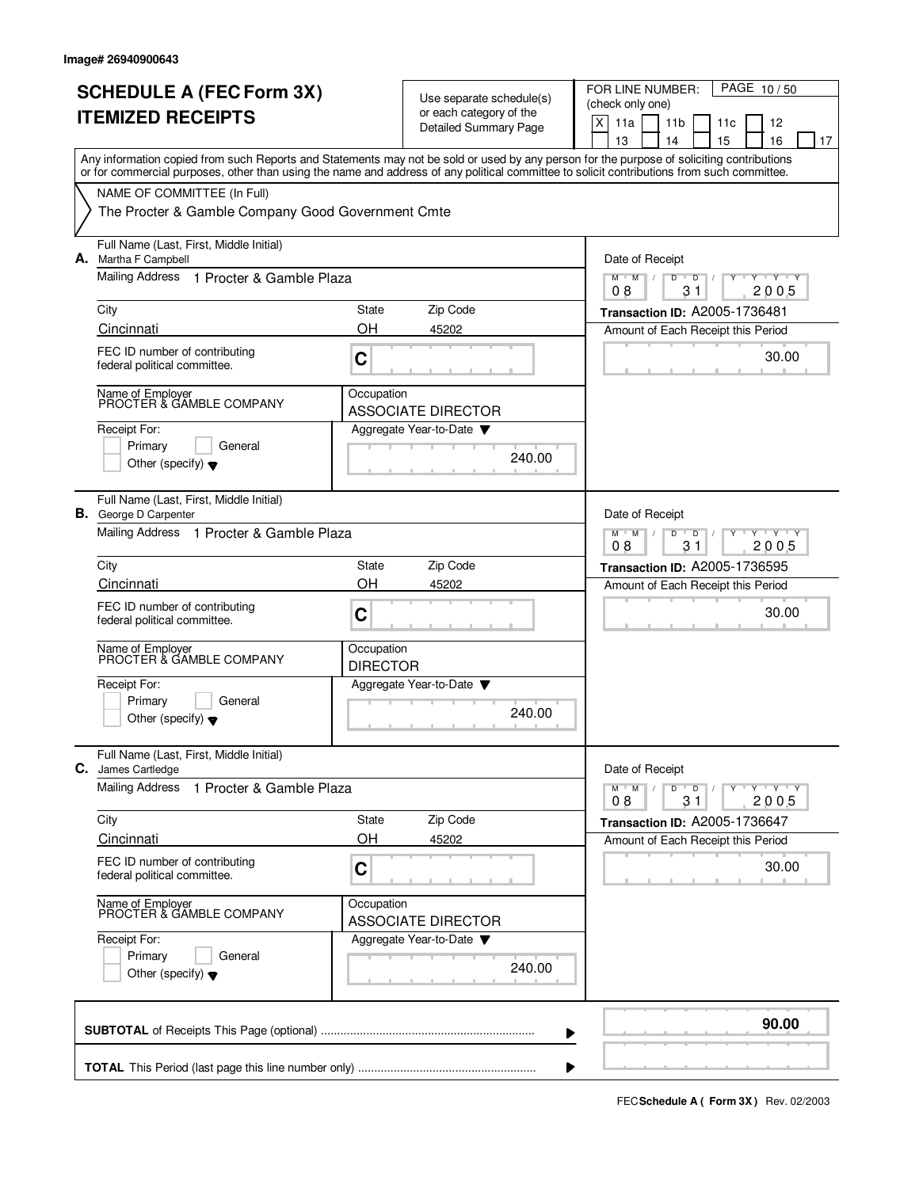Image# 26940900643

# SCHEDULE A (FEC Form 3X)
# ITEMIZED RECEIPTS

Use separate schedule(s) or each category of the Detailed Summary Page

FOR LINE NUMBER: (check only one)

- [X] 11a
- [ ] 11b
- [ ] 11c
- [ ] 12
- [ ] 13
- [ ] 14
- [ ] 15
- [ ] 16
- [ ] 17

Any information copied from such Reports and Statements may not be sold or used by any person for the purpose of soliciting contributions or for commercial purposes, other than using the name and address of any political committee to solicit contributions from such committee.

NAME OF COMMITTEE (In Full)

The Procter & Gamble Company Good Government Cmte

---

**A.** Full Name (Last, First, Middle Initial): Martha F Campbell

Mailing Address: 1 Procter & Gamble Plaza

| City | State | Zip Code |
|---|---|---|
| Cincinnati | OH | 45202 |

FEC ID number of contributing federal political committee: C

Name of Employer: PROCTER & GAMBLE COMPANY

Occupation: ASSOCIATE DIRECTOR

Receipt For: Primary / General / Other (specify)

Aggregate Year-to-Date: 240.00

Date of Receipt: 08 / 31 / 2005

Transaction ID: A2005-1736481

Amount of Each Receipt this Period: 30.00

---

**B.** Full Name (Last, First, Middle Initial): George D Carpenter

Mailing Address: 1 Procter & Gamble Plaza

| City | State | Zip Code |
|---|---|---|
| Cincinnati | OH | 45202 |

FEC ID number of contributing federal political committee: C

Name of Employer: PROCTER & GAMBLE COMPANY

Occupation: DIRECTOR

Receipt For: Primary / General / Other (specify)

Aggregate Year-to-Date: 240.00

Date of Receipt: 08 / 31 / 2005

Transaction ID: A2005-1736595

Amount of Each Receipt this Period: 30.00

---

**C.** Full Name (Last, First, Middle Initial): James Cartledge

Mailing Address: 1 Procter & Gamble Plaza

| City | State | Zip Code |
|---|---|---|
| Cincinnati | OH | 45202 |

FEC ID number of contributing federal political committee: C

Name of Employer: PROCTER & GAMBLE COMPANY

Occupation: ASSOCIATE DIRECTOR

Receipt For: Primary / General / Other (specify)

Aggregate Year-to-Date: 240.00

Date of Receipt: 08 / 31 / 2005

Transaction ID: A2005-1736647

Amount of Each Receipt this Period: 30.00

---

**SUBTOTAL** of Receipts This Page (optional): **90.00**

**TOTAL** This Period (last page this line number only):

FEC **Schedule A ( Form 3X )** Rev. 02/2003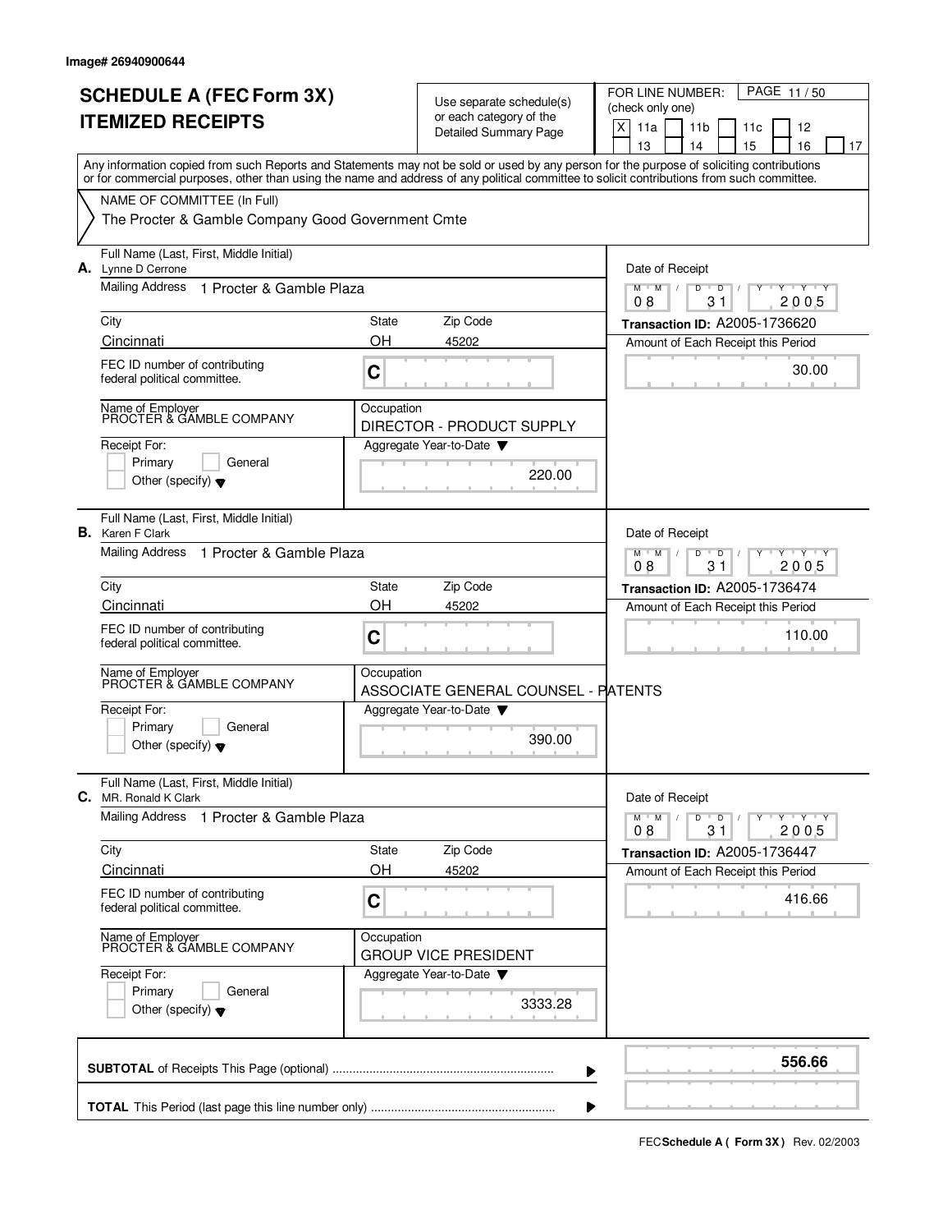Image# 26940900644

# SCHEDULE A (FEC Form 3X) ITEMIZED RECEIPTS

Use separate schedule(s) or each category of the Detailed Summary Page

FOR LINE NUMBER: (check only one)

[X] 11a [ ] 11b [ ] 11c [ ] 12 [ ] 13 [ ] 14 [ ] 15 [ ] 16 [ ] 17

Any information copied from such Reports and Statements may not be sold or used by any person for the purpose of soliciting contributions or for commercial purposes, other than using the name and address of any political committee to solicit contributions from such committee.

NAME OF COMMITTEE (In Full)

The Procter & Gamble Company Good Government Cmte

---

**A.** Full Name (Last, First, Middle Initial): Lynne D Cerrone

Mailing Address: 1 Procter & Gamble Plaza

City: Cincinnati | State: OH | Zip Code: 45202

FEC ID number of contributing federal political committee: C

Name of Employer: PROCTER & GAMBLE COMPANY

Occupation: DIRECTOR - PRODUCT SUPPLY

Receipt For: [ ] Primary [ ] General [ ] Other (specify)

Aggregate Year-to-Date: 220.00

Date of Receipt: 08 / 31 / 2005

Transaction ID: A2005-1736620

Amount of Each Receipt this Period: 30.00

---

**B.** Full Name (Last, First, Middle Initial): Karen F Clark

Mailing Address: 1 Procter & Gamble Plaza

City: Cincinnati | State: OH | Zip Code: 45202

FEC ID number of contributing federal political committee: C

Name of Employer: PROCTER & GAMBLE COMPANY

Occupation: ASSOCIATE GENERAL COUNSEL - PATENTS

Receipt For: [ ] Primary [ ] General [ ] Other (specify)

Aggregate Year-to-Date: 390.00

Date of Receipt: 08 / 31 / 2005

Transaction ID: A2005-1736474

Amount of Each Receipt this Period: 110.00

---

**C.** Full Name (Last, First, Middle Initial): MR. Ronald K Clark

Mailing Address: 1 Procter & Gamble Plaza

City: Cincinnati | State: OH | Zip Code: 45202

FEC ID number of contributing federal political committee: C

Name of Employer: PROCTER & GAMBLE COMPANY

Occupation: GROUP VICE PRESIDENT

Receipt For: [ ] Primary [ ] General [ ] Other (specify)

Aggregate Year-to-Date: 3333.28

Date of Receipt: 08 / 31 / 2005

Transaction ID: A2005-1736447

Amount of Each Receipt this Period: 416.66

---

**SUBTOTAL** of Receipts This Page (optional): **556.66**

**TOTAL** This Period (last page this line number only):

FEC **Schedule A ( Form 3X )** Rev. 02/2003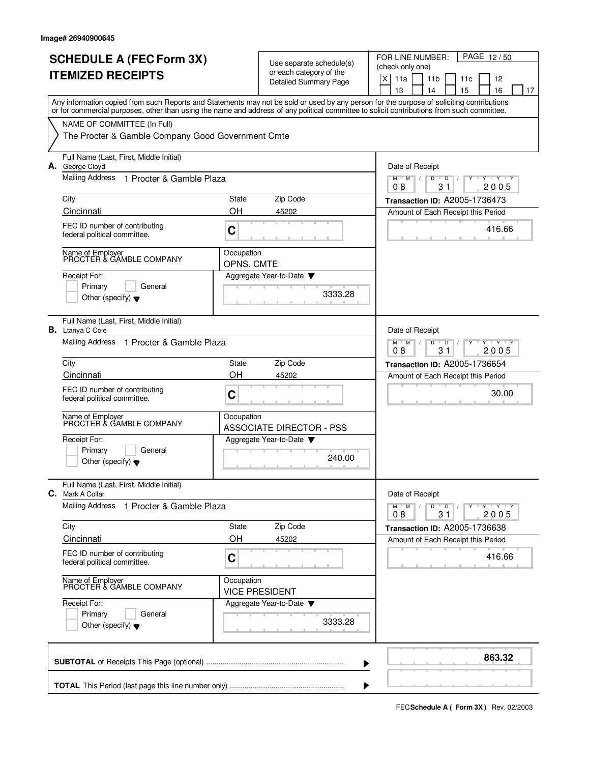Image# 26940900645

# SCHEDULE A (FEC Form 3X) ITEMIZED RECEIPTS

Use separate schedule(s) or each category of the Detailed Summary Page

FOR LINE NUMBER: (check only one)
[X] 11a [ ] 11b [ ] 11c [ ] 12 [ ] 13 [ ] 14 [ ] 15 [ ] 16 [ ] 17

Any information copied from such Reports and Statements may not be sold or used by any person for the purpose of soliciting contributions or for commercial purposes, other than using the name and address of any political committee to solicit contributions from such committee.

NAME OF COMMITTEE (In Full)
The Procter & Gamble Company Good Government Cmte

---

**A.** Full Name (Last, First, Middle Initial): George Cloyd
Mailing Address: 1 Procter & Gamble Plaza
City: Cincinnati | State: OH | Zip Code: 45202
FEC ID number of contributing federal political committee: C
Name of Employer: PROCTER & GAMBLE COMPANY
Occupation: OPNS. CMTE
Receipt For: [ ] Primary [ ] General [ ] Other (specify)
Aggregate Year-to-Date: 3333.28
Date of Receipt: 08/31/2005
Transaction ID: A2005-1736473
Amount of Each Receipt this Period: 416.66

---

**B.** Full Name (Last, First, Middle Initial): Ltanya C Cole
Mailing Address: 1 Procter & Gamble Plaza
City: Cincinnati | State: OH | Zip Code: 45202
FEC ID number of contributing federal political committee: C
Name of Employer: PROCTER & GAMBLE COMPANY
Occupation: ASSOCIATE DIRECTOR - PSS
Receipt For: [ ] Primary [ ] General [ ] Other (specify)
Aggregate Year-to-Date: 240.00
Date of Receipt: 08/31/2005
Transaction ID: A2005-1736654
Amount of Each Receipt this Period: 30.00

---

**C.** Full Name (Last, First, Middle Initial): Mark A Collar
Mailing Address: 1 Procter & Gamble Plaza
City: Cincinnati | State: OH | Zip Code: 45202
FEC ID number of contributing federal political committee: C
Name of Employer: PROCTER & GAMBLE COMPANY
Occupation: VICE PRESIDENT
Receipt For: [ ] Primary [ ] General [ ] Other (specify)
Aggregate Year-to-Date: 3333.28
Date of Receipt: 08/31/2005
Transaction ID: A2005-1736638
Amount of Each Receipt this Period: 416.66

---

**SUBTOTAL** of Receipts This Page (optional): **863.32**

**TOTAL** This Period (last page this line number only):

FEC **Schedule A ( Form 3X )** Rev. 02/2003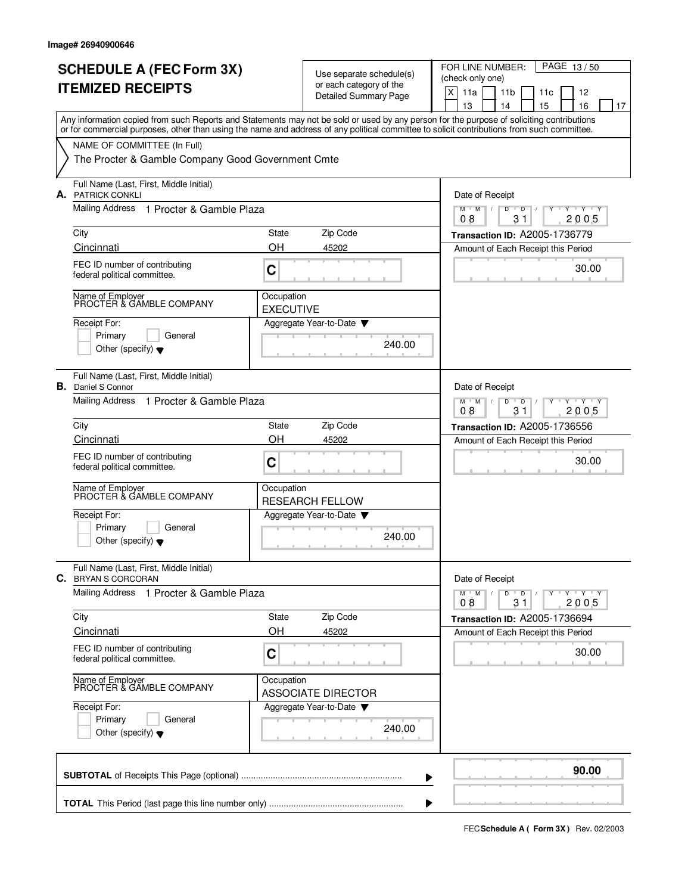Image# 26940900646

# SCHEDULE A (FEC Form 3X)
# ITEMIZED RECEIPTS

Use separate schedule(s) or each category of the Detailed Summary Page

FOR LINE NUMBER: (check only one)
[X] 11a [ ] 11b [ ] 11c [ ] 12 [ ] 13 [ ] 14 [ ] 15 [ ] 16 [ ] 17

Any information copied from such Reports and Statements may not be sold or used by any person for the purpose of soliciting contributions or for commercial purposes, other than using the name and address of any political committee to solicit contributions from such committee.

NAME OF COMMITTEE (In Full)
The Procter & Gamble Company Good Government Cmte

**A.** Full Name (Last, First, Middle Initial): PATRICK CONKLI
Mailing Address: 1 Procter & Gamble Plaza
City: Cincinnati | State: OH | Zip Code: 45202
FEC ID number of contributing federal political committee: C
Name of Employer: PROCTER & GAMBLE COMPANY
Occupation: EXECUTIVE
Receipt For: Primary / General / Other (specify)
Aggregate Year-to-Date: 240.00
Date of Receipt: 08/31/2005
Transaction ID: A2005-1736779
Amount of Each Receipt this Period: 30.00

**B.** Full Name (Last, First, Middle Initial): Daniel S Connor
Mailing Address: 1 Procter & Gamble Plaza
City: Cincinnati | State: OH | Zip Code: 45202
FEC ID number of contributing federal political committee: C
Name of Employer: PROCTER & GAMBLE COMPANY
Occupation: RESEARCH FELLOW
Receipt For: Primary / General / Other (specify)
Aggregate Year-to-Date: 240.00
Date of Receipt: 08/31/2005
Transaction ID: A2005-1736556
Amount of Each Receipt this Period: 30.00

**C.** Full Name (Last, First, Middle Initial): BRYAN S CORCORAN
Mailing Address: 1 Procter & Gamble Plaza
City: Cincinnati | State: OH | Zip Code: 45202
FEC ID number of contributing federal political committee: C
Name of Employer: PROCTER & GAMBLE COMPANY
Occupation: ASSOCIATE DIRECTOR
Receipt For: Primary / General / Other (specify)
Aggregate Year-to-Date: 240.00
Date of Receipt: 08/31/2005
Transaction ID: A2005-1736694
Amount of Each Receipt this Period: 30.00

**SUBTOTAL** of Receipts This Page (optional): **90.00**

**TOTAL** This Period (last page this line number only):

FEC **Schedule A ( Form 3X )** Rev. 02/2003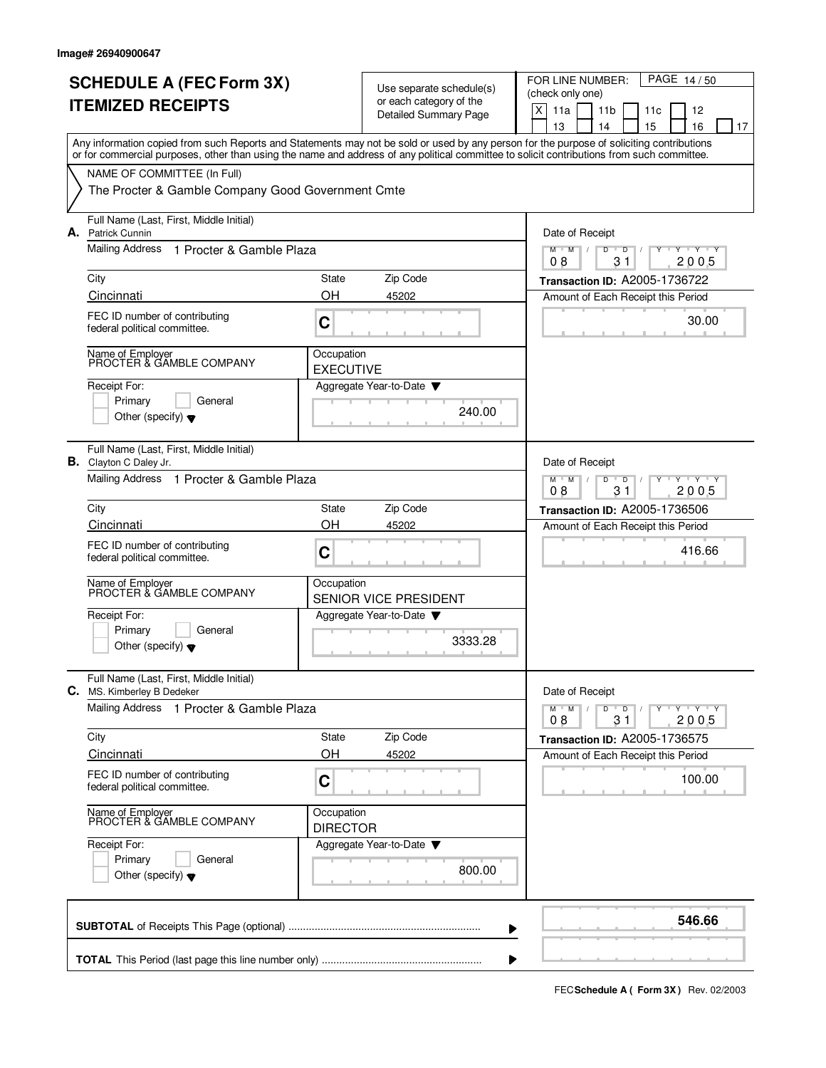Image# 26940900647

# SCHEDULE A (FEC Form 3X) ITEMIZED RECEIPTS

Use separate schedule(s) or each category of the Detailed Summary Page

FOR LINE NUMBER: (check only one)

[X] 11a [ ] 11b [ ] 11c [ ] 12 [ ] 13 [ ] 14 [ ] 15 [ ] 16 [ ] 17

Any information copied from such Reports and Statements may not be sold or used by any person for the purpose of soliciting contributions or for commercial purposes, other than using the name and address of any political committee to solicit contributions from such committee.

NAME OF COMMITTEE (In Full)

The Procter & Gamble Company Good Government Cmte

---

**A.** Full Name (Last, First, Middle Initial): Patrick Cunnin

Mailing Address: 1 Procter & Gamble Plaza

| City | State | Zip Code |
|---|---|---|
| Cincinnati | OH | 45202 |

FEC ID number of contributing federal political committee: C

Name of Employer: PROCTER & GAMBLE COMPANY

Occupation: EXECUTIVE

Receipt For: [ ] Primary [ ] General [ ] Other (specify)

Aggregate Year-to-Date: 240.00

Date of Receipt: 08 / 31 / 2005

Transaction ID: A2005-1736722

Amount of Each Receipt this Period: 30.00

---

**B.** Full Name (Last, First, Middle Initial): Clayton C Daley Jr.

Mailing Address: 1 Procter & Gamble Plaza

| City | State | Zip Code |
|---|---|---|
| Cincinnati | OH | 45202 |

FEC ID number of contributing federal political committee: C

Name of Employer: PROCTER & GAMBLE COMPANY

Occupation: SENIOR VICE PRESIDENT

Receipt For: [ ] Primary [ ] General [ ] Other (specify)

Aggregate Year-to-Date: 3333.28

Date of Receipt: 08 / 31 / 2005

Transaction ID: A2005-1736506

Amount of Each Receipt this Period: 416.66

---

**C.** Full Name (Last, First, Middle Initial): MS. Kimberley B Dedeker

Mailing Address: 1 Procter & Gamble Plaza

| City | State | Zip Code |
|---|---|---|
| Cincinnati | OH | 45202 |

FEC ID number of contributing federal political committee: C

Name of Employer: PROCTER & GAMBLE COMPANY

Occupation: DIRECTOR

Receipt For: [ ] Primary [ ] General [ ] Other (specify)

Aggregate Year-to-Date: 800.00

Date of Receipt: 08 / 31 / 2005

Transaction ID: A2005-1736575

Amount of Each Receipt this Period: 100.00

---

**SUBTOTAL** of Receipts This Page (optional): 546.66

**TOTAL** This Period (last page this line number only):

FEC **Schedule A ( Form 3X )** Rev. 02/2003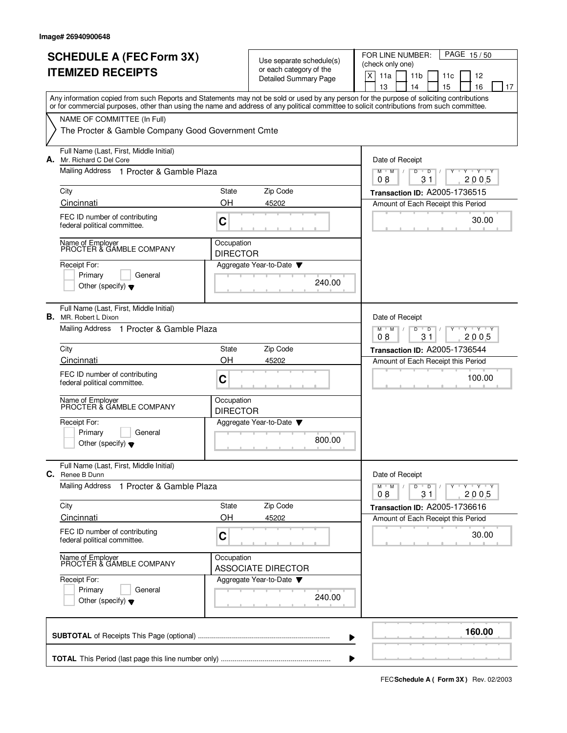Image# 26940900648

# SCHEDULE A (FEC Form 3X) ITEMIZED RECEIPTS

Use separate schedule(s) or each category of the Detailed Summary Page

FOR LINE NUMBER: (check only one)

- [X] 11a
- [ ] 11b
- [ ] 11c
- [ ] 12
- [ ] 13
- [ ] 14
- [ ] 15
- [ ] 16
- [ ] 17

Any information copied from such Reports and Statements may not be sold or used by any person for the purpose of soliciting contributions or for commercial purposes, other than using the name and address of any political committee to solicit contributions from such committee.

NAME OF COMMITTEE (In Full)
The Procter & Gamble Company Good Government Cmte

---

**A.** Full Name (Last, First, Middle Initial): Mr. Richard C Del Core
Mailing Address: 1 Procter & Gamble Plaza
City: Cincinnati | State: OH | Zip Code: 45202
FEC ID number of contributing federal political committee: C
Name of Employer: PROCTER & GAMBLE COMPANY
Occupation: DIRECTOR
Receipt For: Primary / General / Other (specify)
Aggregate Year-to-Date: 240.00
Date of Receipt: 08 / 31 / 2005
Transaction ID: A2005-1736515
Amount of Each Receipt this Period: 30.00

---

**B.** Full Name (Last, First, Middle Initial): MR. Robert L Dixon
Mailing Address: 1 Procter & Gamble Plaza
City: Cincinnati | State: OH | Zip Code: 45202
FEC ID number of contributing federal political committee: C
Name of Employer: PROCTER & GAMBLE COMPANY
Occupation: DIRECTOR
Receipt For: Primary / General / Other (specify)
Aggregate Year-to-Date: 800.00
Date of Receipt: 08 / 31 / 2005
Transaction ID: A2005-1736544
Amount of Each Receipt this Period: 100.00

---

**C.** Full Name (Last, First, Middle Initial): Renee B Dunn
Mailing Address: 1 Procter & Gamble Plaza
City: Cincinnati | State: OH | Zip Code: 45202
FEC ID number of contributing federal political committee: C
Name of Employer: PROCTER & GAMBLE COMPANY
Occupation: ASSOCIATE DIRECTOR
Receipt For: Primary / General / Other (specify)
Aggregate Year-to-Date: 240.00
Date of Receipt: 08 / 31 / 2005
Transaction ID: A2005-1736616
Amount of Each Receipt this Period: 30.00

---

**SUBTOTAL** of Receipts This Page (optional): **160.00**

**TOTAL** This Period (last page this line number only):

FEC **Schedule A ( Form 3X )** Rev. 02/2003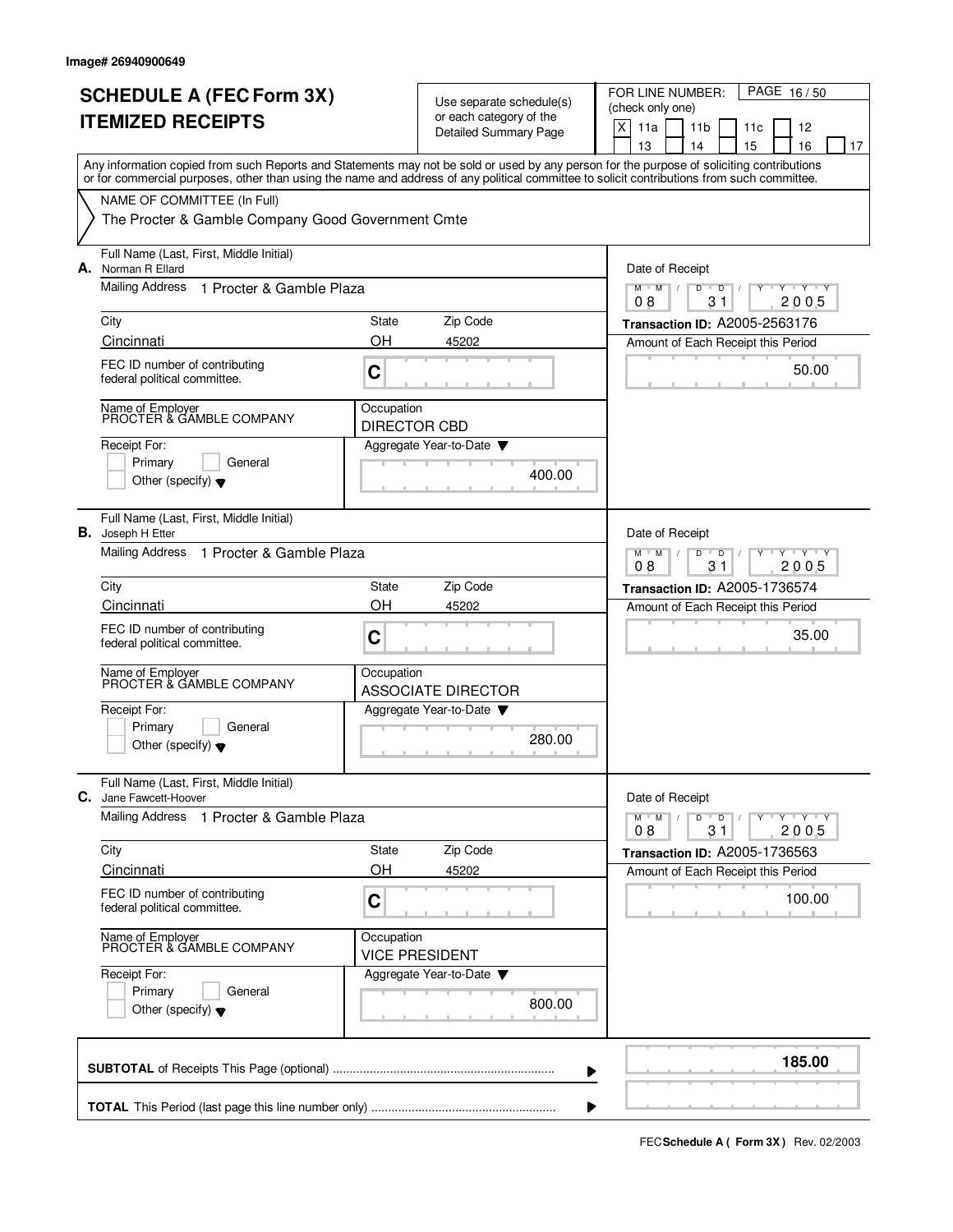Image# 26940900649

# SCHEDULE A (FEC Form 3X) ITEMIZED RECEIPTS

Use separate schedule(s) or each category of the Detailed Summary Page

FOR LINE NUMBER: (check only one)

- [X] 11a
- [ ] 11b
- [ ] 11c
- [ ] 12
- [ ] 13
- [ ] 14
- [ ] 15
- [ ] 16
- [ ] 17

PAGE 16 / 50

Any information copied from such Reports and Statements may not be sold or used by any person for the purpose of soliciting contributions or for commercial purposes, other than using the name and address of any political committee to solicit contributions from such committee.

NAME OF COMMITTEE (In Full)
The Procter & Gamble Company Good Government Cmte

---

**A.** Full Name (Last, First, Middle Initial): Norman R Ellard

Mailing Address: 1 Procter & Gamble Plaza

| City | State | Zip Code |
|---|---|---|
| Cincinnati | OH | 45202 |

FEC ID number of contributing federal political committee: C

Name of Employer: PROCTER & GAMBLE COMPANY

Occupation: DIRECTOR CBD

Receipt For: Primary / General / Other (specify)

Aggregate Year-to-Date: 400.00

Date of Receipt: 08 / 31 / 2005

Transaction ID: A2005-2563176

Amount of Each Receipt this Period: 50.00

---

**B.** Full Name (Last, First, Middle Initial): Joseph H Etter

Mailing Address: 1 Procter & Gamble Plaza

| City | State | Zip Code |
|---|---|---|
| Cincinnati | OH | 45202 |

FEC ID number of contributing federal political committee: C

Name of Employer: PROCTER & GAMBLE COMPANY

Occupation: ASSOCIATE DIRECTOR

Receipt For: Primary / General / Other (specify)

Aggregate Year-to-Date: 280.00

Date of Receipt: 08 / 31 / 2005

Transaction ID: A2005-1736574

Amount of Each Receipt this Period: 35.00

---

**C.** Full Name (Last, First, Middle Initial): Jane Fawcett-Hoover

Mailing Address: 1 Procter & Gamble Plaza

| City | State | Zip Code |
|---|---|---|
| Cincinnati | OH | 45202 |

FEC ID number of contributing federal political committee: C

Name of Employer: PROCTER & GAMBLE COMPANY

Occupation: VICE PRESIDENT

Receipt For: Primary / General / Other (specify)

Aggregate Year-to-Date: 800.00

Date of Receipt: 08 / 31 / 2005

Transaction ID: A2005-1736563

Amount of Each Receipt this Period: 100.00

---

**SUBTOTAL** of Receipts This Page (optional): **185.00**

**TOTAL** This Period (last page this line number only):

FEC **Schedule A ( Form 3X )** Rev. 02/2003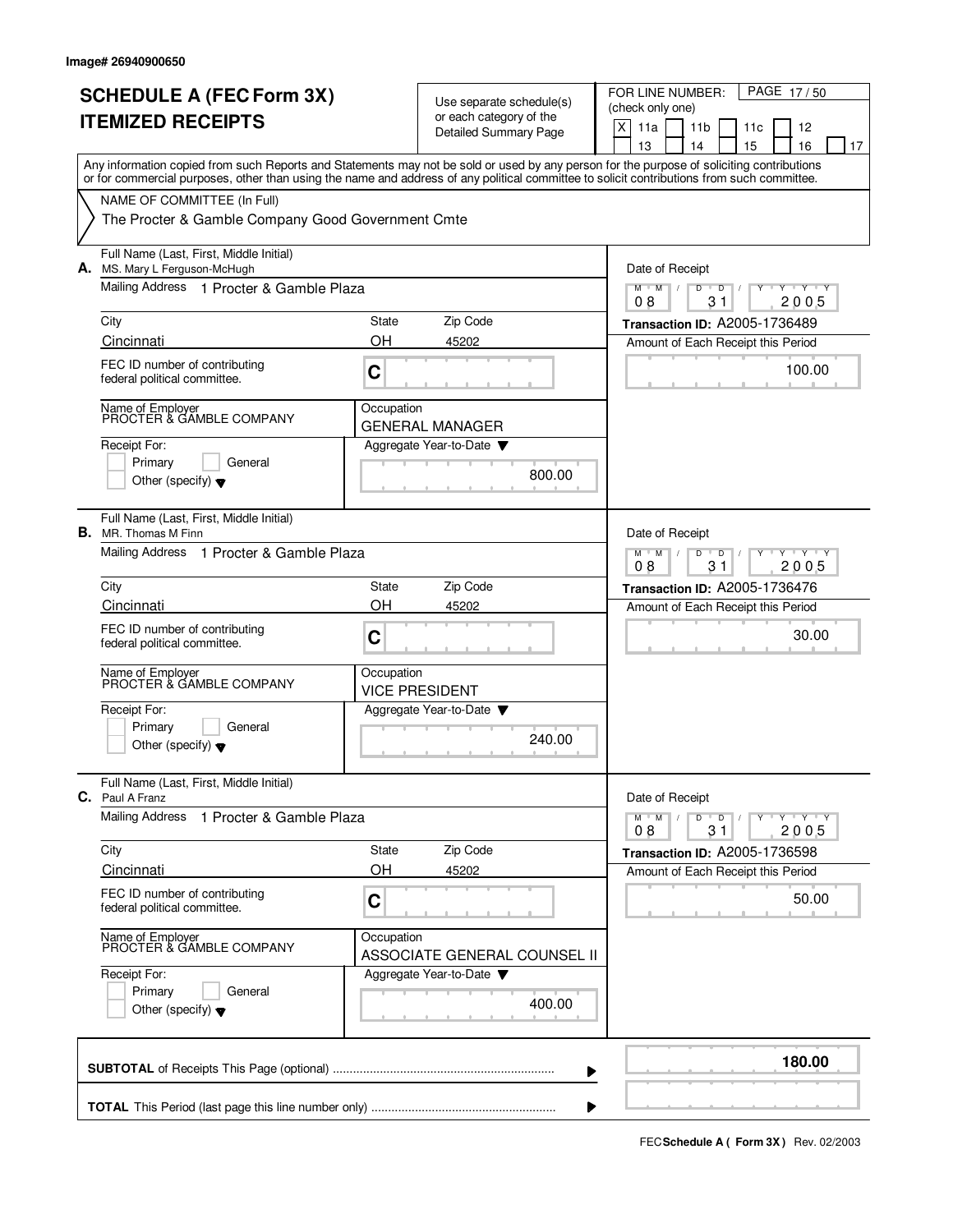Image# 26940900650

# SCHEDULE A (FEC Form 3X)
# ITEMIZED RECEIPTS

Use separate schedule(s) or each category of the Detailed Summary Page

FOR LINE NUMBER: (check only one)

[X] 11a [ ] 11b [ ] 11c [ ] 12 [ ] 13 [ ] 14 [ ] 15 [ ] 16 [ ] 17

PAGE 17 / 50

Any information copied from such Reports and Statements may not be sold or used by any person for the purpose of soliciting contributions or for commercial purposes, other than using the name and address of any political committee to solicit contributions from such committee.

NAME OF COMMITTEE (In Full)
The Procter & Gamble Company Good Government Cmte

---

**A.** Full Name (Last, First, Middle Initial): MS. Mary L Ferguson-McHugh

Mailing Address: 1 Procter & Gamble Plaza

City: Cincinnati | State: OH | Zip Code: 45202

FEC ID number of contributing federal political committee: C

Name of Employer: PROCTER & GAMBLE COMPANY

Occupation: GENERAL MANAGER

Receipt For: [ ] Primary [ ] General [ ] Other (specify)

Aggregate Year-to-Date: 800.00

Date of Receipt: 08 / 31 / 2005

Transaction ID: A2005-1736489

Amount of Each Receipt this Period: 100.00

---

**B.** Full Name (Last, First, Middle Initial): MR. Thomas M Finn

Mailing Address: 1 Procter & Gamble Plaza

City: Cincinnati | State: OH | Zip Code: 45202

FEC ID number of contributing federal political committee: C

Name of Employer: PROCTER & GAMBLE COMPANY

Occupation: VICE PRESIDENT

Receipt For: [ ] Primary [ ] General [ ] Other (specify)

Aggregate Year-to-Date: 240.00

Date of Receipt: 08 / 31 / 2005

Transaction ID: A2005-1736476

Amount of Each Receipt this Period: 30.00

---

**C.** Full Name (Last, First, Middle Initial): Paul A Franz

Mailing Address: 1 Procter & Gamble Plaza

City: Cincinnati | State: OH | Zip Code: 45202

FEC ID number of contributing federal political committee: C

Name of Employer: PROCTER & GAMBLE COMPANY

Occupation: ASSOCIATE GENERAL COUNSEL II

Receipt For: [ ] Primary [ ] General [ ] Other (specify)

Aggregate Year-to-Date: 400.00

Date of Receipt: 08 / 31 / 2005

Transaction ID: A2005-1736598

Amount of Each Receipt this Period: 50.00

---

**SUBTOTAL** of Receipts This Page (optional): **180.00**

**TOTAL** This Period (last page this line number only):

FEC **Schedule A ( Form 3X )** Rev. 02/2003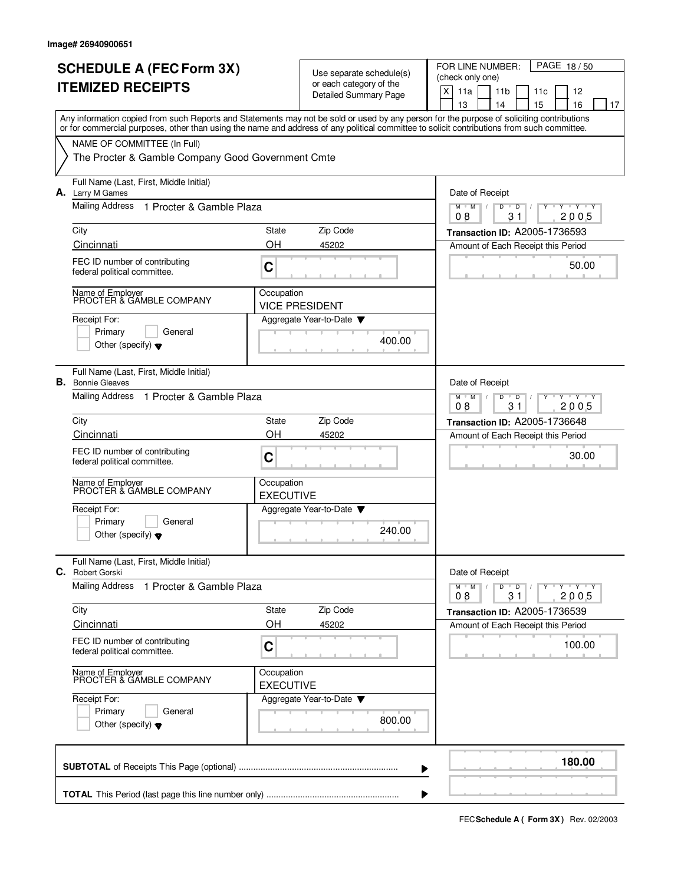Image# 26940900651

# SCHEDULE A (FEC Form 3X)
# ITEMIZED RECEIPTS

Use separate schedule(s) or each category of the Detailed Summary Page

FOR LINE NUMBER: (check only one)

[X] 11a [ ] 11b [ ] 11c [ ] 12 [ ] 13 [ ] 14 [ ] 15 [ ] 16 [ ] 17

PAGE 18 / 50

Any information copied from such Reports and Statements may not be sold or used by any person for the purpose of soliciting contributions or for commercial purposes, other than using the name and address of any political committee to solicit contributions from such committee.

NAME OF COMMITTEE (In Full)

The Procter & Gamble Company Good Government Cmte

---

**A.** Full Name (Last, First, Middle Initial): Larry M Games

Mailing Address: 1 Procter & Gamble Plaza

City: Cincinnati | State: OH | Zip Code: 45202

FEC ID number of contributing federal political committee: C

Name of Employer: PROCTER & GAMBLE COMPANY

Occupation: VICE PRESIDENT

Receipt For: [ ] Primary [ ] General [ ] Other (specify)

Aggregate Year-to-Date: 400.00

Date of Receipt: 08 / 31 / 2005

Transaction ID: A2005-1736593

Amount of Each Receipt this Period: 50.00

---

**B.** Full Name (Last, First, Middle Initial): Bonnie Gleaves

Mailing Address: 1 Procter & Gamble Plaza

City: Cincinnati | State: OH | Zip Code: 45202

FEC ID number of contributing federal political committee: C

Name of Employer: PROCTER & GAMBLE COMPANY

Occupation: EXECUTIVE

Receipt For: [ ] Primary [ ] General [ ] Other (specify)

Aggregate Year-to-Date: 240.00

Date of Receipt: 08 / 31 / 2005

Transaction ID: A2005-1736648

Amount of Each Receipt this Period: 30.00

---

**C.** Full Name (Last, First, Middle Initial): Robert Gorski

Mailing Address: 1 Procter & Gamble Plaza

City: Cincinnati | State: OH | Zip Code: 45202

FEC ID number of contributing federal political committee: C

Name of Employer: PROCTER & GAMBLE COMPANY

Occupation: EXECUTIVE

Receipt For: [ ] Primary [ ] General [ ] Other (specify)

Aggregate Year-to-Date: 800.00

Date of Receipt: 08 / 31 / 2005

Transaction ID: A2005-1736539

Amount of Each Receipt this Period: 100.00

---

**SUBTOTAL** of Receipts This Page (optional): **180.00**

**TOTAL** This Period (last page this line number only):

FEC **Schedule A ( Form 3X )** Rev. 02/2003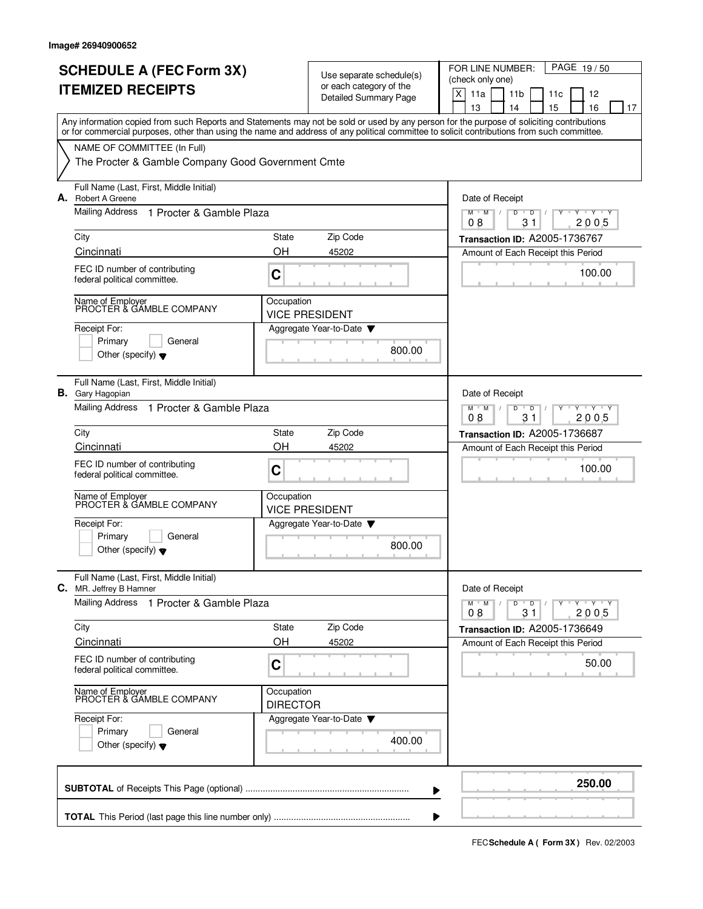Image# 26940900652

# SCHEDULE A (FEC Form 3X) ITEMIZED RECEIPTS

Use separate schedule(s) or each category of the Detailed Summary Page

FOR LINE NUMBER: (check only one)

[X] 11a [ ] 11b [ ] 11c [ ] 12 [ ] 13 [ ] 14 [ ] 15 [ ] 16 [ ] 17

Any information copied from such Reports and Statements may not be sold or used by any person for the purpose of soliciting contributions or for commercial purposes, other than using the name and address of any political committee to solicit contributions from such committee.

NAME OF COMMITTEE (In Full)

The Procter & Gamble Company Good Government Cmte

---

**A.** Full Name (Last, First, Middle Initial): Robert A Greene

Mailing Address: 1 Procter & Gamble Plaza

| City | State | Zip Code |
|---|---|---|
| Cincinnati | OH | 45202 |

FEC ID number of contributing federal political committee: C

Name of Employer: PROCTER & GAMBLE COMPANY

Occupation: VICE PRESIDENT

Receipt For: [ ] Primary [ ] General [ ] Other (specify)

Aggregate Year-to-Date: 800.00

Date of Receipt: 08 / 31 / 2005

Transaction ID: A2005-1736767

Amount of Each Receipt this Period: 100.00

---

**B.** Full Name (Last, First, Middle Initial): Gary Hagopian

Mailing Address: 1 Procter & Gamble Plaza

| City | State | Zip Code |
|---|---|---|
| Cincinnati | OH | 45202 |

FEC ID number of contributing federal political committee: C

Name of Employer: PROCTER & GAMBLE COMPANY

Occupation: VICE PRESIDENT

Receipt For: [ ] Primary [ ] General [ ] Other (specify)

Aggregate Year-to-Date: 800.00

Date of Receipt: 08 / 31 / 2005

Transaction ID: A2005-1736687

Amount of Each Receipt this Period: 100.00

---

**C.** Full Name (Last, First, Middle Initial): MR. Jeffrey B Hamner

Mailing Address: 1 Procter & Gamble Plaza

| City | State | Zip Code |
|---|---|---|
| Cincinnati | OH | 45202 |

FEC ID number of contributing federal political committee: C

Name of Employer: PROCTER & GAMBLE COMPANY

Occupation: DIRECTOR

Receipt For: [ ] Primary [ ] General [ ] Other (specify)

Aggregate Year-to-Date: 400.00

Date of Receipt: 08 / 31 / 2005

Transaction ID: A2005-1736649

Amount of Each Receipt this Period: 50.00

---

**SUBTOTAL** of Receipts This Page (optional): **250.00**

**TOTAL** This Period (last page this line number only):

FEC **Schedule A ( Form 3X )** Rev. 02/2003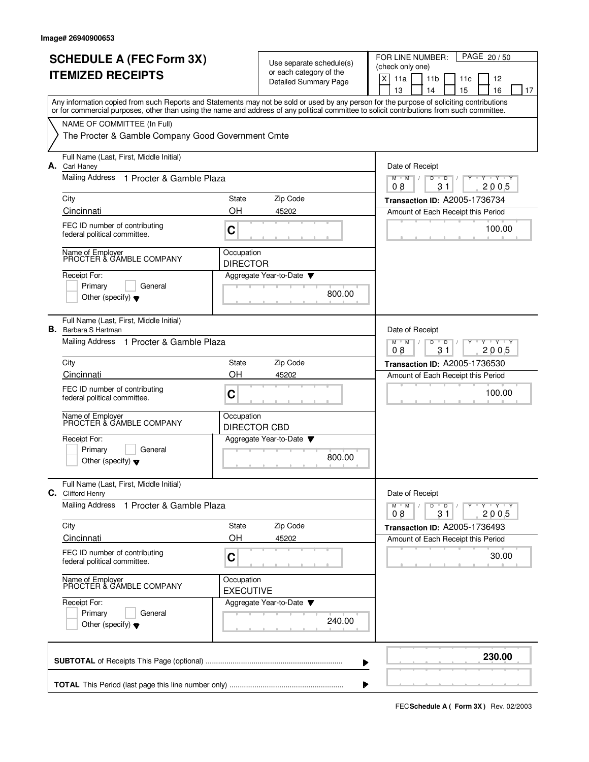Image# 26940900653

# SCHEDULE A (FEC Form 3X)
# ITEMIZED RECEIPTS

Use separate schedule(s) or each category of the Detailed Summary Page

FOR LINE NUMBER: (check only one)

[X] 11a [ ] 11b [ ] 11c [ ] 12 [ ] 13 [ ] 14 [ ] 15 [ ] 16 [ ] 17

PAGE 20 / 50

Any information copied from such Reports and Statements may not be sold or used by any person for the purpose of soliciting contributions or for commercial purposes, other than using the name and address of any political committee to solicit contributions from such committee.

NAME OF COMMITTEE (In Full)

The Procter & Gamble Company Good Government Cmte

---

**A.** Full Name (Last, First, Middle Initial): Carl Haney

Mailing Address: 1 Procter & Gamble Plaza

City: Cincinnati | State: OH | Zip Code: 45202

FEC ID number of contributing federal political committee: C

Name of Employer: PROCTER & GAMBLE COMPANY

Occupation: DIRECTOR

Receipt For: [ ] Primary [ ] General [ ] Other (specify)

Aggregate Year-to-Date: 800.00

Date of Receipt: 08 / 31 / 2005

Transaction ID: A2005-1736734

Amount of Each Receipt this Period: 100.00

---

**B.** Full Name (Last, First, Middle Initial): Barbara S Hartman

Mailing Address: 1 Procter & Gamble Plaza

City: Cincinnati | State: OH | Zip Code: 45202

FEC ID number of contributing federal political committee: C

Name of Employer: PROCTER & GAMBLE COMPANY

Occupation: DIRECTOR CBD

Receipt For: [ ] Primary [ ] General [ ] Other (specify)

Aggregate Year-to-Date: 800.00

Date of Receipt: 08 / 31 / 2005

Transaction ID: A2005-1736530

Amount of Each Receipt this Period: 100.00

---

**C.** Full Name (Last, First, Middle Initial): Clifford Henry

Mailing Address: 1 Procter & Gamble Plaza

City: Cincinnati | State: OH | Zip Code: 45202

FEC ID number of contributing federal political committee: C

Name of Employer: PROCTER & GAMBLE COMPANY

Occupation: EXECUTIVE

Receipt For: [ ] Primary [ ] General [ ] Other (specify)

Aggregate Year-to-Date: 240.00

Date of Receipt: 08 / 31 / 2005

Transaction ID: A2005-1736493

Amount of Each Receipt this Period: 30.00

---

**SUBTOTAL** of Receipts This Page (optional): **230.00**

**TOTAL** This Period (last page this line number only):

FEC **Schedule A ( Form 3X )** Rev. 02/2003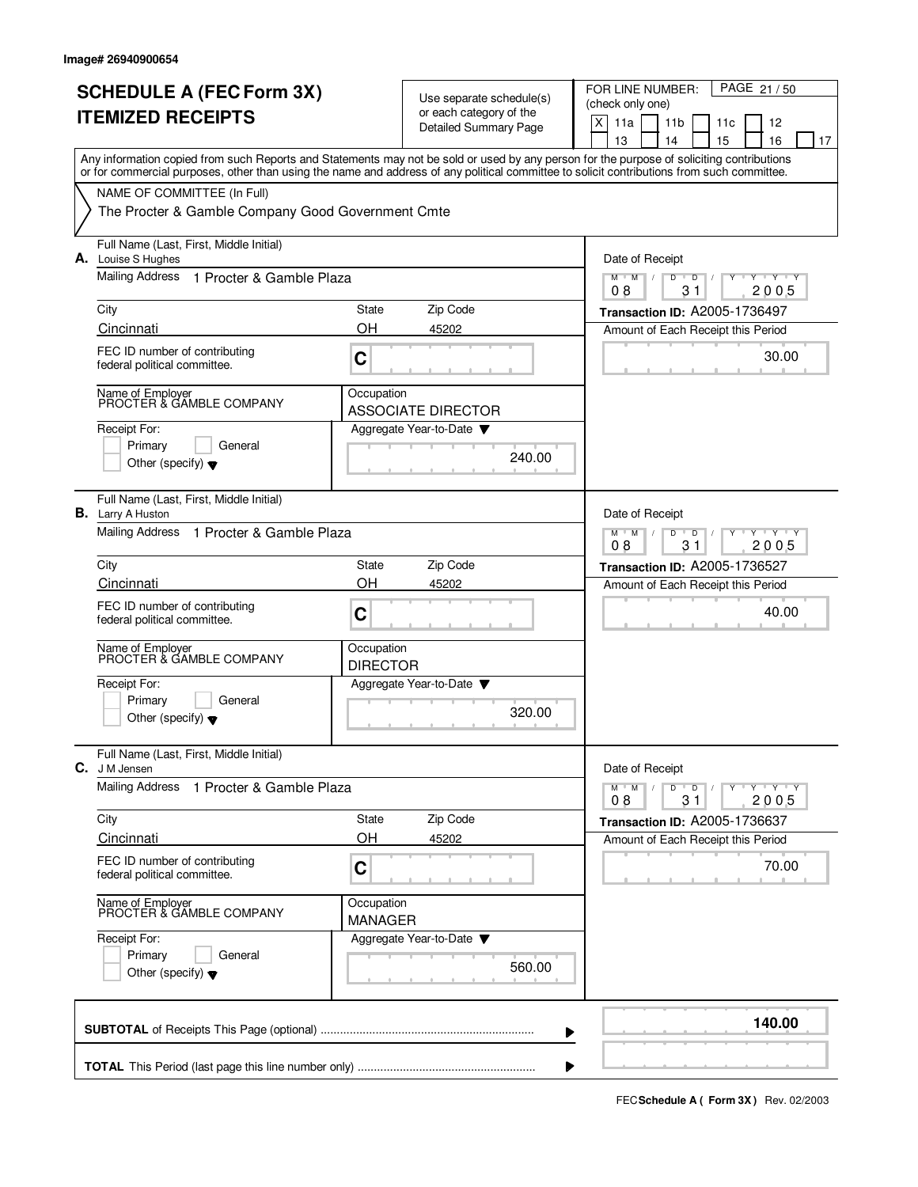Image# 26940900654

# SCHEDULE A (FEC Form 3X)
# ITEMIZED RECEIPTS

Use separate schedule(s) or each category of the Detailed Summary Page

FOR LINE NUMBER: (check only one)

[X] 11a [ ] 11b [ ] 11c [ ] 12 [ ] 13 [ ] 14 [ ] 15 [ ] 16 [ ] 17

Any information copied from such Reports and Statements may not be sold or used by any person for the purpose of soliciting contributions or for commercial purposes, other than using the name and address of any political committee to solicit contributions from such committee.

NAME OF COMMITTEE (In Full)

The Procter & Gamble Company Good Government Cmte

---

**A.** Full Name (Last, First, Middle Initial): Louise S Hughes

Mailing Address: 1 Procter & Gamble Plaza

City: Cincinnati | State: OH | Zip Code: 45202

FEC ID number of contributing federal political committee: C

Name of Employer: PROCTER & GAMBLE COMPANY

Occupation: ASSOCIATE DIRECTOR

Receipt For: [ ] Primary [ ] General [ ] Other (specify)

Aggregate Year-to-Date: 240.00

Date of Receipt: 08 / 31 / 2005

Transaction ID: A2005-1736497

Amount of Each Receipt this Period: 30.00

---

**B.** Full Name (Last, First, Middle Initial): Larry A Huston

Mailing Address: 1 Procter & Gamble Plaza

City: Cincinnati | State: OH | Zip Code: 45202

FEC ID number of contributing federal political committee: C

Name of Employer: PROCTER & GAMBLE COMPANY

Occupation: DIRECTOR

Receipt For: [ ] Primary [ ] General [ ] Other (specify)

Aggregate Year-to-Date: 320.00

Date of Receipt: 08 / 31 / 2005

Transaction ID: A2005-1736527

Amount of Each Receipt this Period: 40.00

---

**C.** Full Name (Last, First, Middle Initial): J M Jensen

Mailing Address: 1 Procter & Gamble Plaza

City: Cincinnati | State: OH | Zip Code: 45202

FEC ID number of contributing federal political committee: C

Name of Employer: PROCTER & GAMBLE COMPANY

Occupation: MANAGER

Receipt For: [ ] Primary [ ] General [ ] Other (specify)

Aggregate Year-to-Date: 560.00

Date of Receipt: 08 / 31 / 2005

Transaction ID: A2005-1736637

Amount of Each Receipt this Period: 70.00

---

**SUBTOTAL** of Receipts This Page (optional): **140.00**

**TOTAL** This Period (last page this line number only):

FEC **Schedule A ( Form 3X )** Rev. 02/2003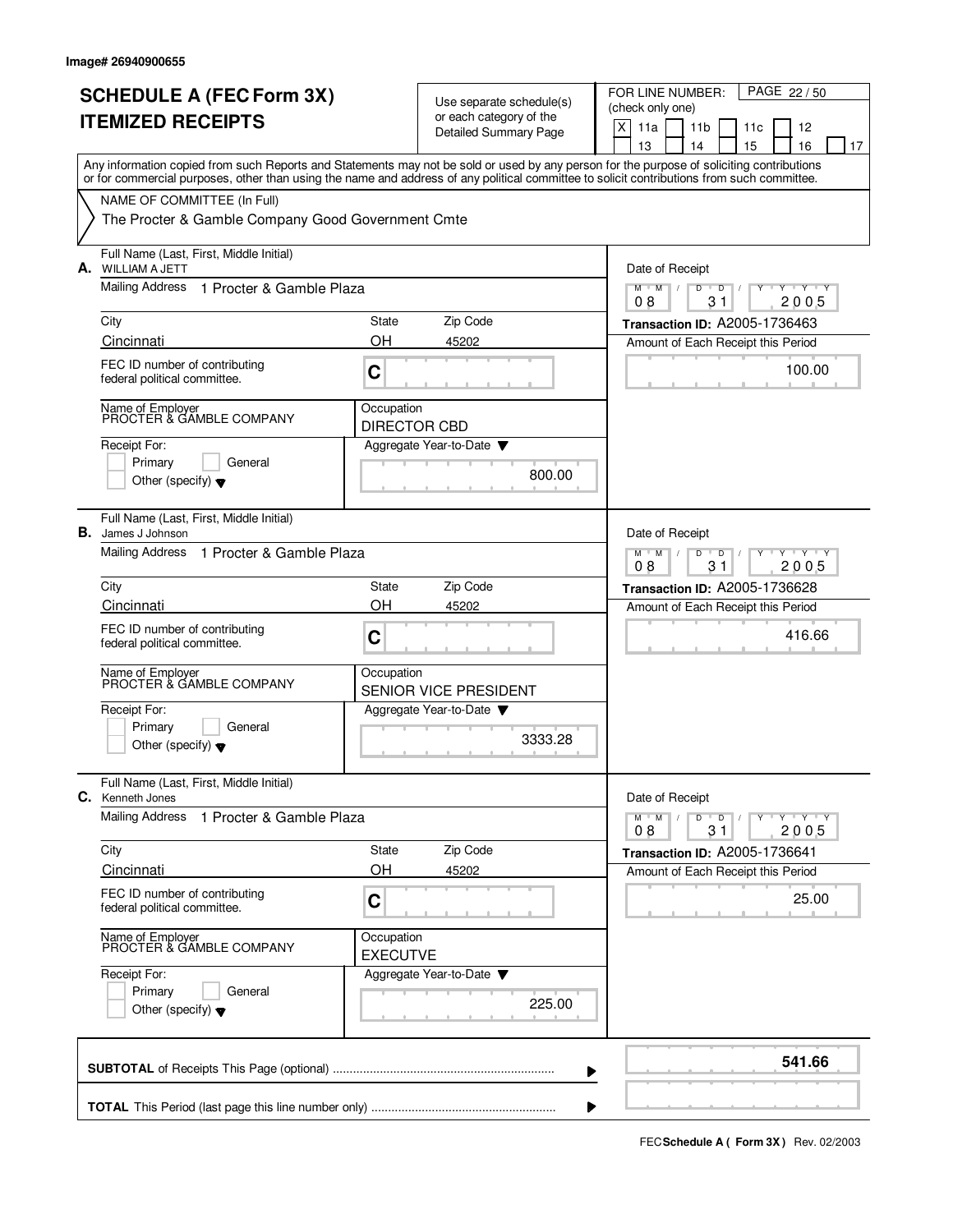Image# 26940900655

# SCHEDULE A (FEC Form 3X) ITEMIZED RECEIPTS

Use separate schedule(s) or each category of the Detailed Summary Page

FOR LINE NUMBER: (check only one)

[X] 11a [ ] 11b [ ] 11c [ ] 12 [ ] 13 [ ] 14 [ ] 15 [ ] 16 [ ] 17

Any information copied from such Reports and Statements may not be sold or used by any person for the purpose of soliciting contributions or for commercial purposes, other than using the name and address of any political committee to solicit contributions from such committee.

NAME OF COMMITTEE (In Full)

The Procter & Gamble Company Good Government Cmte

---

**A.** Full Name (Last, First, Middle Initial): WILLIAM A JETT

Mailing Address: 1 Procter & Gamble Plaza

City: Cincinnati | State: OH | Zip Code: 45202

FEC ID number of contributing federal political committee: C

Name of Employer: PROCTER & GAMBLE COMPANY

Occupation: DIRECTOR CBD

Receipt For: [ ] Primary [ ] General [ ] Other (specify)

Aggregate Year-to-Date: 800.00

Date of Receipt: 08 / 31 / 2005

Transaction ID: A2005-1736463

Amount of Each Receipt this Period: 100.00

---

**B.** Full Name (Last, First, Middle Initial): James J Johnson

Mailing Address: 1 Procter & Gamble Plaza

City: Cincinnati | State: OH | Zip Code: 45202

FEC ID number of contributing federal political committee: C

Name of Employer: PROCTER & GAMBLE COMPANY

Occupation: SENIOR VICE PRESIDENT

Receipt For: [ ] Primary [ ] General [ ] Other (specify)

Aggregate Year-to-Date: 3333.28

Date of Receipt: 08 / 31 / 2005

Transaction ID: A2005-1736628

Amount of Each Receipt this Period: 416.66

---

**C.** Full Name (Last, First, Middle Initial): Kenneth Jones

Mailing Address: 1 Procter & Gamble Plaza

City: Cincinnati | State: OH | Zip Code: 45202

FEC ID number of contributing federal political committee: C

Name of Employer: PROCTER & GAMBLE COMPANY

Occupation: EXECUTVE

Receipt For: [ ] Primary [ ] General [ ] Other (specify)

Aggregate Year-to-Date: 225.00

Date of Receipt: 08 / 31 / 2005

Transaction ID: A2005-1736641

Amount of Each Receipt this Period: 25.00

---

**SUBTOTAL** of Receipts This Page (optional): **541.66**

**TOTAL** This Period (last page this line number only):

FEC **Schedule A ( Form 3X )** Rev. 02/2003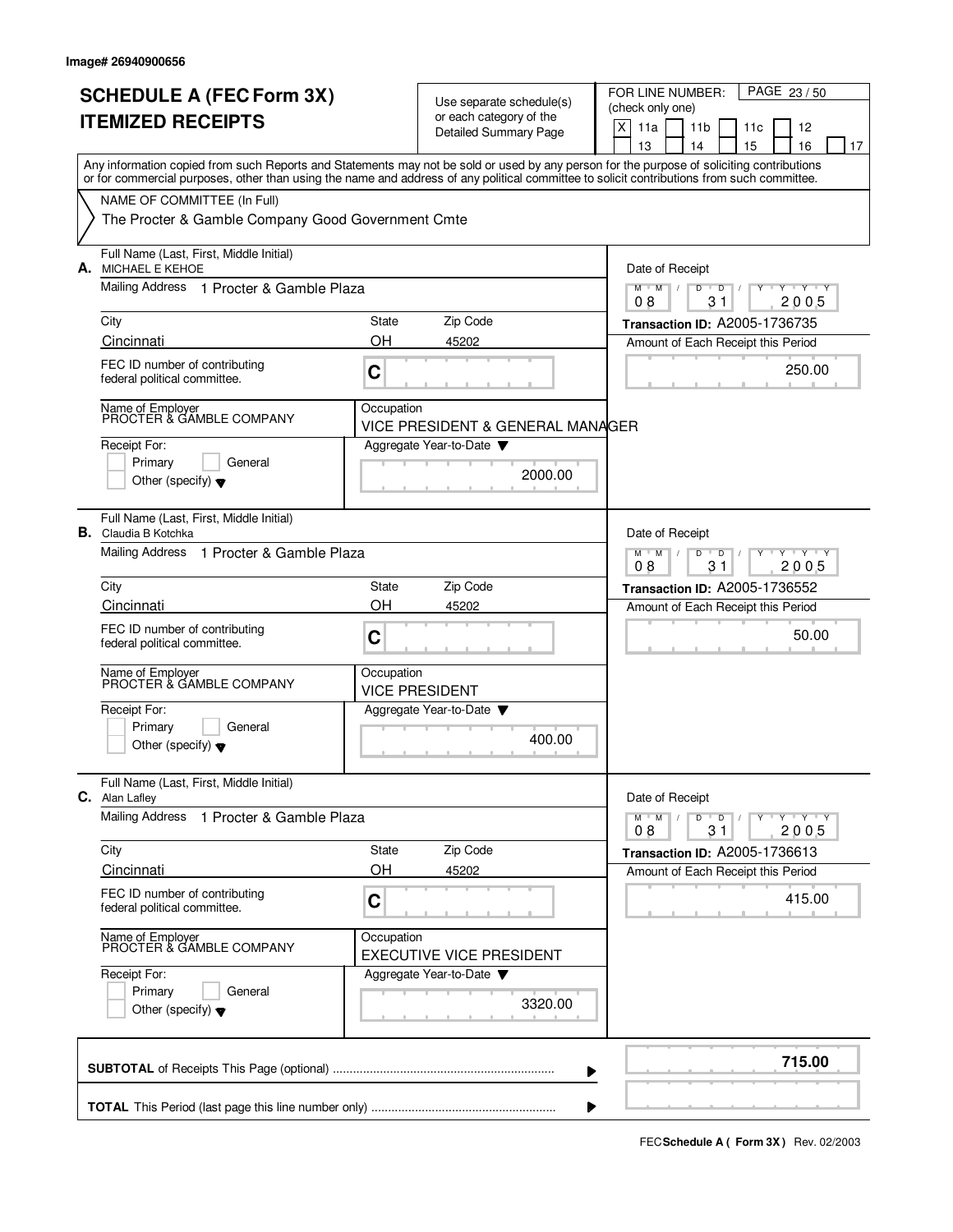Image# 26940900656

# SCHEDULE A (FEC Form 3X)
# ITEMIZED RECEIPTS

Use separate schedule(s) or each category of the Detailed Summary Page

FOR LINE NUMBER: (check only one)
[X] 11a [ ] 11b [ ] 11c [ ] 12 [ ] 13 [ ] 14 [ ] 15 [ ] 16 [ ] 17

PAGE 23 / 50

Any information copied from such Reports and Statements may not be sold or used by any person for the purpose of soliciting contributions or for commercial purposes, other than using the name and address of any political committee to solicit contributions from such committee.

NAME OF COMMITTEE (In Full)
The Procter & Gamble Company Good Government Cmte

---

**A.** Full Name (Last, First, Middle Initial): MICHAEL E KEHOE
Mailing Address: 1 Procter & Gamble Plaza
City: Cincinnati | State: OH | Zip Code: 45202
FEC ID number of contributing federal political committee: C
Name of Employer: PROCTER & GAMBLE COMPANY
Occupation: VICE PRESIDENT & GENERAL MANAGER
Receipt For: [ ] Primary [ ] General [ ] Other (specify)
Aggregate Year-to-Date: 2000.00
Date of Receipt: 08 / 31 / 2005
Transaction ID: A2005-1736735
Amount of Each Receipt this Period: 250.00

---

**B.** Full Name (Last, First, Middle Initial): Claudia B Kotchka
Mailing Address: 1 Procter & Gamble Plaza
City: Cincinnati | State: OH | Zip Code: 45202
FEC ID number of contributing federal political committee: C
Name of Employer: PROCTER & GAMBLE COMPANY
Occupation: VICE PRESIDENT
Receipt For: [ ] Primary [ ] General [ ] Other (specify)
Aggregate Year-to-Date: 400.00
Date of Receipt: 08 / 31 / 2005
Transaction ID: A2005-1736552
Amount of Each Receipt this Period: 50.00

---

**C.** Full Name (Last, First, Middle Initial): Alan Lafley
Mailing Address: 1 Procter & Gamble Plaza
City: Cincinnati | State: OH | Zip Code: 45202
FEC ID number of contributing federal political committee: C
Name of Employer: PROCTER & GAMBLE COMPANY
Occupation: EXECUTIVE VICE PRESIDENT
Receipt For: [ ] Primary [ ] General [ ] Other (specify)
Aggregate Year-to-Date: 3320.00
Date of Receipt: 08 / 31 / 2005
Transaction ID: A2005-1736613
Amount of Each Receipt this Period: 415.00

---

**SUBTOTAL** of Receipts This Page (optional): **715.00**

**TOTAL** This Period (last page this line number only):

FEC **Schedule A ( Form 3X )** Rev. 02/2003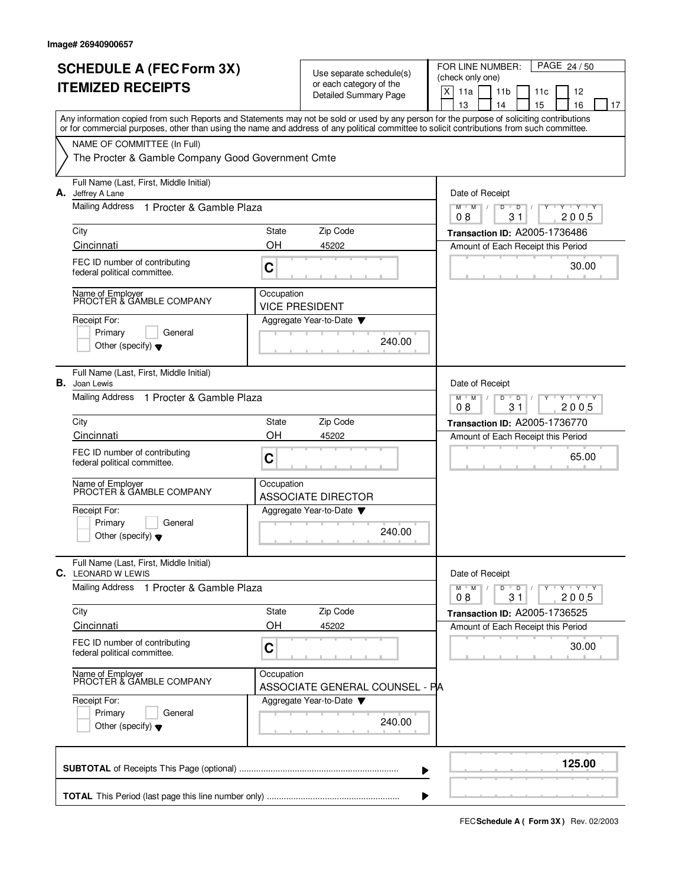Image# 26940900657

# SCHEDULE A (FEC Form 3X)
# ITEMIZED RECEIPTS

Use separate schedule(s) or each category of the Detailed Summary Page

FOR LINE NUMBER: (check only one)

[X] 11a [ ] 11b [ ] 11c [ ] 12 [ ] 13 [ ] 14 [ ] 15 [ ] 16 [ ] 17

PAGE 24 / 50

Any information copied from such Reports and Statements may not be sold or used by any person for the purpose of soliciting contributions or for commercial purposes, other than using the name and address of any political committee to solicit contributions from such committee.

NAME OF COMMITTEE (In Full)

The Procter & Gamble Company Good Government Cmte

---

**A.** Full Name (Last, First, Middle Initial): Jeffrey A Lane

Mailing Address: 1 Procter & Gamble Plaza

City: Cincinnati | State: OH | Zip Code: 45202

FEC ID number of contributing federal political committee: C

Name of Employer: PROCTER & GAMBLE COMPANY

Occupation: VICE PRESIDENT

Receipt For: [ ] Primary [ ] General [ ] Other (specify)

Aggregate Year-to-Date: 240.00

Date of Receipt: 08 / 31 / 2005

Transaction ID: A2005-1736486

Amount of Each Receipt this Period: 30.00

---

**B.** Full Name (Last, First, Middle Initial): Joan Lewis

Mailing Address: 1 Procter & Gamble Plaza

City: Cincinnati | State: OH | Zip Code: 45202

FEC ID number of contributing federal political committee: C

Name of Employer: PROCTER & GAMBLE COMPANY

Occupation: ASSOCIATE DIRECTOR

Receipt For: [ ] Primary [ ] General [ ] Other (specify)

Aggregate Year-to-Date: 240.00

Date of Receipt: 08 / 31 / 2005

Transaction ID: A2005-1736770

Amount of Each Receipt this Period: 65.00

---

**C.** Full Name (Last, First, Middle Initial): LEONARD W LEWIS

Mailing Address: 1 Procter & Gamble Plaza

City: Cincinnati | State: OH | Zip Code: 45202

FEC ID number of contributing federal political committee: C

Name of Employer: PROCTER & GAMBLE COMPANY

Occupation: ASSOCIATE GENERAL COUNSEL - PA

Receipt For: [ ] Primary [ ] General [ ] Other (specify)

Aggregate Year-to-Date: 240.00

Date of Receipt: 08 / 31 / 2005

Transaction ID: A2005-1736525

Amount of Each Receipt this Period: 30.00

---

**SUBTOTAL** of Receipts This Page (optional): **125.00**

**TOTAL** This Period (last page this line number only):

FEC **Schedule A ( Form 3X )** Rev. 02/2003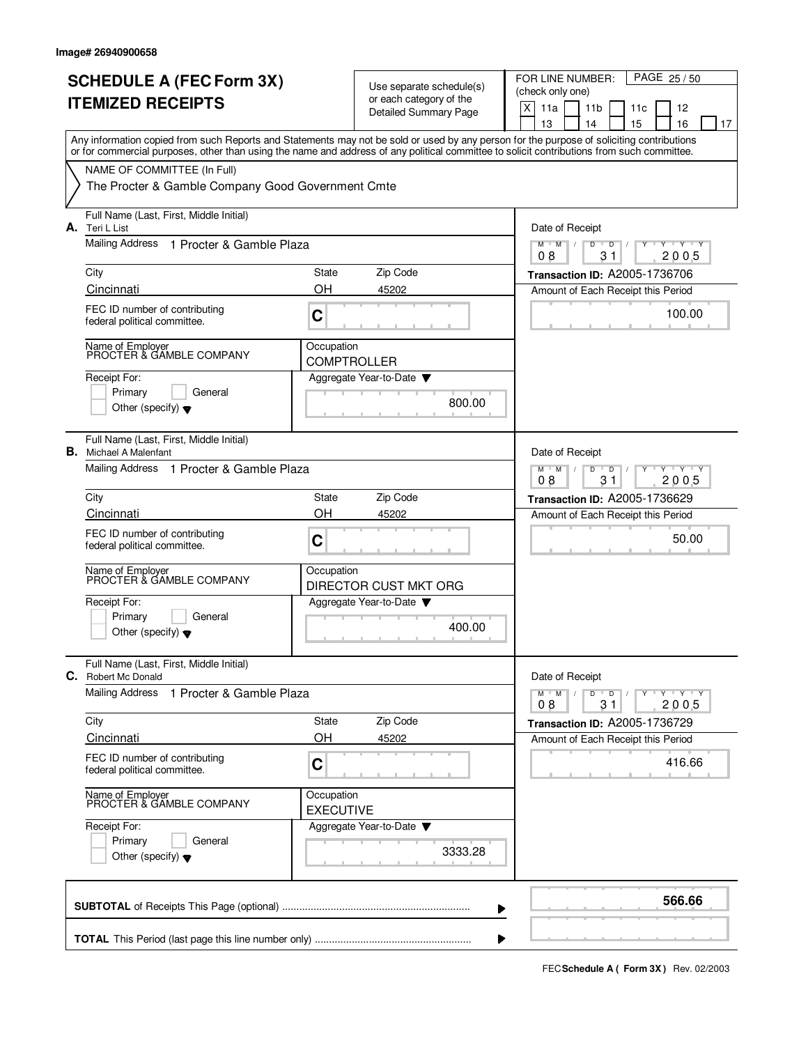Image# 26940900658

# SCHEDULE A (FEC Form 3X)
# ITEMIZED RECEIPTS

Use separate schedule(s) or each category of the Detailed Summary Page

FOR LINE NUMBER: (check only one)
[X] 11a [ ] 11b [ ] 11c [ ] 12 [ ] 13 [ ] 14 [ ] 15 [ ] 16 [ ] 17

PAGE 25 / 50

Any information copied from such Reports and Statements may not be sold or used by any person for the purpose of soliciting contributions or for commercial purposes, other than using the name and address of any political committee to solicit contributions from such committee.

NAME OF COMMITTEE (In Full)
The Procter & Gamble Company Good Government Cmte

---

**A.** Full Name (Last, First, Middle Initial): Teri L List

Mailing Address: 1 Procter & Gamble Plaza

City: Cincinnati | State: OH | Zip Code: 45202

FEC ID number of contributing federal political committee: C

Name of Employer: PROCTER & GAMBLE COMPANY

Occupation: COMPTROLLER

Receipt For: [ ] Primary [ ] General [ ] Other (specify)

Aggregate Year-to-Date: 800.00

Date of Receipt: 08 / 31 / 2005

Transaction ID: A2005-1736706

Amount of Each Receipt this Period: 100.00

---

**B.** Full Name (Last, First, Middle Initial): Michael A Malenfant

Mailing Address: 1 Procter & Gamble Plaza

City: Cincinnati | State: OH | Zip Code: 45202

FEC ID number of contributing federal political committee: C

Name of Employer: PROCTER & GAMBLE COMPANY

Occupation: DIRECTOR CUST MKT ORG

Receipt For: [ ] Primary [ ] General [ ] Other (specify)

Aggregate Year-to-Date: 400.00

Date of Receipt: 08 / 31 / 2005

Transaction ID: A2005-1736629

Amount of Each Receipt this Period: 50.00

---

**C.** Full Name (Last, First, Middle Initial): Robert Mc Donald

Mailing Address: 1 Procter & Gamble Plaza

City: Cincinnati | State: OH | Zip Code: 45202

FEC ID number of contributing federal political committee: C

Name of Employer: PROCTER & GAMBLE COMPANY

Occupation: EXECUTIVE

Receipt For: [ ] Primary [ ] General [ ] Other (specify)

Aggregate Year-to-Date: 3333.28

Date of Receipt: 08 / 31 / 2005

Transaction ID: A2005-1736729

Amount of Each Receipt this Period: 416.66

---

**SUBTOTAL** of Receipts This Page (optional): **566.66**

**TOTAL** This Period (last page this line number only):

FEC **Schedule A ( Form 3X )** Rev. 02/2003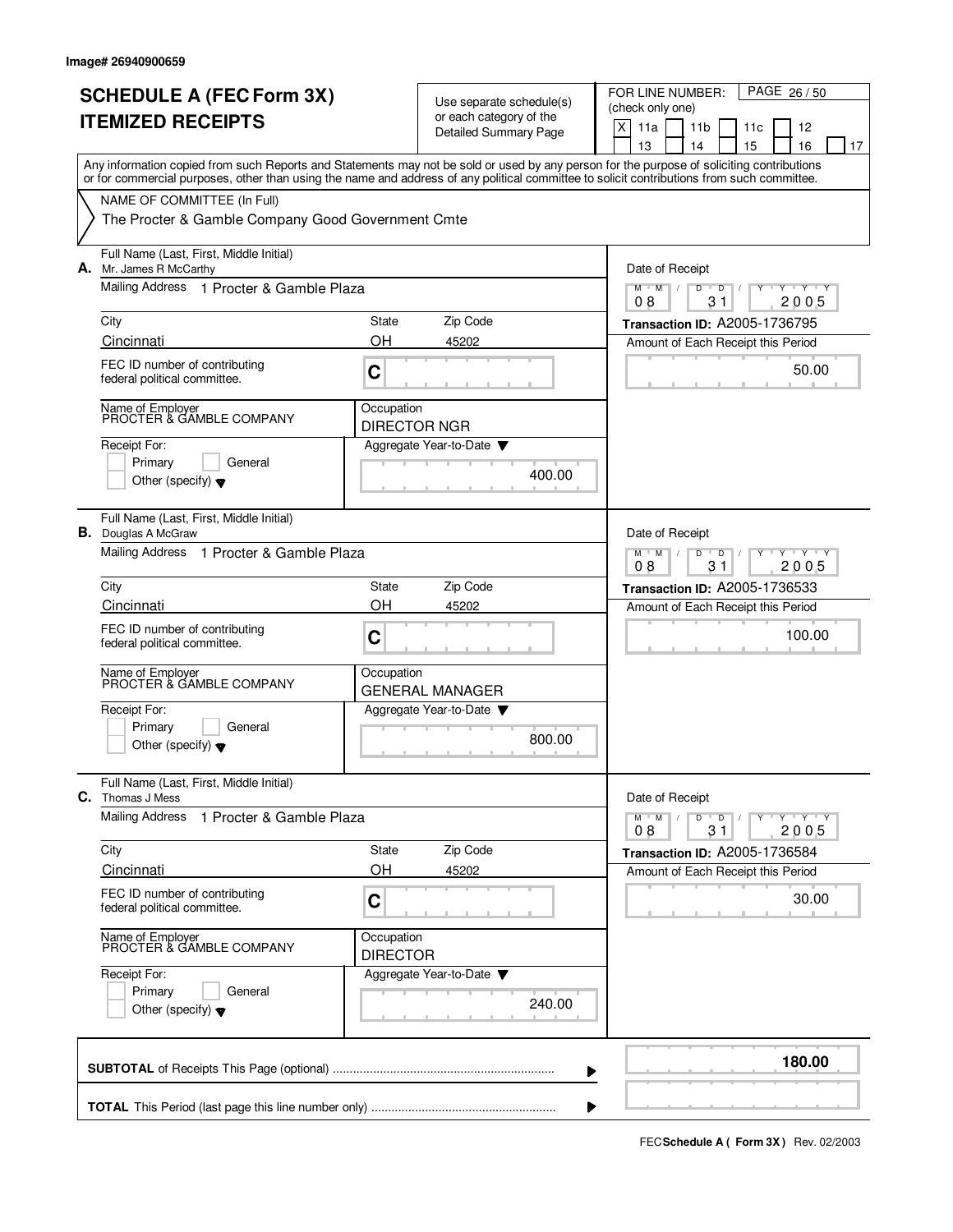Image# 26940900659

# SCHEDULE A (FEC Form 3X) ITEMIZED RECEIPTS

Use separate schedule(s) or each category of the Detailed Summary Page

FOR LINE NUMBER: (check only one)

[X] 11a [ ] 11b [ ] 11c [ ] 12 [ ] 13 [ ] 14 [ ] 15 [ ] 16 [ ] 17

PAGE 26 / 50

Any information copied from such Reports and Statements may not be sold or used by any person for the purpose of soliciting contributions or for commercial purposes, other than using the name and address of any political committee to solicit contributions from such committee.

NAME OF COMMITTEE (In Full)

The Procter & Gamble Company Good Government Cmte

---

**A.** Full Name (Last, First, Middle Initial): Mr. James R McCarthy

Mailing Address: 1 Procter & Gamble Plaza

| City | State | Zip Code |
|---|---|---|
| Cincinnati | OH | 45202 |

FEC ID number of contributing federal political committee: C

Name of Employer: PROCTER & GAMBLE COMPANY

Occupation: DIRECTOR NGR

Receipt For: Primary / General / Other (specify)

Aggregate Year-to-Date: 400.00

Date of Receipt: 08 / 31 / 2005

Transaction ID: A2005-1736795

Amount of Each Receipt this Period: 50.00

---

**B.** Full Name (Last, First, Middle Initial): Douglas A McGraw

Mailing Address: 1 Procter & Gamble Plaza

| City | State | Zip Code |
|---|---|---|
| Cincinnati | OH | 45202 |

FEC ID number of contributing federal political committee: C

Name of Employer: PROCTER & GAMBLE COMPANY

Occupation: GENERAL MANAGER

Receipt For: Primary / General / Other (specify)

Aggregate Year-to-Date: 800.00

Date of Receipt: 08 / 31 / 2005

Transaction ID: A2005-1736533

Amount of Each Receipt this Period: 100.00

---

**C.** Full Name (Last, First, Middle Initial): Thomas J Mess

Mailing Address: 1 Procter & Gamble Plaza

| City | State | Zip Code |
|---|---|---|
| Cincinnati | OH | 45202 |

FEC ID number of contributing federal political committee: C

Name of Employer: PROCTER & GAMBLE COMPANY

Occupation: DIRECTOR

Receipt For: Primary / General / Other (specify)

Aggregate Year-to-Date: 240.00

Date of Receipt: 08 / 31 / 2005

Transaction ID: A2005-1736584

Amount of Each Receipt this Period: 30.00

---

**SUBTOTAL** of Receipts This Page (optional): **180.00**

**TOTAL** This Period (last page this line number only):

FEC **Schedule A ( Form 3X )** Rev. 02/2003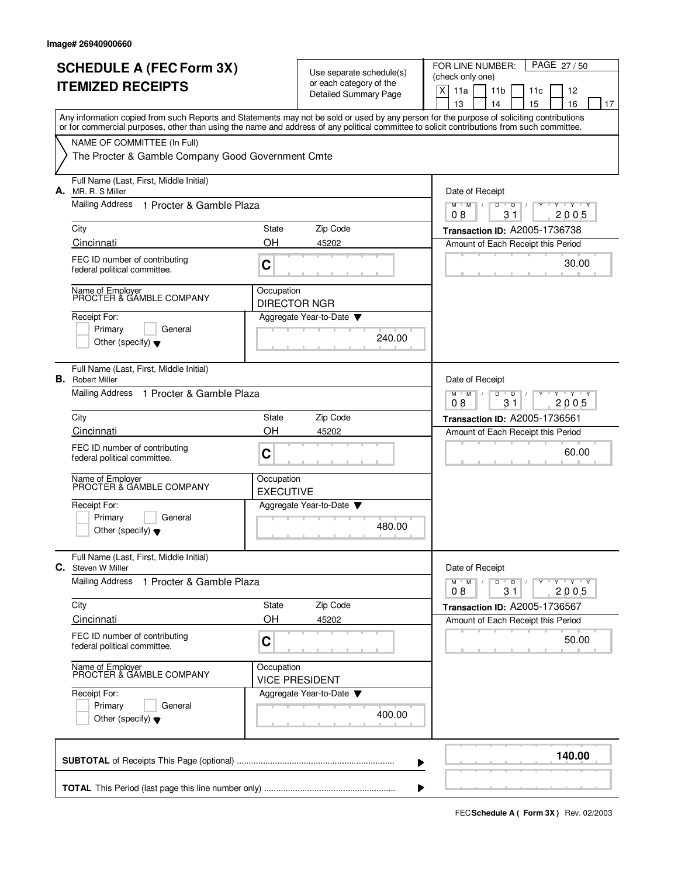Image# 26940900660

# SCHEDULE A (FEC Form 3X) ITEMIZED RECEIPTS

Use separate schedule(s) or each category of the Detailed Summary Page

FOR LINE NUMBER: (check only one)

[X] 11a [ ] 11b [ ] 11c [ ] 12 [ ] 13 [ ] 14 [ ] 15 [ ] 16 [ ] 17

Any information copied from such Reports and Statements may not be sold or used by any person for the purpose of soliciting contributions or for commercial purposes, other than using the name and address of any political committee to solicit contributions from such committee.

NAME OF COMMITTEE (In Full)

The Procter & Gamble Company Good Government Cmte

---

**A.** Full Name (Last, First, Middle Initial): MR. R. S Miller

Mailing Address: 1 Procter & Gamble Plaza

City: Cincinnati | State: OH | Zip Code: 45202

FEC ID number of contributing federal political committee: C

Name of Employer: PROCTER & GAMBLE COMPANY

Occupation: DIRECTOR NGR

Receipt For: Primary / General / Other (specify)

Aggregate Year-to-Date: 240.00

Date of Receipt: 08 / 31 / 2005

Transaction ID: A2005-1736738

Amount of Each Receipt this Period: 30.00

---

**B.** Full Name (Last, First, Middle Initial): Robert Miller

Mailing Address: 1 Procter & Gamble Plaza

City: Cincinnati | State: OH | Zip Code: 45202

FEC ID number of contributing federal political committee: C

Name of Employer: PROCTER & GAMBLE COMPANY

Occupation: EXECUTIVE

Receipt For: Primary / General / Other (specify)

Aggregate Year-to-Date: 480.00

Date of Receipt: 08 / 31 / 2005

Transaction ID: A2005-1736561

Amount of Each Receipt this Period: 60.00

---

**C.** Full Name (Last, First, Middle Initial): Steven W Miller

Mailing Address: 1 Procter & Gamble Plaza

City: Cincinnati | State: OH | Zip Code: 45202

FEC ID number of contributing federal political committee: C

Name of Employer: PROCTER & GAMBLE COMPANY

Occupation: VICE PRESIDENT

Receipt For: Primary / General / Other (specify)

Aggregate Year-to-Date: 400.00

Date of Receipt: 08 / 31 / 2005

Transaction ID: A2005-1736567

Amount of Each Receipt this Period: 50.00

---

**SUBTOTAL** of Receipts This Page (optional): **140.00**

**TOTAL** This Period (last page this line number only):

FEC **Schedule A ( Form 3X )** Rev. 02/2003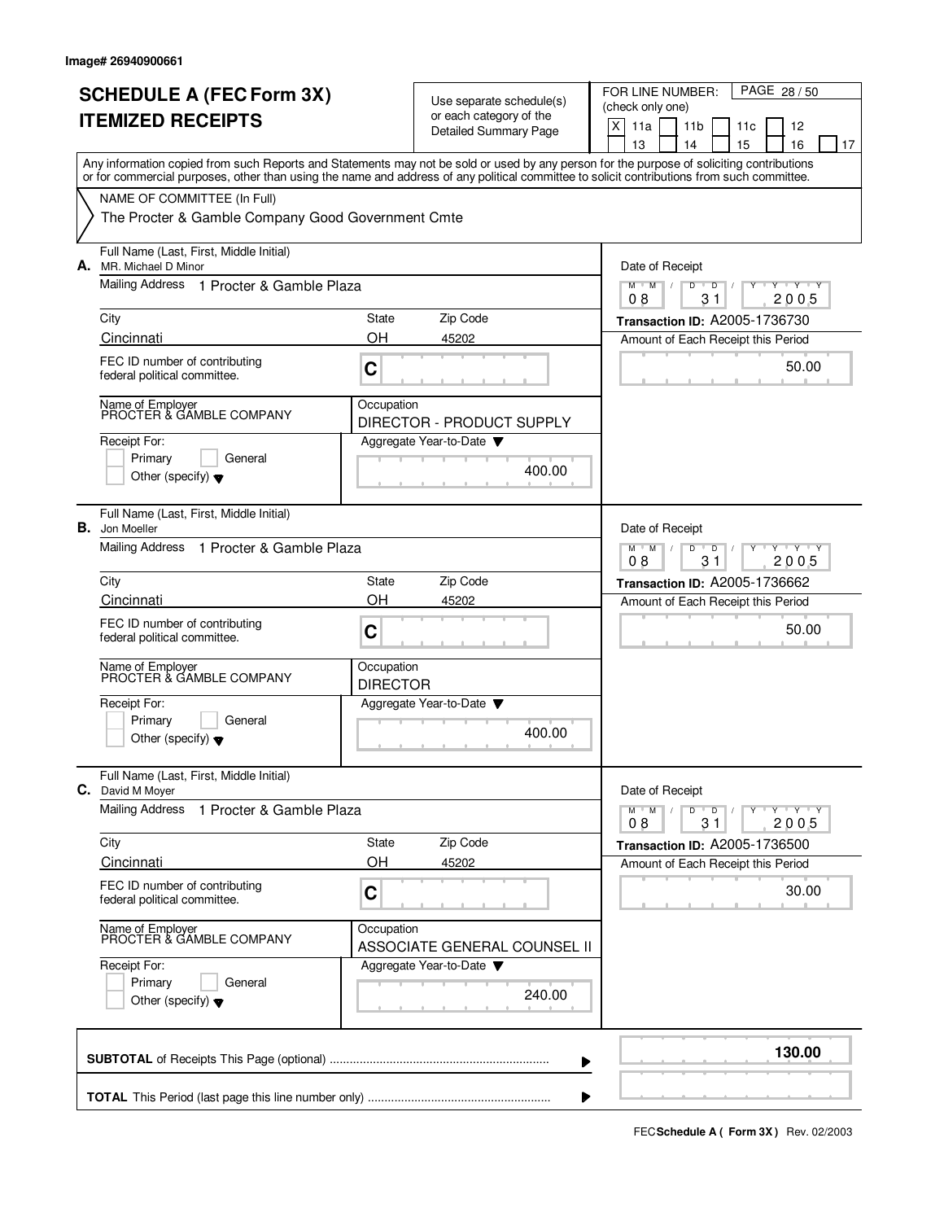Image# 26940900661

# SCHEDULE A (FEC Form 3X)
# ITEMIZED RECEIPTS

Use separate schedule(s) or each category of the Detailed Summary Page

FOR LINE NUMBER: (check only one)

PAGE 28 / 50

[X] 11a [ ] 11b [ ] 11c [ ] 12 [ ] 13 [ ] 14 [ ] 15 [ ] 16 [ ] 17

Any information copied from such Reports and Statements may not be sold or used by any person for the purpose of soliciting contributions or for commercial purposes, other than using the name and address of any political committee to solicit contributions from such committee.

NAME OF COMMITTEE (In Full)

The Procter & Gamble Company Good Government Cmte

---

**A.** Full Name (Last, First, Middle Initial): MR. Michael D Minor

Mailing Address: 1 Procter & Gamble Plaza

City: Cincinnati | State: OH | Zip Code: 45202

FEC ID number of contributing federal political committee: C

Name of Employer: PROCTER & GAMBLE COMPANY

Occupation: DIRECTOR - PRODUCT SUPPLY

Receipt For: [ ] Primary [ ] General [ ] Other (specify)

Aggregate Year-to-Date: 400.00

Date of Receipt: 08 / 31 / 2005

Transaction ID: A2005-1736730

Amount of Each Receipt this Period: 50.00

---

**B.** Full Name (Last, First, Middle Initial): Jon Moeller

Mailing Address: 1 Procter & Gamble Plaza

City: Cincinnati | State: OH | Zip Code: 45202

FEC ID number of contributing federal political committee: C

Name of Employer: PROCTER & GAMBLE COMPANY

Occupation: DIRECTOR

Receipt For: [ ] Primary [ ] General [ ] Other (specify)

Aggregate Year-to-Date: 400.00

Date of Receipt: 08 / 31 / 2005

Transaction ID: A2005-1736662

Amount of Each Receipt this Period: 50.00

---

**C.** Full Name (Last, First, Middle Initial): David M Moyer

Mailing Address: 1 Procter & Gamble Plaza

City: Cincinnati | State: OH | Zip Code: 45202

FEC ID number of contributing federal political committee: C

Name of Employer: PROCTER & GAMBLE COMPANY

Occupation: ASSOCIATE GENERAL COUNSEL II

Receipt For: [ ] Primary [ ] General [ ] Other (specify)

Aggregate Year-to-Date: 240.00

Date of Receipt: 08 / 31 / 2005

Transaction ID: A2005-1736500

Amount of Each Receipt this Period: 30.00

---

**SUBTOTAL** of Receipts This Page (optional): **130.00**

**TOTAL** This Period (last page this line number only):

FEC **Schedule A ( Form 3X )** Rev. 02/2003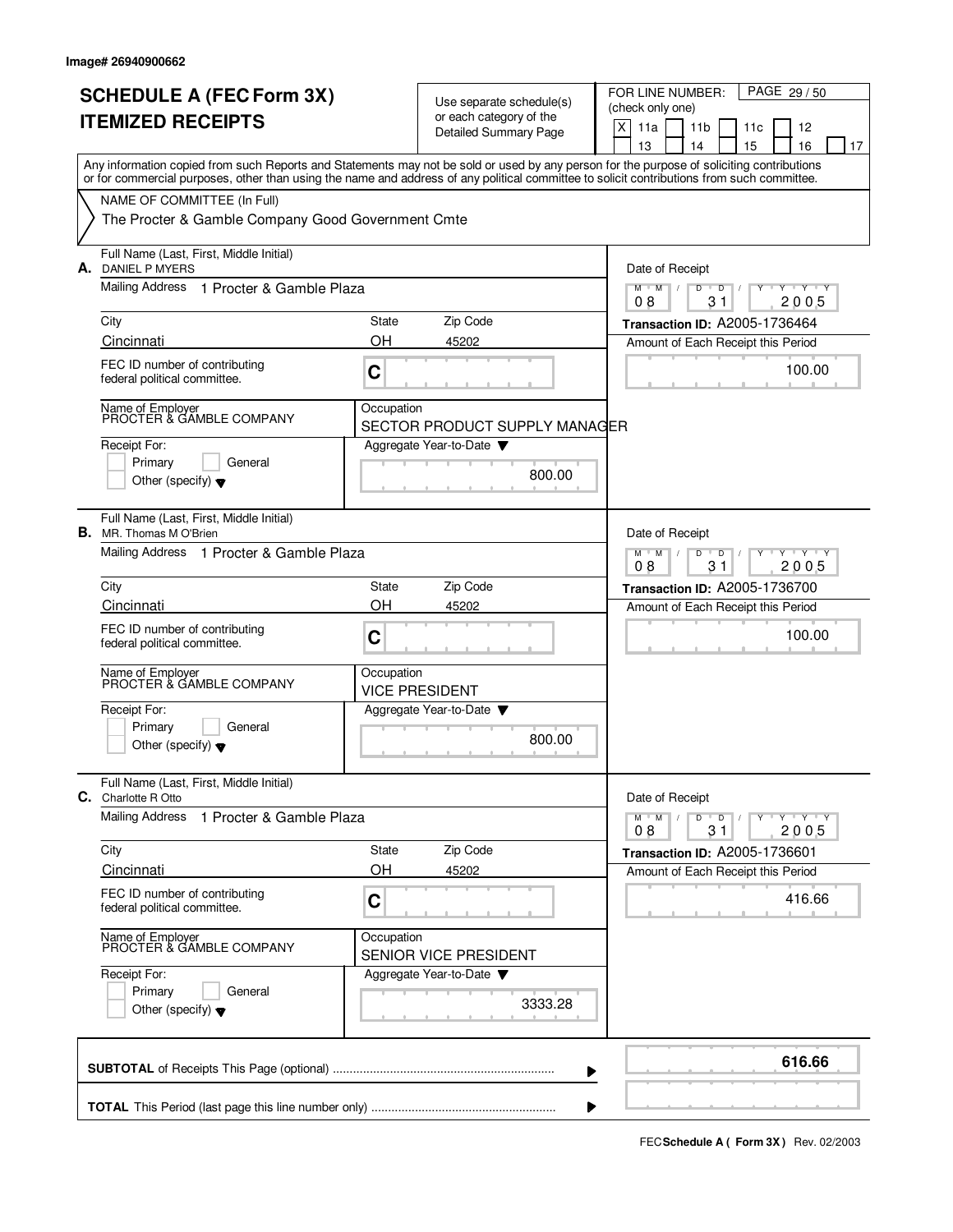Image# 26940900662

# SCHEDULE A (FEC Form 3X) ITEMIZED RECEIPTS

Use separate schedule(s) or each category of the Detailed Summary Page

FOR LINE NUMBER: (check only one)

[X] 11a [ ] 11b [ ] 11c [ ] 12 [ ] 13 [ ] 14 [ ] 15 [ ] 16 [ ] 17

PAGE 29 / 50

Any information copied from such Reports and Statements may not be sold or used by any person for the purpose of soliciting contributions or for commercial purposes, other than using the name and address of any political committee to solicit contributions from such committee.

NAME OF COMMITTEE (In Full)

The Procter & Gamble Company Good Government Cmte

---

**A.** Full Name (Last, First, Middle Initial): DANIEL P MYERS

Mailing Address: 1 Procter & Gamble Plaza

City: Cincinnati | State: OH | Zip Code: 45202

FEC ID number of contributing federal political committee: C

Name of Employer: PROCTER & GAMBLE COMPANY

Occupation: SECTOR PRODUCT SUPPLY MANAGER

Receipt For: [ ] Primary [ ] General [ ] Other (specify)

Aggregate Year-to-Date: 800.00

Date of Receipt: 08 / 31 / 2005

Transaction ID: A2005-1736464

Amount of Each Receipt this Period: 100.00

---

**B.** Full Name (Last, First, Middle Initial): MR. Thomas M O'Brien

Mailing Address: 1 Procter & Gamble Plaza

City: Cincinnati | State: OH | Zip Code: 45202

FEC ID number of contributing federal political committee: C

Name of Employer: PROCTER & GAMBLE COMPANY

Occupation: VICE PRESIDENT

Receipt For: [ ] Primary [ ] General [ ] Other (specify)

Aggregate Year-to-Date: 800.00

Date of Receipt: 08 / 31 / 2005

Transaction ID: A2005-1736700

Amount of Each Receipt this Period: 100.00

---

**C.** Full Name (Last, First, Middle Initial): Charlotte R Otto

Mailing Address: 1 Procter & Gamble Plaza

City: Cincinnati | State: OH | Zip Code: 45202

FEC ID number of contributing federal political committee: C

Name of Employer: PROCTER & GAMBLE COMPANY

Occupation: SENIOR VICE PRESIDENT

Receipt For: [ ] Primary [ ] General [ ] Other (specify)

Aggregate Year-to-Date: 3333.28

Date of Receipt: 08 / 31 / 2005

Transaction ID: A2005-1736601

Amount of Each Receipt this Period: 416.66

---

**SUBTOTAL** of Receipts This Page (optional): 616.66

**TOTAL** This Period (last page this line number only):

FEC **Schedule A ( Form 3X )** Rev. 02/2003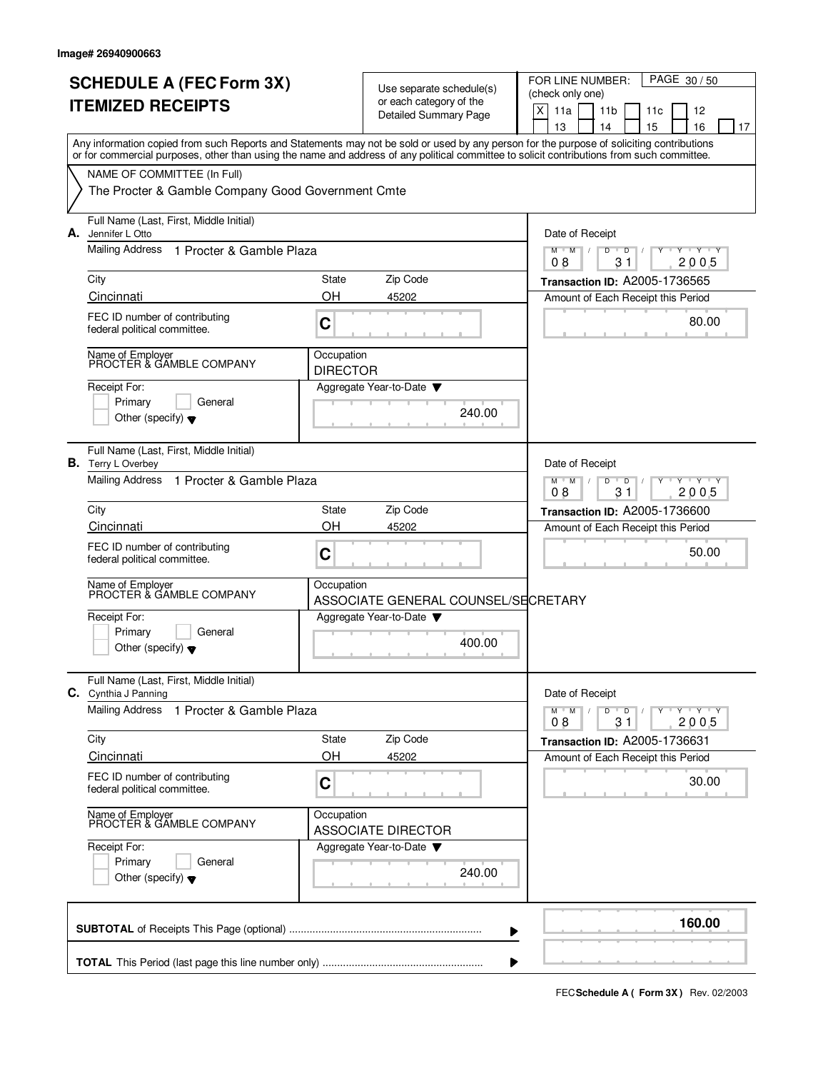Image# 26940900663

# SCHEDULE A (FEC Form 3X)
# ITEMIZED RECEIPTS

Use separate schedule(s) or each category of the Detailed Summary Page

FOR LINE NUMBER: (check only one)
[X] 11a [ ] 11b [ ] 11c [ ] 12 [ ] 13 [ ] 14 [ ] 15 [ ] 16 [ ] 17

Any information copied from such Reports and Statements may not be sold or used by any person for the purpose of soliciting contributions or for commercial purposes, other than using the name and address of any political committee to solicit contributions from such committee.

NAME OF COMMITTEE (In Full)
The Procter & Gamble Company Good Government Cmte

---

**A.** Full Name (Last, First, Middle Initial): Jennifer L Otto

Mailing Address: 1 Procter & Gamble Plaza

City: Cincinnati | State: OH | Zip Code: 45202

FEC ID number of contributing federal political committee: C

Name of Employer: PROCTER & GAMBLE COMPANY

Occupation: DIRECTOR

Receipt For: [ ] Primary [ ] General [ ] Other (specify)

Aggregate Year-to-Date: 240.00

Date of Receipt: 08 31 2005

Transaction ID: A2005-1736565

Amount of Each Receipt this Period: 80.00

---

**B.** Full Name (Last, First, Middle Initial): Terry L Overbey

Mailing Address: 1 Procter & Gamble Plaza

City: Cincinnati | State: OH | Zip Code: 45202

FEC ID number of contributing federal political committee: C

Name of Employer: PROCTER & GAMBLE COMPANY

Occupation: ASSOCIATE GENERAL COUNSEL/SECRETARY

Receipt For: [ ] Primary [ ] General [ ] Other (specify)

Aggregate Year-to-Date: 400.00

Date of Receipt: 08 31 2005

Transaction ID: A2005-1736600

Amount of Each Receipt this Period: 50.00

---

**C.** Full Name (Last, First, Middle Initial): Cynthia J Panning

Mailing Address: 1 Procter & Gamble Plaza

City: Cincinnati | State: OH | Zip Code: 45202

FEC ID number of contributing federal political committee: C

Name of Employer: PROCTER & GAMBLE COMPANY

Occupation: ASSOCIATE DIRECTOR

Receipt For: [ ] Primary [ ] General [ ] Other (specify)

Aggregate Year-to-Date: 240.00

Date of Receipt: 08 31 2005

Transaction ID: A2005-1736631

Amount of Each Receipt this Period: 30.00

---

**SUBTOTAL** of Receipts This Page (optional): **160.00**

**TOTAL** This Period (last page this line number only):

FEC **Schedule A ( Form 3X )** Rev. 02/2003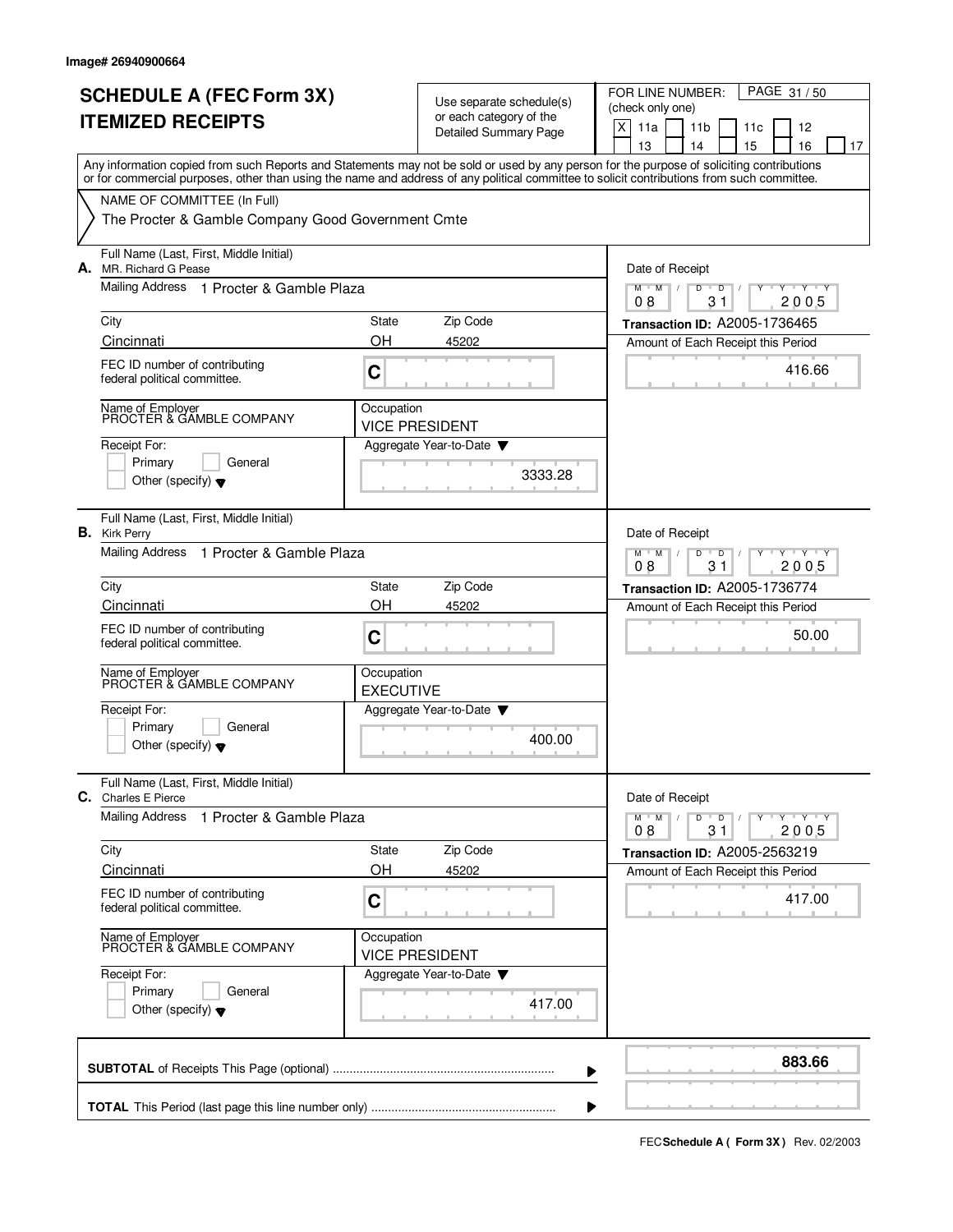Image# 26940900664

# SCHEDULE A (FEC Form 3X) ITEMIZED RECEIPTS

Use separate schedule(s) or each category of the Detailed Summary Page

FOR LINE NUMBER: (check only one)

[X] 11a [ ] 11b [ ] 11c [ ] 12 [ ] 13 [ ] 14 [ ] 15 [ ] 16 [ ] 17

Any information copied from such Reports and Statements may not be sold or used by any person for the purpose of soliciting contributions or for commercial purposes, other than using the name and address of any political committee to solicit contributions from such committee.

NAME OF COMMITTEE (In Full)

The Procter & Gamble Company Good Government Cmte

---

**A.** Full Name (Last, First, Middle Initial): MR. Richard G Pease

Mailing Address: 1 Procter & Gamble Plaza

| City | State | Zip Code |
|---|---|---|
| Cincinnati | OH | 45202 |

FEC ID number of contributing federal political committee: C

Name of Employer: PROCTER & GAMBLE COMPANY

Occupation: VICE PRESIDENT

Receipt For: [ ] Primary [ ] General [ ] Other (specify)

Aggregate Year-to-Date: 3333.28

Date of Receipt: 08 / 31 / 2005

Transaction ID: A2005-1736465

Amount of Each Receipt this Period: 416.66

---

**B.** Full Name (Last, First, Middle Initial): Kirk Perry

Mailing Address: 1 Procter & Gamble Plaza

| City | State | Zip Code |
|---|---|---|
| Cincinnati | OH | 45202 |

FEC ID number of contributing federal political committee: C

Name of Employer: PROCTER & GAMBLE COMPANY

Occupation: EXECUTIVE

Receipt For: [ ] Primary [ ] General [ ] Other (specify)

Aggregate Year-to-Date: 400.00

Date of Receipt: 08 / 31 / 2005

Transaction ID: A2005-1736774

Amount of Each Receipt this Period: 50.00

---

**C.** Full Name (Last, First, Middle Initial): Charles E Pierce

Mailing Address: 1 Procter & Gamble Plaza

| City | State | Zip Code |
|---|---|---|
| Cincinnati | OH | 45202 |

FEC ID number of contributing federal political committee: C

Name of Employer: PROCTER & GAMBLE COMPANY

Occupation: VICE PRESIDENT

Receipt For: [ ] Primary [ ] General [ ] Other (specify)

Aggregate Year-to-Date: 417.00

Date of Receipt: 08 / 31 / 2005

Transaction ID: A2005-2563219

Amount of Each Receipt this Period: 417.00

---

**SUBTOTAL** of Receipts This Page (optional): **883.66**

**TOTAL** This Period (last page this line number only):

FEC **Schedule A ( Form 3X )** Rev. 02/2003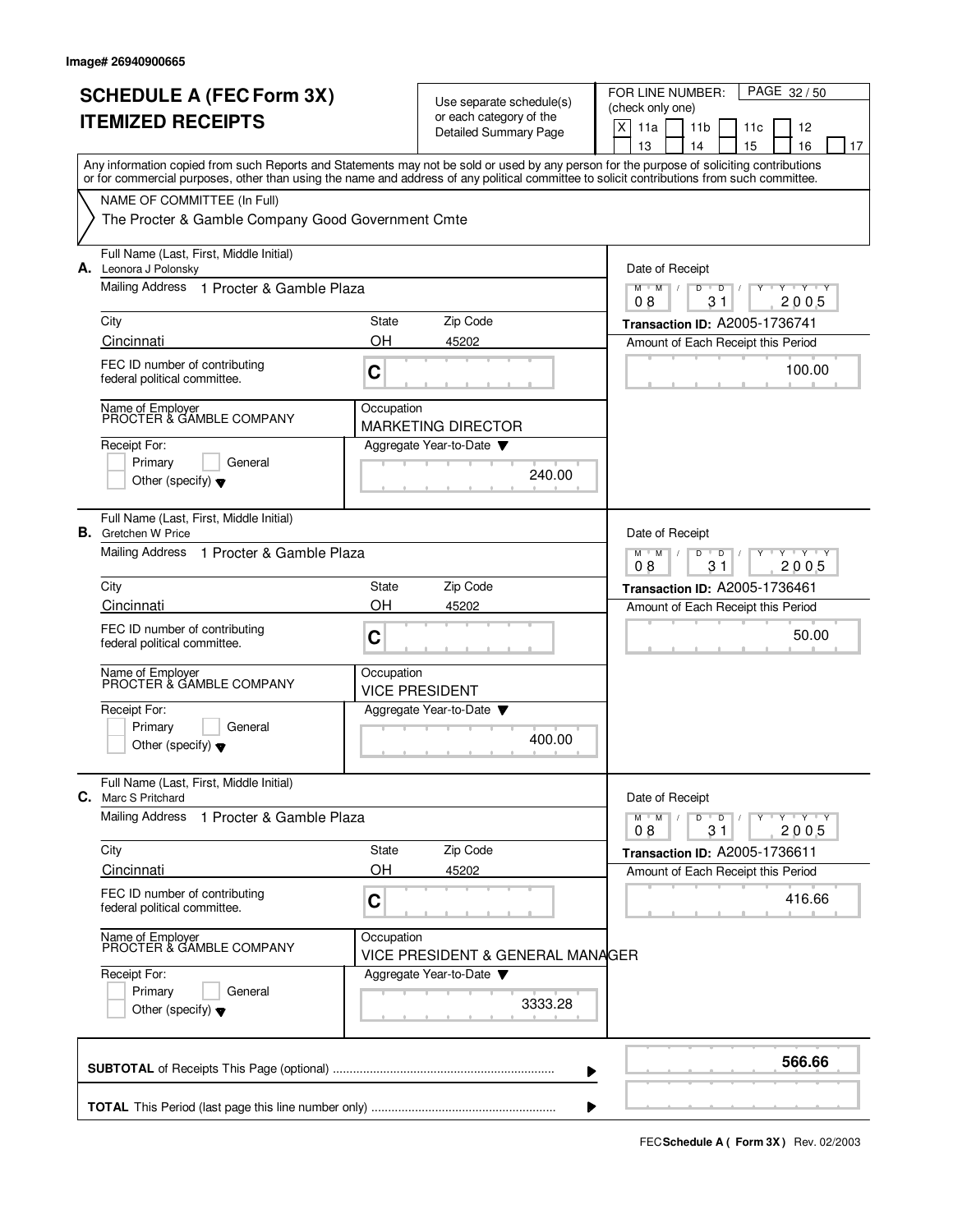Image# 26940900665

# SCHEDULE A (FEC Form 3X) ITEMIZED RECEIPTS

Use separate schedule(s) or each category of the Detailed Summary Page

FOR LINE NUMBER: (check only one)

- [X] 11a
- [ ] 11b
- [ ] 11c
- [ ] 12
- [ ] 13
- [ ] 14
- [ ] 15
- [ ] 16
- [ ] 17

Any information copied from such Reports and Statements may not be sold or used by any person for the purpose of soliciting contributions or for commercial purposes, other than using the name and address of any political committee to solicit contributions from such committee.

NAME OF COMMITTEE (In Full)
The Procter & Gamble Company Good Government Cmte

---

**A.** Full Name (Last, First, Middle Initial): Leonora J Polonsky
Mailing Address: 1 Procter & Gamble Plaza
City: Cincinnati | State: OH | Zip Code: 45202
FEC ID number of contributing federal political committee: C
Name of Employer: PROCTER & GAMBLE COMPANY
Occupation: MARKETING DIRECTOR
Receipt For: Primary / General / Other (specify)
Aggregate Year-to-Date: 240.00
Date of Receipt: 08 / 31 / 2005
Transaction ID: A2005-1736741
Amount of Each Receipt this Period: 100.00

---

**B.** Full Name (Last, First, Middle Initial): Gretchen W Price
Mailing Address: 1 Procter & Gamble Plaza
City: Cincinnati | State: OH | Zip Code: 45202
FEC ID number of contributing federal political committee: C
Name of Employer: PROCTER & GAMBLE COMPANY
Occupation: VICE PRESIDENT
Receipt For: Primary / General / Other (specify)
Aggregate Year-to-Date: 400.00
Date of Receipt: 08 / 31 / 2005
Transaction ID: A2005-1736461
Amount of Each Receipt this Period: 50.00

---

**C.** Full Name (Last, First, Middle Initial): Marc S Pritchard
Mailing Address: 1 Procter & Gamble Plaza
City: Cincinnati | State: OH | Zip Code: 45202
FEC ID number of contributing federal political committee: C
Name of Employer: PROCTER & GAMBLE COMPANY
Occupation: VICE PRESIDENT & GENERAL MANAGER
Receipt For: Primary / General / Other (specify)
Aggregate Year-to-Date: 3333.28
Date of Receipt: 08 / 31 / 2005
Transaction ID: A2005-1736611
Amount of Each Receipt this Period: 416.66

---

**SUBTOTAL** of Receipts This Page (optional): **566.66**

**TOTAL** This Period (last page this line number only):

FEC **Schedule A ( Form 3X )** Rev. 02/2003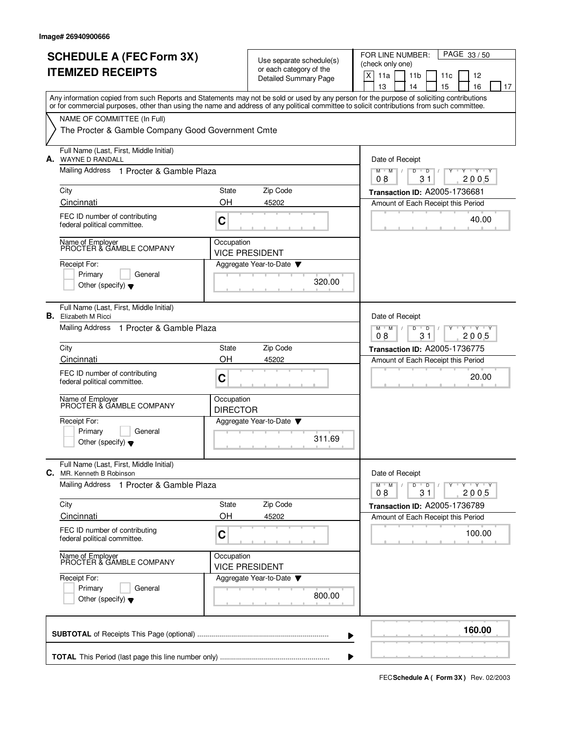Image# 26940900666

# SCHEDULE A (FEC Form 3X) ITEMIZED RECEIPTS

Use separate schedule(s) or each category of the Detailed Summary Page

FOR LINE NUMBER: (check only one)

[X] 11a [ ] 11b [ ] 11c [ ] 12 [ ] 13 [ ] 14 [ ] 15 [ ] 16 [ ] 17

Any information copied from such Reports and Statements may not be sold or used by any person for the purpose of soliciting contributions or for commercial purposes, other than using the name and address of any political committee to solicit contributions from such committee.

NAME OF COMMITTEE (In Full)
The Procter & Gamble Company Good Government Cmte

---

**A.** Full Name (Last, First, Middle Initial): WAYNE D RANDALL

Mailing Address: 1 Procter & Gamble Plaza

City: Cincinnati | State: OH | Zip Code: 45202

FEC ID number of contributing federal political committee: C

Name of Employer: PROCTER & GAMBLE COMPANY

Occupation: VICE PRESIDENT

Receipt For: [ ] Primary [ ] General [ ] Other (specify)

Aggregate Year-to-Date: 320.00

Date of Receipt: 08 / 31 / 2005

Transaction ID: A2005-1736681

Amount of Each Receipt this Period: 40.00

---

**B.** Full Name (Last, First, Middle Initial): Elizabeth M Ricci

Mailing Address: 1 Procter & Gamble Plaza

City: Cincinnati | State: OH | Zip Code: 45202

FEC ID number of contributing federal political committee: C

Name of Employer: PROCTER & GAMBLE COMPANY

Occupation: DIRECTOR

Receipt For: [ ] Primary [ ] General [ ] Other (specify)

Aggregate Year-to-Date: 311.69

Date of Receipt: 08 / 31 / 2005

Transaction ID: A2005-1736775

Amount of Each Receipt this Period: 20.00

---

**C.** Full Name (Last, First, Middle Initial): MR. Kenneth B Robinson

Mailing Address: 1 Procter & Gamble Plaza

City: Cincinnati | State: OH | Zip Code: 45202

FEC ID number of contributing federal political committee: C

Name of Employer: PROCTER & GAMBLE COMPANY

Occupation: VICE PRESIDENT

Receipt For: [ ] Primary [ ] General [ ] Other (specify)

Aggregate Year-to-Date: 800.00

Date of Receipt: 08 / 31 / 2005

Transaction ID: A2005-1736789

Amount of Each Receipt this Period: 100.00

---

**SUBTOTAL** of Receipts This Page (optional): **160.00**

**TOTAL** This Period (last page this line number only):

FEC **Schedule A ( Form 3X )** Rev. 02/2003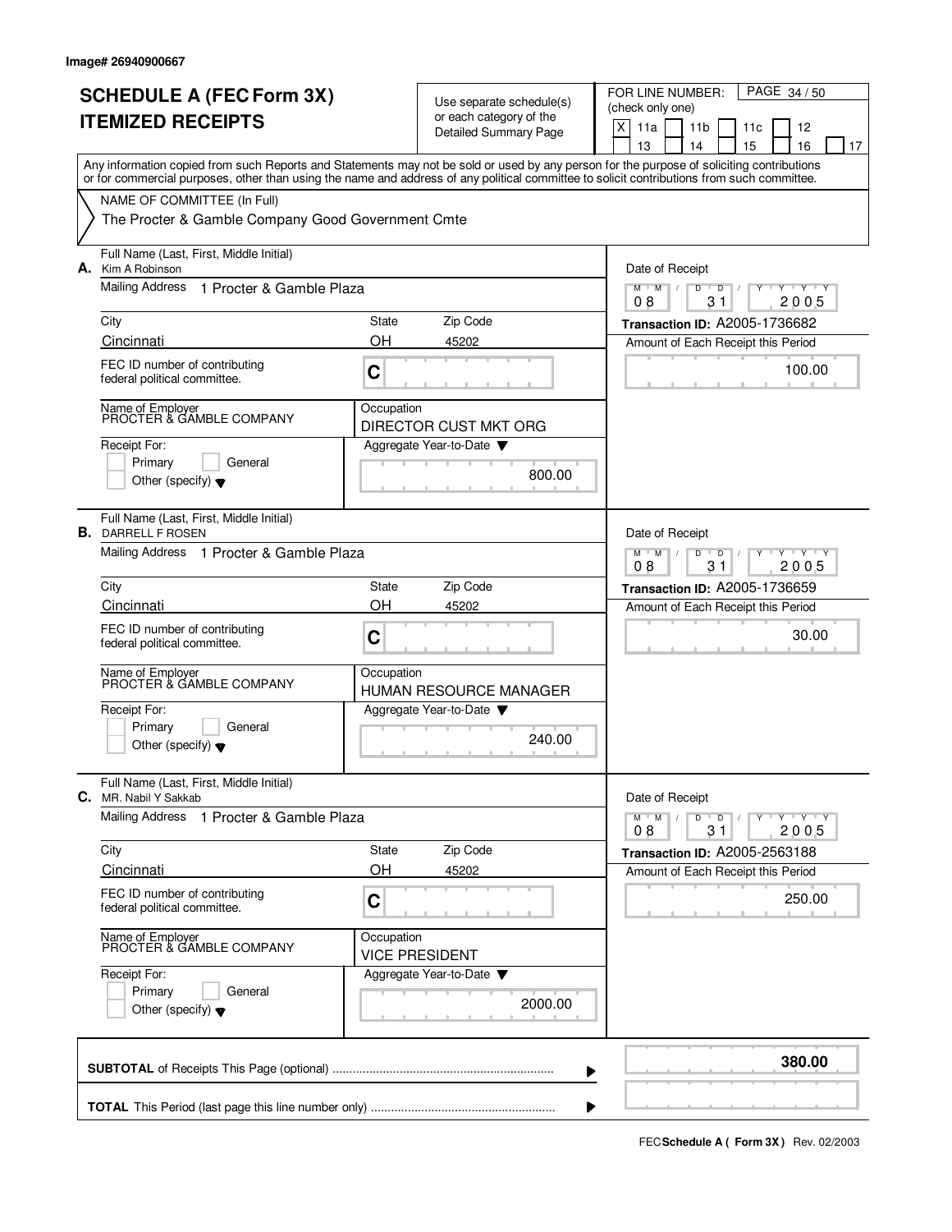Image# 26940900667

# SCHEDULE A (FEC Form 3X) ITEMIZED RECEIPTS

Use separate schedule(s) or each category of the Detailed Summary Page

FOR LINE NUMBER: (check only one)

[X] 11a [ ] 11b [ ] 11c [ ] 12 [ ] 13 [ ] 14 [ ] 15 [ ] 16 [ ] 17

Any information copied from such Reports and Statements may not be sold or used by any person for the purpose of soliciting contributions or for commercial purposes, other than using the name and address of any political committee to solicit contributions from such committee.

NAME OF COMMITTEE (In Full)

The Procter & Gamble Company Good Government Cmte

---

**A.** Full Name (Last, First, Middle Initial): Kim A Robinson

Mailing Address: 1 Procter & Gamble Plaza

City: Cincinnati | State: OH | Zip Code: 45202

FEC ID number of contributing federal political committee: C

Name of Employer: PROCTER & GAMBLE COMPANY

Occupation: DIRECTOR CUST MKT ORG

Receipt For: [ ] Primary [ ] General [ ] Other (specify)

Aggregate Year-to-Date: 800.00

Date of Receipt: 08 / 31 / 2005

Transaction ID: A2005-1736682

Amount of Each Receipt this Period: 100.00

---

**B.** Full Name (Last, First, Middle Initial): DARRELL F ROSEN

Mailing Address: 1 Procter & Gamble Plaza

City: Cincinnati | State: OH | Zip Code: 45202

FEC ID number of contributing federal political committee: C

Name of Employer: PROCTER & GAMBLE COMPANY

Occupation: HUMAN RESOURCE MANAGER

Receipt For: [ ] Primary [ ] General [ ] Other (specify)

Aggregate Year-to-Date: 240.00

Date of Receipt: 08 / 31 / 2005

Transaction ID: A2005-1736659

Amount of Each Receipt this Period: 30.00

---

**C.** Full Name (Last, First, Middle Initial): MR. Nabil Y Sakkab

Mailing Address: 1 Procter & Gamble Plaza

City: Cincinnati | State: OH | Zip Code: 45202

FEC ID number of contributing federal political committee: C

Name of Employer: PROCTER & GAMBLE COMPANY

Occupation: VICE PRESIDENT

Receipt For: [ ] Primary [ ] General [ ] Other (specify)

Aggregate Year-to-Date: 2000.00

Date of Receipt: 08 / 31 / 2005

Transaction ID: A2005-2563188

Amount of Each Receipt this Period: 250.00

---

**SUBTOTAL** of Receipts This Page (optional): **380.00**

**TOTAL** This Period (last page this line number only):

FEC **Schedule A ( Form 3X )** Rev. 02/2003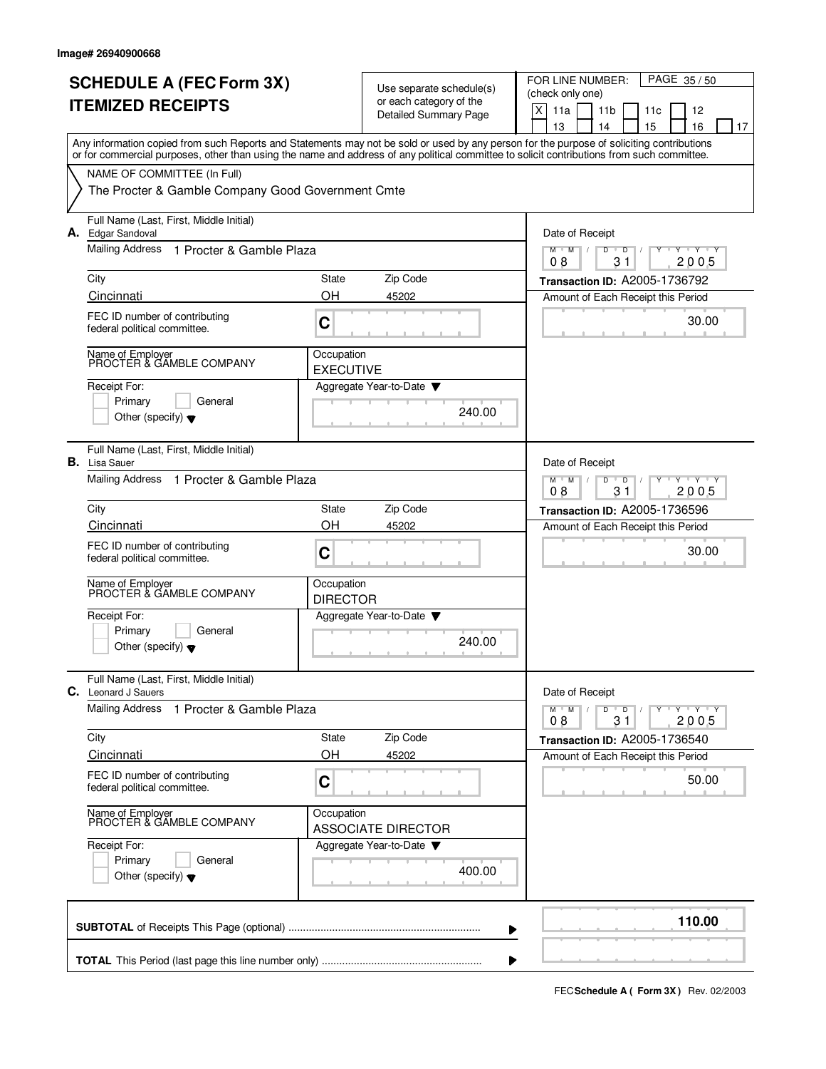Image# 26940900668

# SCHEDULE A (FEC Form 3X) ITEMIZED RECEIPTS

Use separate schedule(s) or each category of the Detailed Summary Page

FOR LINE NUMBER: (check only one)

[X] 11a [ ] 11b [ ] 11c [ ] 12 [ ] 13 [ ] 14 [ ] 15 [ ] 16 [ ] 17

Any information copied from such Reports and Statements may not be sold or used by any person for the purpose of soliciting contributions or for commercial purposes, other than using the name and address of any political committee to solicit contributions from such committee.

NAME OF COMMITTEE (In Full)

The Procter & Gamble Company Good Government Cmte

---

**A.** Full Name (Last, First, Middle Initial): Edgar Sandoval

Mailing Address: 1 Procter & Gamble Plaza

| City | State | Zip Code |
|---|---|---|
| Cincinnati | OH | 45202 |

FEC ID number of contributing federal political committee: C

Name of Employer: PROCTER & GAMBLE COMPANY

Occupation: EXECUTIVE

Receipt For: [ ] Primary [ ] General [ ] Other (specify)

Aggregate Year-to-Date: 240.00

Date of Receipt: 08 / 31 / 2005

Transaction ID: A2005-1736792

Amount of Each Receipt this Period: 30.00

---

**B.** Full Name (Last, First, Middle Initial): Lisa Sauer

Mailing Address: 1 Procter & Gamble Plaza

| City | State | Zip Code |
|---|---|---|
| Cincinnati | OH | 45202 |

FEC ID number of contributing federal political committee: C

Name of Employer: PROCTER & GAMBLE COMPANY

Occupation: DIRECTOR

Receipt For: [ ] Primary [ ] General [ ] Other (specify)

Aggregate Year-to-Date: 240.00

Date of Receipt: 08 / 31 / 2005

Transaction ID: A2005-1736596

Amount of Each Receipt this Period: 30.00

---

**C.** Full Name (Last, First, Middle Initial): Leonard J Sauers

Mailing Address: 1 Procter & Gamble Plaza

| City | State | Zip Code |
|---|---|---|
| Cincinnati | OH | 45202 |

FEC ID number of contributing federal political committee: C

Name of Employer: PROCTER & GAMBLE COMPANY

Occupation: ASSOCIATE DIRECTOR

Receipt For: [ ] Primary [ ] General [ ] Other (specify)

Aggregate Year-to-Date: 400.00

Date of Receipt: 08 / 31 / 2005

Transaction ID: A2005-1736540

Amount of Each Receipt this Period: 50.00

---

**SUBTOTAL** of Receipts This Page (optional): **110.00**

**TOTAL** This Period (last page this line number only):

FEC **Schedule A ( Form 3X )** Rev. 02/2003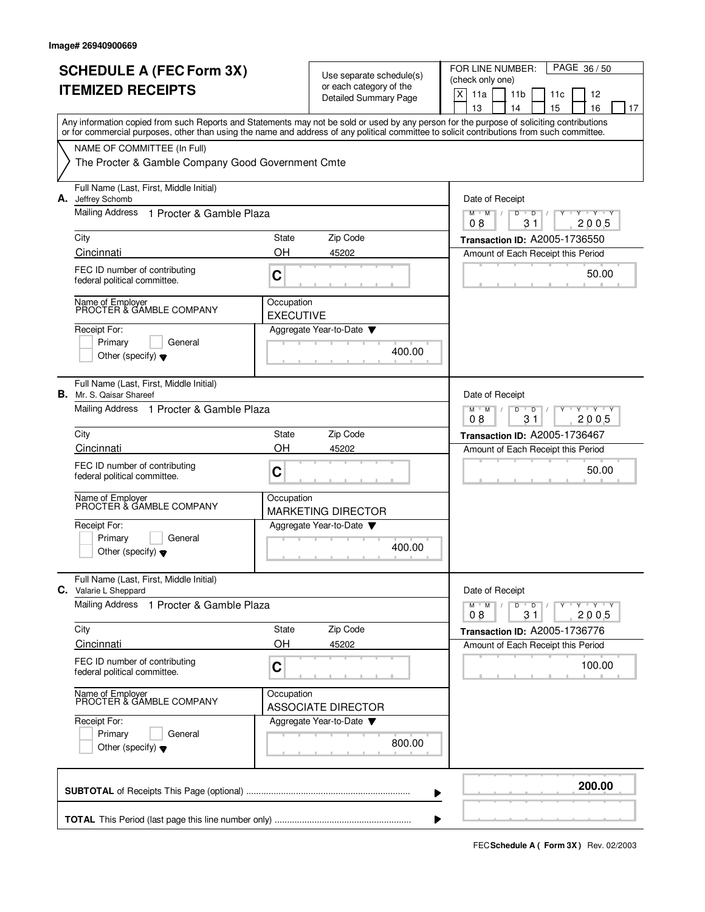Image# 26940900669

# SCHEDULE A (FEC Form 3X) ITEMIZED RECEIPTS

Use separate schedule(s) or each category of the Detailed Summary Page

FOR LINE NUMBER: (check only one)

[X] 11a [ ] 11b [ ] 11c [ ] 12 [ ] 13 [ ] 14 [ ] 15 [ ] 16 [ ] 17

Any information copied from such Reports and Statements may not be sold or used by any person for the purpose of soliciting contributions or for commercial purposes, other than using the name and address of any political committee to solicit contributions from such committee.

NAME OF COMMITTEE (In Full)

The Procter & Gamble Company Good Government Cmte

**A.** Full Name (Last, First, Middle Initial): Jeffrey Schomb

Mailing Address: 1 Procter & Gamble Plaza

City: Cincinnati | State: OH | Zip Code: 45202

FEC ID number of contributing federal political committee: C

Name of Employer: PROCTER & GAMBLE COMPANY

Occupation: EXECUTIVE

Receipt For: [ ] Primary [ ] General [ ] Other (specify)

Aggregate Year-to-Date: 400.00

Date of Receipt: 08/31/2005

Transaction ID: A2005-1736550

Amount of Each Receipt this Period: 50.00

**B.** Full Name (Last, First, Middle Initial): Mr. S. Qaisar Shareef

Mailing Address: 1 Procter & Gamble Plaza

City: Cincinnati | State: OH | Zip Code: 45202

FEC ID number of contributing federal political committee: C

Name of Employer: PROCTER & GAMBLE COMPANY

Occupation: MARKETING DIRECTOR

Receipt For: [ ] Primary [ ] General [ ] Other (specify)

Aggregate Year-to-Date: 400.00

Date of Receipt: 08/31/2005

Transaction ID: A2005-1736467

Amount of Each Receipt this Period: 50.00

**C.** Full Name (Last, First, Middle Initial): Valarie L Sheppard

Mailing Address: 1 Procter & Gamble Plaza

City: Cincinnati | State: OH | Zip Code: 45202

FEC ID number of contributing federal political committee: C

Name of Employer: PROCTER & GAMBLE COMPANY

Occupation: ASSOCIATE DIRECTOR

Receipt For: [ ] Primary [ ] General [ ] Other (specify)

Aggregate Year-to-Date: 800.00

Date of Receipt: 08/31/2005

Transaction ID: A2005-1736776

Amount of Each Receipt this Period: 100.00

**SUBTOTAL** of Receipts This Page (optional): **200.00**

**TOTAL** This Period (last page this line number only):

FEC **Schedule A ( Form 3X )** Rev. 02/2003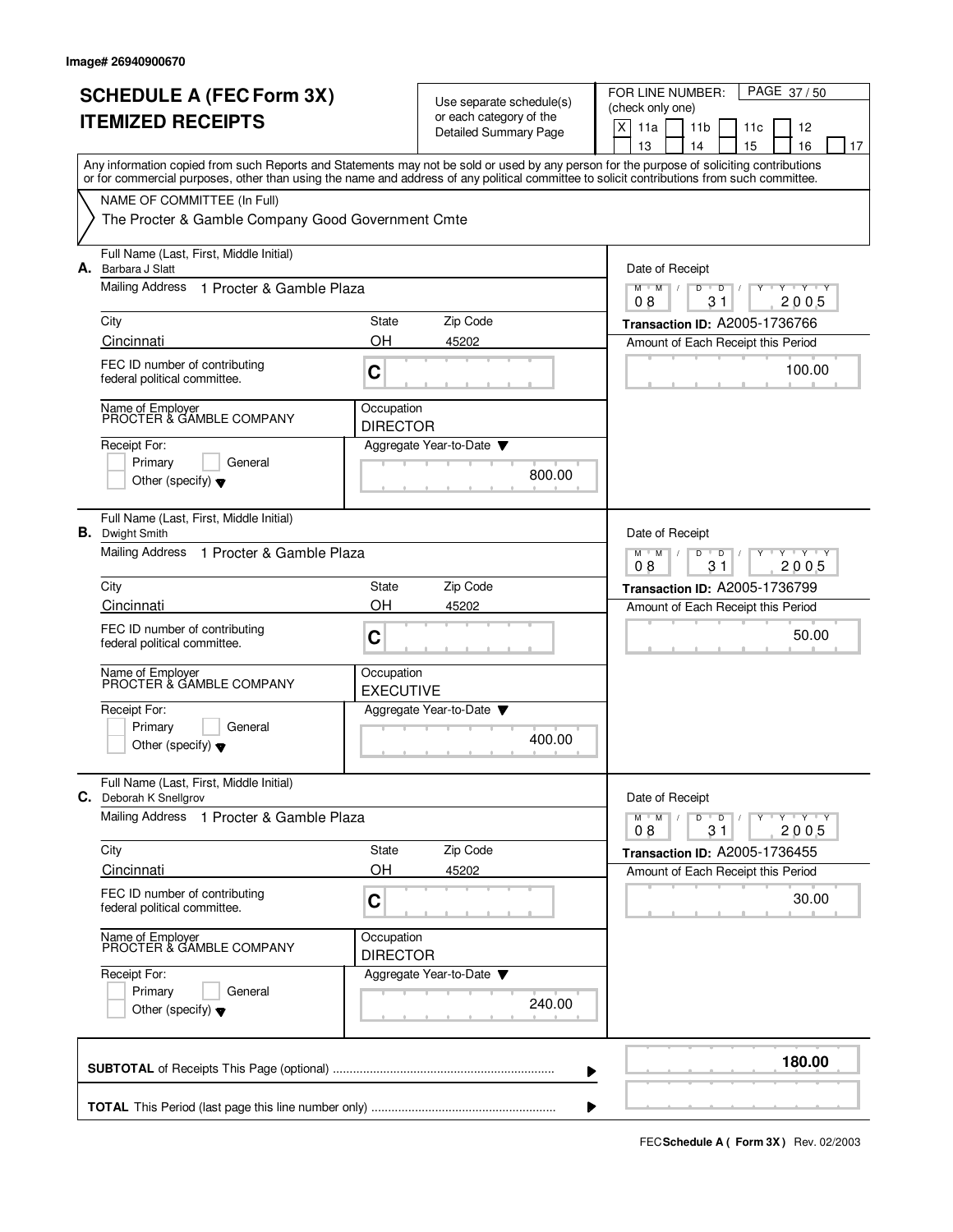Image# 26940900670

# SCHEDULE A (FEC Form 3X)
# ITEMIZED RECEIPTS

Use separate schedule(s) or each category of the Detailed Summary Page

FOR LINE NUMBER: (check only one)

[X] 11a [ ] 11b [ ] 11c [ ] 12 [ ] 13 [ ] 14 [ ] 15 [ ] 16 [ ] 17

Any information copied from such Reports and Statements may not be sold or used by any person for the purpose of soliciting contributions or for commercial purposes, other than using the name and address of any political committee to solicit contributions from such committee.

NAME OF COMMITTEE (In Full)

The Procter & Gamble Company Good Government Cmte

**A.** Full Name (Last, First, Middle Initial): Barbara J Slatt

Mailing Address: 1 Procter & Gamble Plaza

| City | State | Zip Code |
|---|---|---|
| Cincinnati | OH | 45202 |

FEC ID number of contributing federal political committee: C

Name of Employer: PROCTER & GAMBLE COMPANY

Occupation: DIRECTOR

Receipt For: [ ] Primary [ ] General [ ] Other (specify)

Aggregate Year-to-Date: 800.00

Date of Receipt: 08 / 31 / 2005

Transaction ID: A2005-1736766

Amount of Each Receipt this Period: 100.00

**B.** Full Name (Last, First, Middle Initial): Dwight Smith

Mailing Address: 1 Procter & Gamble Plaza

| City | State | Zip Code |
|---|---|---|
| Cincinnati | OH | 45202 |

FEC ID number of contributing federal political committee: C

Name of Employer: PROCTER & GAMBLE COMPANY

Occupation: EXECUTIVE

Receipt For: [ ] Primary [ ] General [ ] Other (specify)

Aggregate Year-to-Date: 400.00

Date of Receipt: 08 / 31 / 2005

Transaction ID: A2005-1736799

Amount of Each Receipt this Period: 50.00

**C.** Full Name (Last, First, Middle Initial): Deborah K Snellgrov

Mailing Address: 1 Procter & Gamble Plaza

| City | State | Zip Code |
|---|---|---|
| Cincinnati | OH | 45202 |

FEC ID number of contributing federal political committee: C

Name of Employer: PROCTER & GAMBLE COMPANY

Occupation: DIRECTOR

Receipt For: [ ] Primary [ ] General [ ] Other (specify)

Aggregate Year-to-Date: 240.00

Date of Receipt: 08 / 31 / 2005

Transaction ID: A2005-1736455

Amount of Each Receipt this Period: 30.00

**SUBTOTAL** of Receipts This Page (optional): **180.00**

**TOTAL** This Period (last page this line number only):

FEC **Schedule A ( Form 3X )** Rev. 02/2003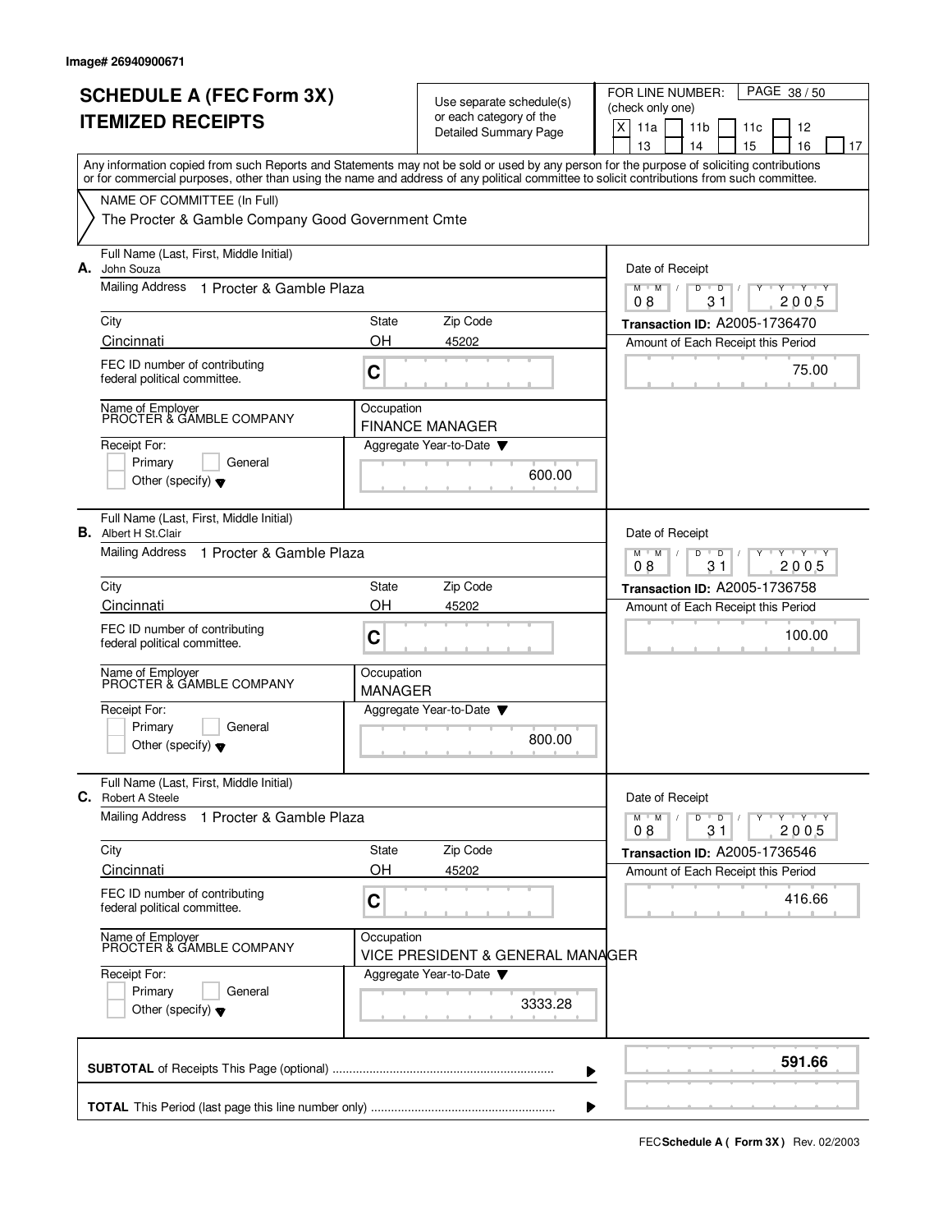Image# 26940900671

# SCHEDULE A (FEC Form 3X)
## ITEMIZED RECEIPTS

Use separate schedule(s) or each category of the Detailed Summary Page

FOR LINE NUMBER: (check only one)

[X] 11a [ ] 11b [ ] 11c [ ] 12 [ ] 13 [ ] 14 [ ] 15 [ ] 16 [ ] 17

Any information copied from such Reports and Statements may not be sold or used by any person for the purpose of soliciting contributions or for commercial purposes, other than using the name and address of any political committee to solicit contributions from such committee.

NAME OF COMMITTEE (In Full)

The Procter & Gamble Company Good Government Cmte

---

**A.** Full Name (Last, First, Middle Initial): John Souza

Mailing Address: 1 Procter & Gamble Plaza

City: Cincinnati | State: OH | Zip Code: 45202

FEC ID number of contributing federal political committee: C

Name of Employer: PROCTER & GAMBLE COMPANY

Occupation: FINANCE MANAGER

Receipt For: [ ] Primary [ ] General [ ] Other (specify)

Aggregate Year-to-Date: 600.00

Date of Receipt: 08 / 31 / 2005

Transaction ID: A2005-1736470

Amount of Each Receipt this Period: 75.00

---

**B.** Full Name (Last, First, Middle Initial): Albert H St.Clair

Mailing Address: 1 Procter & Gamble Plaza

City: Cincinnati | State: OH | Zip Code: 45202

FEC ID number of contributing federal political committee: C

Name of Employer: PROCTER & GAMBLE COMPANY

Occupation: MANAGER

Receipt For: [ ] Primary [ ] General [ ] Other (specify)

Aggregate Year-to-Date: 800.00

Date of Receipt: 08 / 31 / 2005

Transaction ID: A2005-1736758

Amount of Each Receipt this Period: 100.00

---

**C.** Full Name (Last, First, Middle Initial): Robert A Steele

Mailing Address: 1 Procter & Gamble Plaza

City: Cincinnati | State: OH | Zip Code: 45202

FEC ID number of contributing federal political committee: C

Name of Employer: PROCTER & GAMBLE COMPANY

Occupation: VICE PRESIDENT & GENERAL MANAGER

Receipt For: [ ] Primary [ ] General [ ] Other (specify)

Aggregate Year-to-Date: 3333.28

Date of Receipt: 08 / 31 / 2005

Transaction ID: A2005-1736546

Amount of Each Receipt this Period: 416.66

---

**SUBTOTAL** of Receipts This Page (optional): **591.66**

**TOTAL** This Period (last page this line number only):

FEC **Schedule A ( Form 3X )** Rev. 02/2003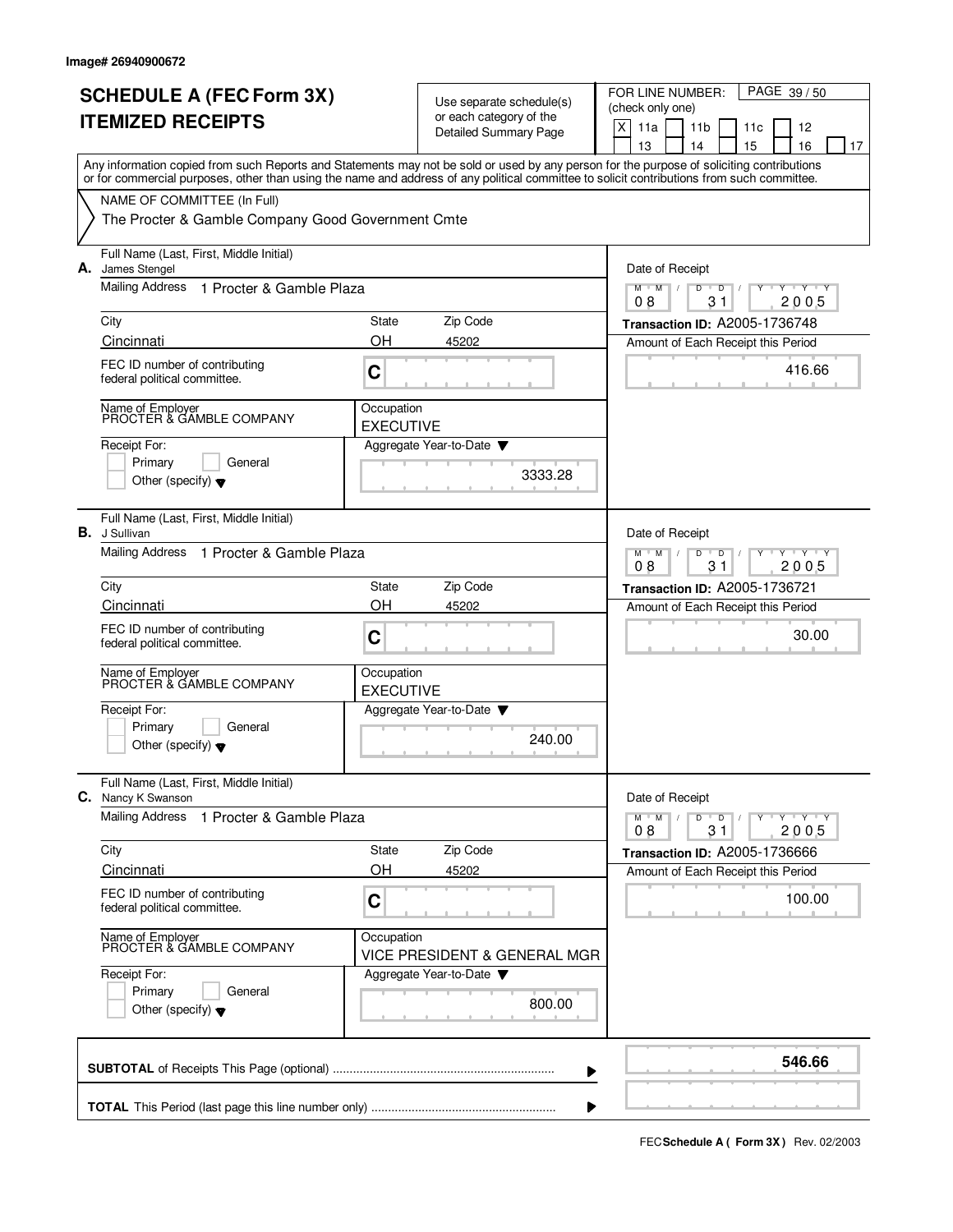Image# 26940900672

# SCHEDULE A (FEC Form 3X) ITEMIZED RECEIPTS

Use separate schedule(s) or each category of the Detailed Summary Page

FOR LINE NUMBER: (check only one)

[X] 11a [ ] 11b [ ] 11c [ ] 12 [ ] 13 [ ] 14 [ ] 15 [ ] 16 [ ] 17

PAGE 39 / 50

Any information copied from such Reports and Statements may not be sold or used by any person for the purpose of soliciting contributions or for commercial purposes, other than using the name and address of any political committee to solicit contributions from such committee.

NAME OF COMMITTEE (In Full)

The Procter & Gamble Company Good Government Cmte

**A.** Full Name (Last, First, Middle Initial): James Stengel

Mailing Address: 1 Procter & Gamble Plaza

City: Cincinnati | State: OH | Zip Code: 45202

FEC ID number of contributing federal political committee: C

Name of Employer: PROCTER & GAMBLE COMPANY

Occupation: EXECUTIVE

Receipt For: Primary / General / Other (specify)

Aggregate Year-to-Date: 3333.28

Date of Receipt: 08 31 2005

Transaction ID: A2005-1736748

Amount of Each Receipt this Period: 416.66

**B.** Full Name (Last, First, Middle Initial): J Sullivan

Mailing Address: 1 Procter & Gamble Plaza

City: Cincinnati | State: OH | Zip Code: 45202

FEC ID number of contributing federal political committee: C

Name of Employer: PROCTER & GAMBLE COMPANY

Occupation: EXECUTIVE

Receipt For: Primary / General / Other (specify)

Aggregate Year-to-Date: 240.00

Date of Receipt: 08 31 2005

Transaction ID: A2005-1736721

Amount of Each Receipt this Period: 30.00

**C.** Full Name (Last, First, Middle Initial): Nancy K Swanson

Mailing Address: 1 Procter & Gamble Plaza

City: Cincinnati | State: OH | Zip Code: 45202

FEC ID number of contributing federal political committee: C

Name of Employer: PROCTER & GAMBLE COMPANY

Occupation: VICE PRESIDENT & GENERAL MGR

Receipt For: Primary / General / Other (specify)

Aggregate Year-to-Date: 800.00

Date of Receipt: 08 31 2005

Transaction ID: A2005-1736666

Amount of Each Receipt this Period: 100.00

**SUBTOTAL** of Receipts This Page (optional): **546.66**

**TOTAL** This Period (last page this line number only):

FEC **Schedule A ( Form 3X )** Rev. 02/2003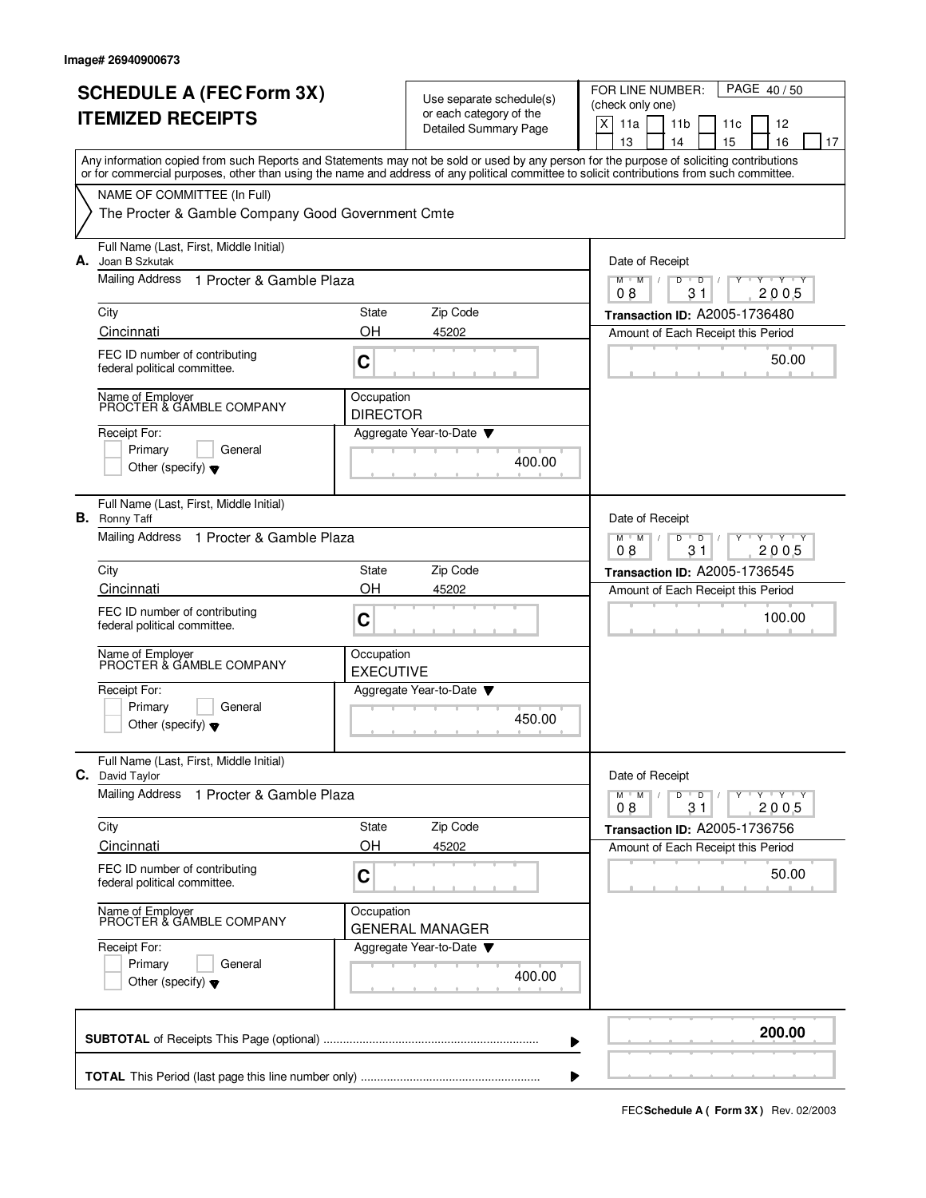Image# 26940900673

# SCHEDULE A (FEC Form 3X)
# ITEMIZED RECEIPTS

Use separate schedule(s) or each category of the Detailed Summary Page

FOR LINE NUMBER: (check only one)
[X] 11a [ ] 11b [ ] 11c [ ] 12 [ ] 13 [ ] 14 [ ] 15 [ ] 16 [ ] 17

Any information copied from such Reports and Statements may not be sold or used by any person for the purpose of soliciting contributions or for commercial purposes, other than using the name and address of any political committee to solicit contributions from such committee.

NAME OF COMMITTEE (In Full)
The Procter & Gamble Company Good Government Cmte

**A.** Full Name (Last, First, Middle Initial): Joan B Szkutak
Mailing Address: 1 Procter & Gamble Plaza
City: Cincinnati | State: OH | Zip Code: 45202
FEC ID number of contributing federal political committee: C
Name of Employer: PROCTER & GAMBLE COMPANY
Occupation: DIRECTOR
Receipt For: [ ] Primary [ ] General [ ] Other (specify)
Aggregate Year-to-Date: 400.00
Date of Receipt: 08/31/2005
Transaction ID: A2005-1736480
Amount of Each Receipt this Period: 50.00

**B.** Full Name (Last, First, Middle Initial): Ronny Taff
Mailing Address: 1 Procter & Gamble Plaza
City: Cincinnati | State: OH | Zip Code: 45202
FEC ID number of contributing federal political committee: C
Name of Employer: PROCTER & GAMBLE COMPANY
Occupation: EXECUTIVE
Receipt For: [ ] Primary [ ] General [ ] Other (specify)
Aggregate Year-to-Date: 450.00
Date of Receipt: 08/31/2005
Transaction ID: A2005-1736545
Amount of Each Receipt this Period: 100.00

**C.** Full Name (Last, First, Middle Initial): David Taylor
Mailing Address: 1 Procter & Gamble Plaza
City: Cincinnati | State: OH | Zip Code: 45202
FEC ID number of contributing federal political committee: C
Name of Employer: PROCTER & GAMBLE COMPANY
Occupation: GENERAL MANAGER
Receipt For: [ ] Primary [ ] General [ ] Other (specify)
Aggregate Year-to-Date: 400.00
Date of Receipt: 08/31/2005
Transaction ID: A2005-1736756
Amount of Each Receipt this Period: 50.00

**SUBTOTAL** of Receipts This Page (optional): **200.00**

**TOTAL** This Period (last page this line number only):

FEC **Schedule A ( Form 3X )** Rev. 02/2003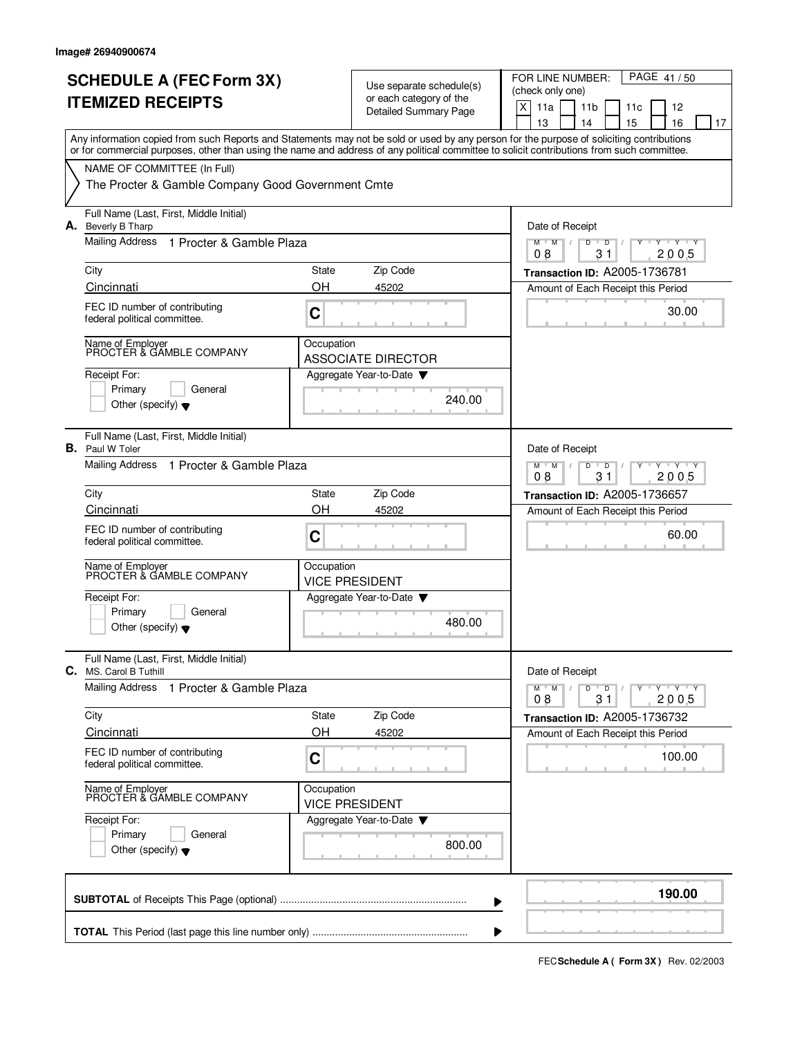Image# 26940900674

# SCHEDULE A (FEC Form 3X) ITEMIZED RECEIPTS

Use separate schedule(s) or each category of the Detailed Summary Page

FOR LINE NUMBER: (check only one)

[X] 11a [ ] 11b [ ] 11c [ ] 12 [ ] 13 [ ] 14 [ ] 15 [ ] 16 [ ] 17

PAGE 41 / 50

Any information copied from such Reports and Statements may not be sold or used by any person for the purpose of soliciting contributions or for commercial purposes, other than using the name and address of any political committee to solicit contributions from such committee.

NAME OF COMMITTEE (In Full)

The Procter & Gamble Company Good Government Cmte

---

**A.** Full Name (Last, First, Middle Initial): Beverly B Tharp

Mailing Address: 1 Procter & Gamble Plaza

City: Cincinnati | State: OH | Zip Code: 45202

FEC ID number of contributing federal political committee: C

Name of Employer: PROCTER & GAMBLE COMPANY

Occupation: ASSOCIATE DIRECTOR

Receipt For: [ ] Primary [ ] General [ ] Other (specify)

Aggregate Year-to-Date: 240.00

Date of Receipt: 08 / 31 / 2005

Transaction ID: A2005-1736781

Amount of Each Receipt this Period: 30.00

---

**B.** Full Name (Last, First, Middle Initial): Paul W Toler

Mailing Address: 1 Procter & Gamble Plaza

City: Cincinnati | State: OH | Zip Code: 45202

FEC ID number of contributing federal political committee: C

Name of Employer: PROCTER & GAMBLE COMPANY

Occupation: VICE PRESIDENT

Receipt For: [ ] Primary [ ] General [ ] Other (specify)

Aggregate Year-to-Date: 480.00

Date of Receipt: 08 / 31 / 2005

Transaction ID: A2005-1736657

Amount of Each Receipt this Period: 60.00

---

**C.** Full Name (Last, First, Middle Initial): MS. Carol B Tuthill

Mailing Address: 1 Procter & Gamble Plaza

City: Cincinnati | State: OH | Zip Code: 45202

FEC ID number of contributing federal political committee: C

Name of Employer: PROCTER & GAMBLE COMPANY

Occupation: VICE PRESIDENT

Receipt For: [ ] Primary [ ] General [ ] Other (specify)

Aggregate Year-to-Date: 800.00

Date of Receipt: 08 / 31 / 2005

Transaction ID: A2005-1736732

Amount of Each Receipt this Period: 100.00

---

**SUBTOTAL** of Receipts This Page (optional): **190.00**

**TOTAL** This Period (last page this line number only):

FEC **Schedule A ( Form 3X )** Rev. 02/2003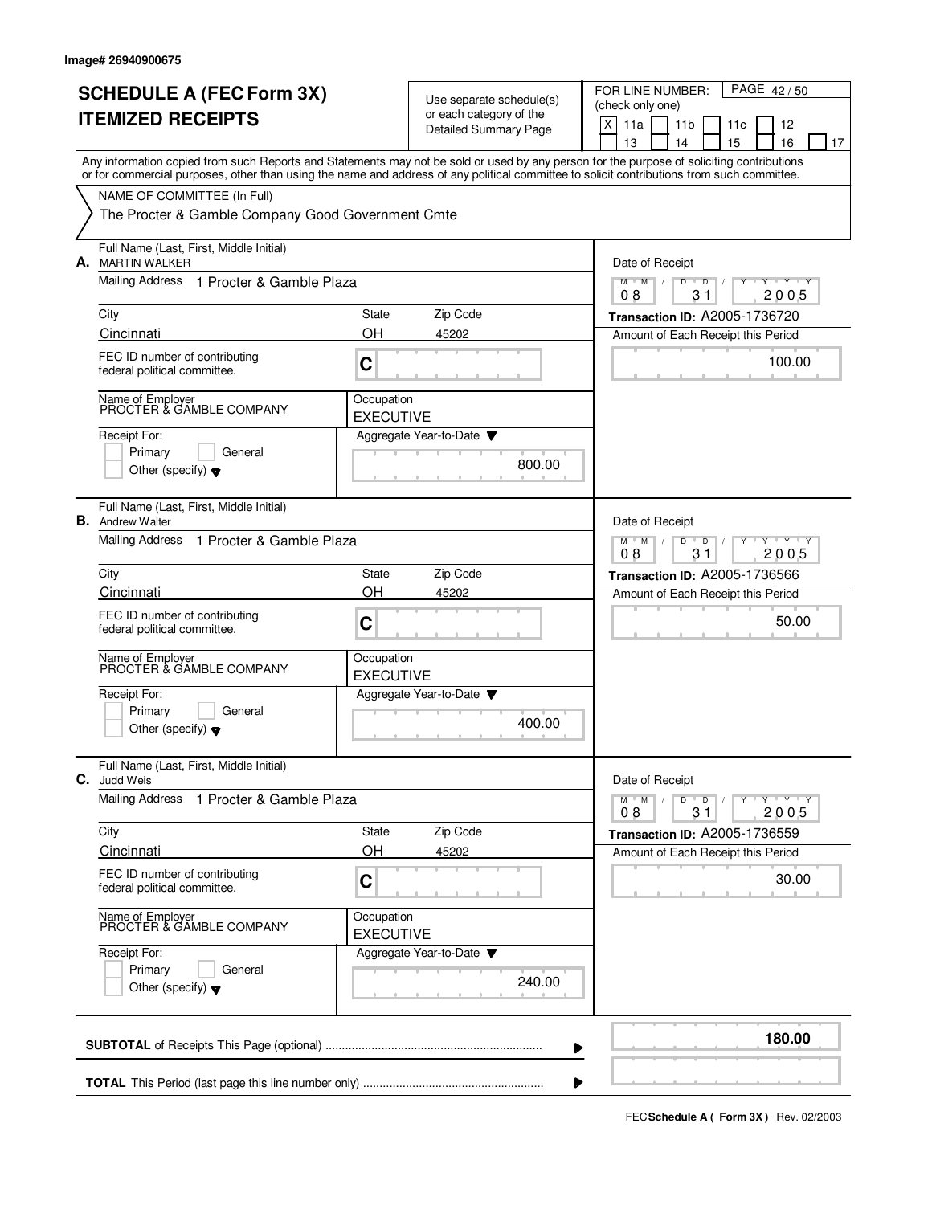Image# 26940900675

# SCHEDULE A (FEC Form 3X)
# ITEMIZED RECEIPTS

Use separate schedule(s) or each category of the Detailed Summary Page

FOR LINE NUMBER: (check only one)

[X] 11a [ ] 11b [ ] 11c [ ] 12 [ ] 13 [ ] 14 [ ] 15 [ ] 16 [ ] 17

Any information copied from such Reports and Statements may not be sold or used by any person for the purpose of soliciting contributions or for commercial purposes, other than using the name and address of any political committee to solicit contributions from such committee.

NAME OF COMMITTEE (In Full)
The Procter & Gamble Company Good Government Cmte

**A.** Full Name (Last, First, Middle Initial): MARTIN WALKER
Mailing Address: 1 Procter & Gamble Plaza
City: Cincinnati | State: OH | Zip Code: 45202
FEC ID number of contributing federal political committee: C
Name of Employer: PROCTER & GAMBLE COMPANY
Occupation: EXECUTIVE
Receipt For: [ ] Primary [ ] General [ ] Other (specify)
Aggregate Year-to-Date: 800.00
Date of Receipt: 08 / 31 / 2005
Transaction ID: A2005-1736720
Amount of Each Receipt this Period: 100.00

**B.** Full Name (Last, First, Middle Initial): Andrew Walter
Mailing Address: 1 Procter & Gamble Plaza
City: Cincinnati | State: OH | Zip Code: 45202
FEC ID number of contributing federal political committee: C
Name of Employer: PROCTER & GAMBLE COMPANY
Occupation: EXECUTIVE
Receipt For: [ ] Primary [ ] General [ ] Other (specify)
Aggregate Year-to-Date: 400.00
Date of Receipt: 08 / 31 / 2005
Transaction ID: A2005-1736566
Amount of Each Receipt this Period: 50.00

**C.** Full Name (Last, First, Middle Initial): Judd Weis
Mailing Address: 1 Procter & Gamble Plaza
City: Cincinnati | State: OH | Zip Code: 45202
FEC ID number of contributing federal political committee: C
Name of Employer: PROCTER & GAMBLE COMPANY
Occupation: EXECUTIVE
Receipt For: [ ] Primary [ ] General [ ] Other (specify)
Aggregate Year-to-Date: 240.00
Date of Receipt: 08 / 31 / 2005
Transaction ID: A2005-1736559
Amount of Each Receipt this Period: 30.00

**SUBTOTAL** of Receipts This Page (optional) ........ **180.00**

**TOTAL** This Period (last page this line number only) ........

FEC **Schedule A ( Form 3X )** Rev. 02/2003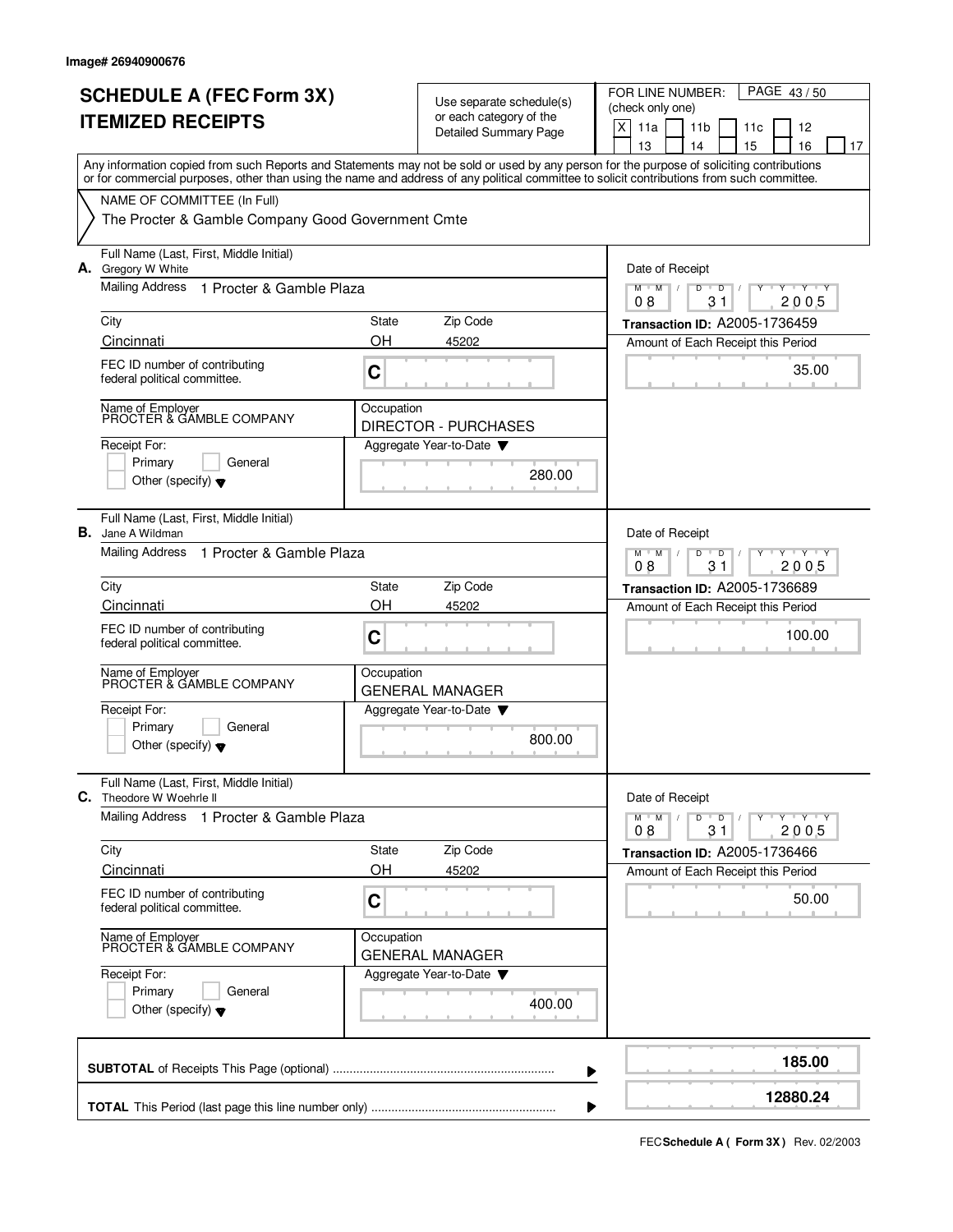Image# 26940900676

# SCHEDULE A (FEC Form 3X) ITEMIZED RECEIPTS

Use separate schedule(s) or each category of the Detailed Summary Page

FOR LINE NUMBER: (check only one)

[X] 11a [ ] 11b [ ] 11c [ ] 12 [ ] 13 [ ] 14 [ ] 15 [ ] 16 [ ] 17

PAGE 43 / 50

Any information copied from such Reports and Statements may not be sold or used by any person for the purpose of soliciting contributions or for commercial purposes, other than using the name and address of any political committee to solicit contributions from such committee.

NAME OF COMMITTEE (In Full)

The Procter & Gamble Company Good Government Cmte

---

**A.** Full Name (Last, First, Middle Initial): Gregory W White

Mailing Address: 1 Procter & Gamble Plaza

| City | State | Zip Code |
|---|---|---|
| Cincinnati | OH | 45202 |

FEC ID number of contributing federal political committee: C

Name of Employer: PROCTER & GAMBLE COMPANY

Occupation: DIRECTOR - PURCHASES

Receipt For: [ ] Primary [ ] General [ ] Other (specify)

Aggregate Year-to-Date: 280.00

Date of Receipt: 08 / 31 / 2005

Transaction ID: A2005-1736459

Amount of Each Receipt this Period: 35.00

---

**B.** Full Name (Last, First, Middle Initial): Jane A Wildman

Mailing Address: 1 Procter & Gamble Plaza

| City | State | Zip Code |
|---|---|---|
| Cincinnati | OH | 45202 |

FEC ID number of contributing federal political committee: C

Name of Employer: PROCTER & GAMBLE COMPANY

Occupation: GENERAL MANAGER

Receipt For: [ ] Primary [ ] General [ ] Other (specify)

Aggregate Year-to-Date: 800.00

Date of Receipt: 08 / 31 / 2005

Transaction ID: A2005-1736689

Amount of Each Receipt this Period: 100.00

---

**C.** Full Name (Last, First, Middle Initial): Theodore W Woehrle II

Mailing Address: 1 Procter & Gamble Plaza

| City | State | Zip Code |
|---|---|---|
| Cincinnati | OH | 45202 |

FEC ID number of contributing federal political committee: C

Name of Employer: PROCTER & GAMBLE COMPANY

Occupation: GENERAL MANAGER

Receipt For: [ ] Primary [ ] General [ ] Other (specify)

Aggregate Year-to-Date: 400.00

Date of Receipt: 08 / 31 / 2005

Transaction ID: A2005-1736466

Amount of Each Receipt this Period: 50.00

---

**SUBTOTAL** of Receipts This Page (optional): **185.00**

**TOTAL** This Period (last page this line number only): **12880.24**

FEC **Schedule A ( Form 3X )** Rev. 02/2003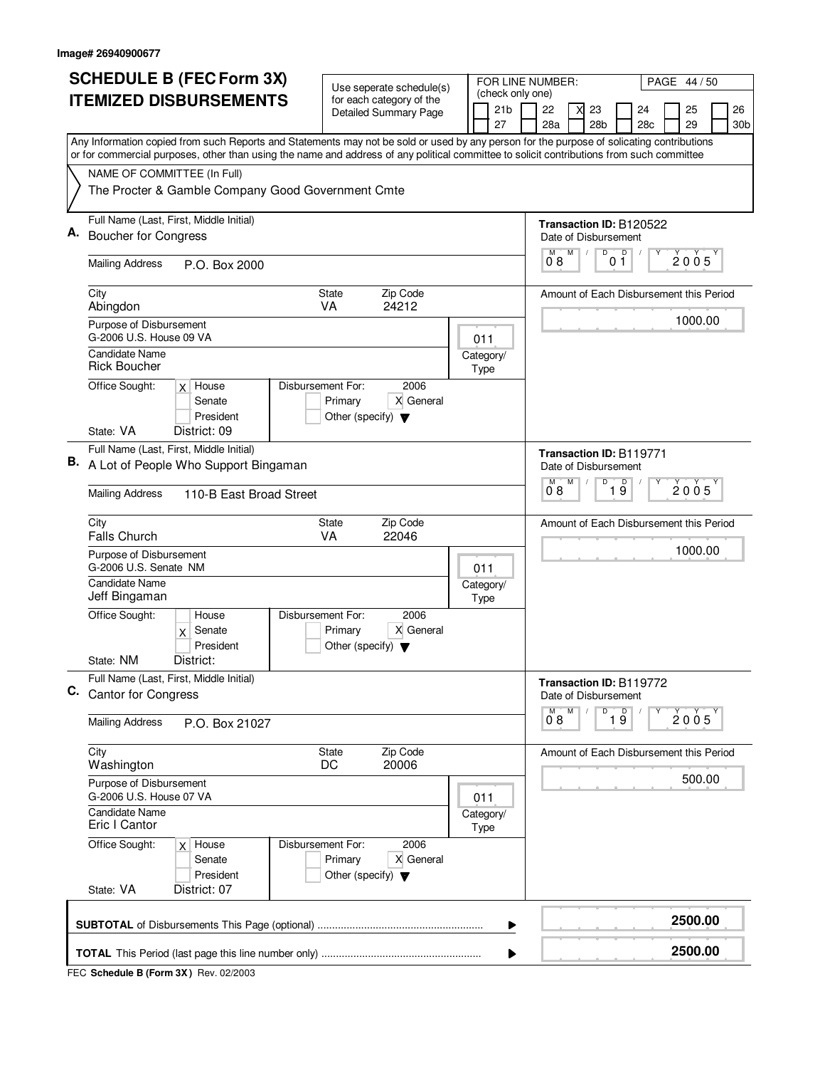Image# 26940900677

# SCHEDULE B (FEC Form 3X) ITEMIZED DISBURSEMENTS

Use seperate schedule(s) for each category of the Detailed Summary Page

FOR LINE NUMBER: (check only one)

21b | 22 | X 23 | 24 | 25 | 26
27 | 28a | 28b | 28c | 29 | 30b

PAGE 44 / 50

Any Information copied from such Reports and Statements may not be sold or used by any person for the purpose of solicating contributions or for commercial purposes, other than using the name and address of any political committee to solicit contributions from such committee

NAME OF COMMITTEE (In Full)
The Procter & Gamble Company Good Government Cmte

**A.** Full Name (Last, First, Middle Initial): Boucher for Congress
Mailing Address: P.O. Box 2000
City: Abingdon | State: VA | Zip Code: 24212
Purpose of Disbursement: G-2006 U.S. House 09 VA
Category/Type: 011
Candidate Name: Rick Boucher
Office Sought: X House | Senate | President
State: VA District: 09
Disbursement For: 2006 | Primary | X General | Other (specify)
Transaction ID: B120522
Date of Disbursement: 08 / 01 / 2005
Amount of Each Disbursement this Period: 1000.00

**B.** Full Name (Last, First, Middle Initial): A Lot of People Who Support Bingaman
Mailing Address: 110-B East Broad Street
City: Falls Church | State: VA | Zip Code: 22046
Purpose of Disbursement: G-2006 U.S. Senate NM
Category/Type: 011
Candidate Name: Jeff Bingaman
Office Sought: House | X Senate | President
State: NM District:
Disbursement For: 2006 | Primary | X General | Other (specify)
Transaction ID: B119771
Date of Disbursement: 08 / 19 / 2005
Amount of Each Disbursement this Period: 1000.00

**C.** Full Name (Last, First, Middle Initial): Cantor for Congress
Mailing Address: P.O. Box 21027
City: Washington | State: DC | Zip Code: 20006
Purpose of Disbursement: G-2006 U.S. House 07 VA
Category/Type: 011
Candidate Name: Eric I Cantor
Office Sought: X House | Senate | President
State: VA District: 07
Disbursement For: 2006 | Primary | X General | Other (specify)
Transaction ID: B119772
Date of Disbursement: 08 / 19 / 2005
Amount of Each Disbursement this Period: 500.00

**SUBTOTAL** of Disbursements This Page (optional) ........ **2500.00**

**TOTAL** This Period (last page this line number only) ........ **2500.00**

FEC **Schedule B (Form 3X)** Rev. 02/2003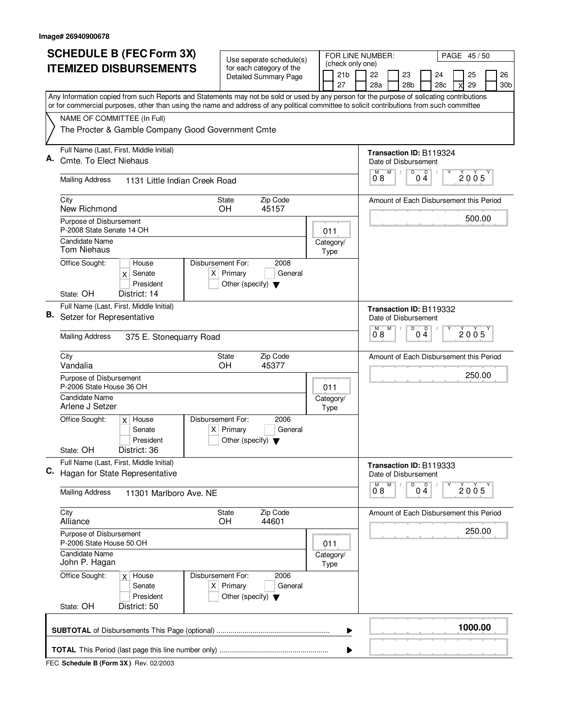Image# 26940900678

# SCHEDULE B (FEC Form 3X) ITEMIZED DISBURSEMENTS

Use seperate schedule(s) for each category of the Detailed Summary Page

FOR LINE NUMBER: (check only one)

21b | 22 | 23 | 24 | 25 | 26 | 27 | 28a | 28b | 28c | X 29 | 30b

PAGE 45 / 50

Any Information copied from such Reports and Statements may not be sold or used by any person for the purpose of solicating contributions or for commercial purposes, other than using the name and address of any political committee to solicit contributions from such committee

NAME OF COMMITTEE (In Full)
The Procter & Gamble Company Good Government Cmte

**A.** Full Name (Last, First, Middle Initial): Cmte. To Elect Niehaus
Mailing Address: 1131 Little Indian Creek Road
City: New Richmond | State: OH | Zip Code: 45157
Purpose of Disbursement: P-2008 State Senate 14 OH
Category/Type: 011
Candidate Name: Tom Niehaus
Office Sought: X Senate
State: OH District: 14
Disbursement For: 2008 X Primary
Transaction ID: B119324
Date of Disbursement: 08 04 2005
Amount of Each Disbursement this Period: 500.00

**B.** Full Name (Last, First, Middle Initial): Setzer for Representative
Mailing Address: 375 E. Stonequarry Road
City: Vandalia | State: OH | Zip Code: 45377
Purpose of Disbursement: P-2006 State House 36 OH
Category/Type: 011
Candidate Name: Arlene J Setzer
Office Sought: X House
State: OH District: 36
Disbursement For: 2006 X Primary
Transaction ID: B119332
Date of Disbursement: 08 04 2005
Amount of Each Disbursement this Period: 250.00

**C.** Full Name (Last, First, Middle Initial): Hagan for State Representative
Mailing Address: 11301 Marlboro Ave. NE
City: Alliance | State: OH | Zip Code: 44601
Purpose of Disbursement: P-2006 State House 50 OH
Category/Type: 011
Candidate Name: John P. Hagan
Office Sought: X House
State: OH District: 50
Disbursement For: 2006 X Primary
Transaction ID: B119333
Date of Disbursement: 08 04 2005
Amount of Each Disbursement this Period: 250.00

**SUBTOTAL** of Disbursements This Page (optional): **1000.00**

**TOTAL** This Period (last page this line number only):

FEC **Schedule B (Form 3X)** Rev. 02/2003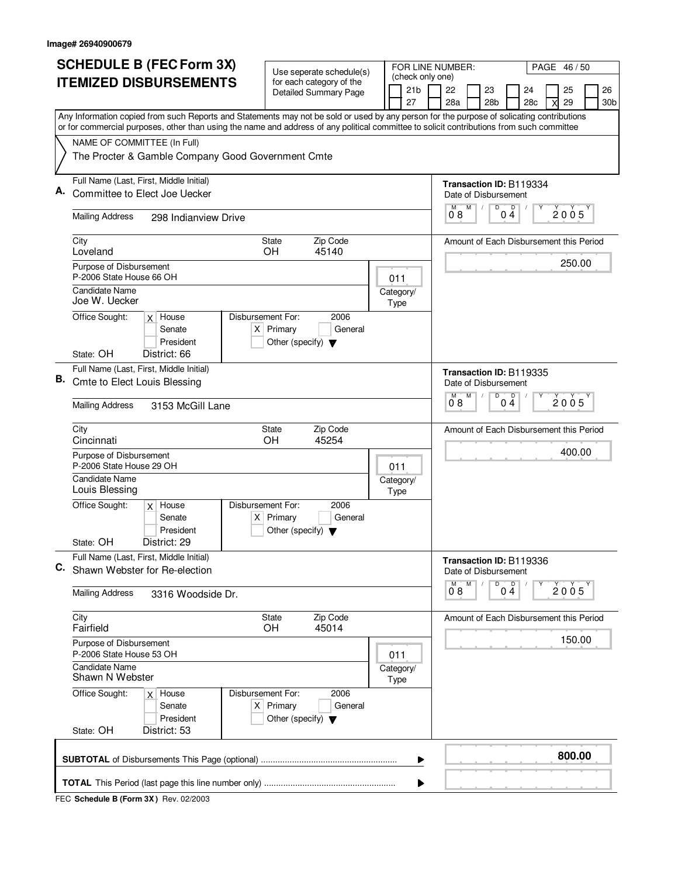Image# 26940900679

# SCHEDULE B (FEC Form 3X) ITEMIZED DISBURSEMENTS

Use seperate schedule(s) for each category of the Detailed Summary Page

FOR LINE NUMBER: (check only one)

| 21b | 22 | 23 | 24 | 25 | 26 |
|---|---|---|---|---|---|
| 27 | 28a | 28b | 28c | X 29 | 30b |

Any Information copied from such Reports and Statements may not be sold or used by any person for the purpose of solicating contributions or for commercial purposes, other than using the name and address of any political committee to solicit contributions from such committee

NAME OF COMMITTEE (In Full)
The Procter & Gamble Company Good Government Cmte

## A.

Full Name (Last, First, Middle Initial): Committee to Elect Joe Uecker
Mailing Address: 298 Indianview Drive
City: Loveland
State: OH
Zip Code: 45140
Purpose of Disbursement: P-2006 State House 66 OH
Category/Type: 011
Candidate Name: Joe W. Uecker
Office Sought: [X] House [ ] Senate [ ] President
State: OH District: 66
Disbursement For: 2006 [X] Primary [ ] General [ ] Other (specify)

Transaction ID: B119334
Date of Disbursement: 08/04/2005
Amount of Each Disbursement this Period: 250.00

## B.

Full Name (Last, First, Middle Initial): Cmte to Elect Louis Blessing
Mailing Address: 3153 McGill Lane
City: Cincinnati
State: OH
Zip Code: 45254
Purpose of Disbursement: P-2006 State House 29 OH
Category/Type: 011
Candidate Name: Louis Blessing
Office Sought: [X] House [ ] Senate [ ] President
State: OH District: 29
Disbursement For: 2006 [X] Primary [ ] General [ ] Other (specify)

Transaction ID: B119335
Date of Disbursement: 08/04/2005
Amount of Each Disbursement this Period: 400.00

## C.

Full Name (Last, First, Middle Initial): Shawn Webster for Re-election
Mailing Address: 3316 Woodside Dr.
City: Fairfield
State: OH
Zip Code: 45014
Purpose of Disbursement: P-2006 State House 53 OH
Category/Type: 011
Candidate Name: Shawn N Webster
Office Sought: [X] House [ ] Senate [ ] President
State: OH District: 53
Disbursement For: 2006 [X] Primary [ ] General [ ] Other (specify)

Transaction ID: B119336
Date of Disbursement: 08/04/2005
Amount of Each Disbursement this Period: 150.00

**SUBTOTAL** of Disbursements This Page (optional) ........ **800.00**

**TOTAL** This Period (last page this line number only) ........

FEC **Schedule B (Form 3X)** Rev. 02/2003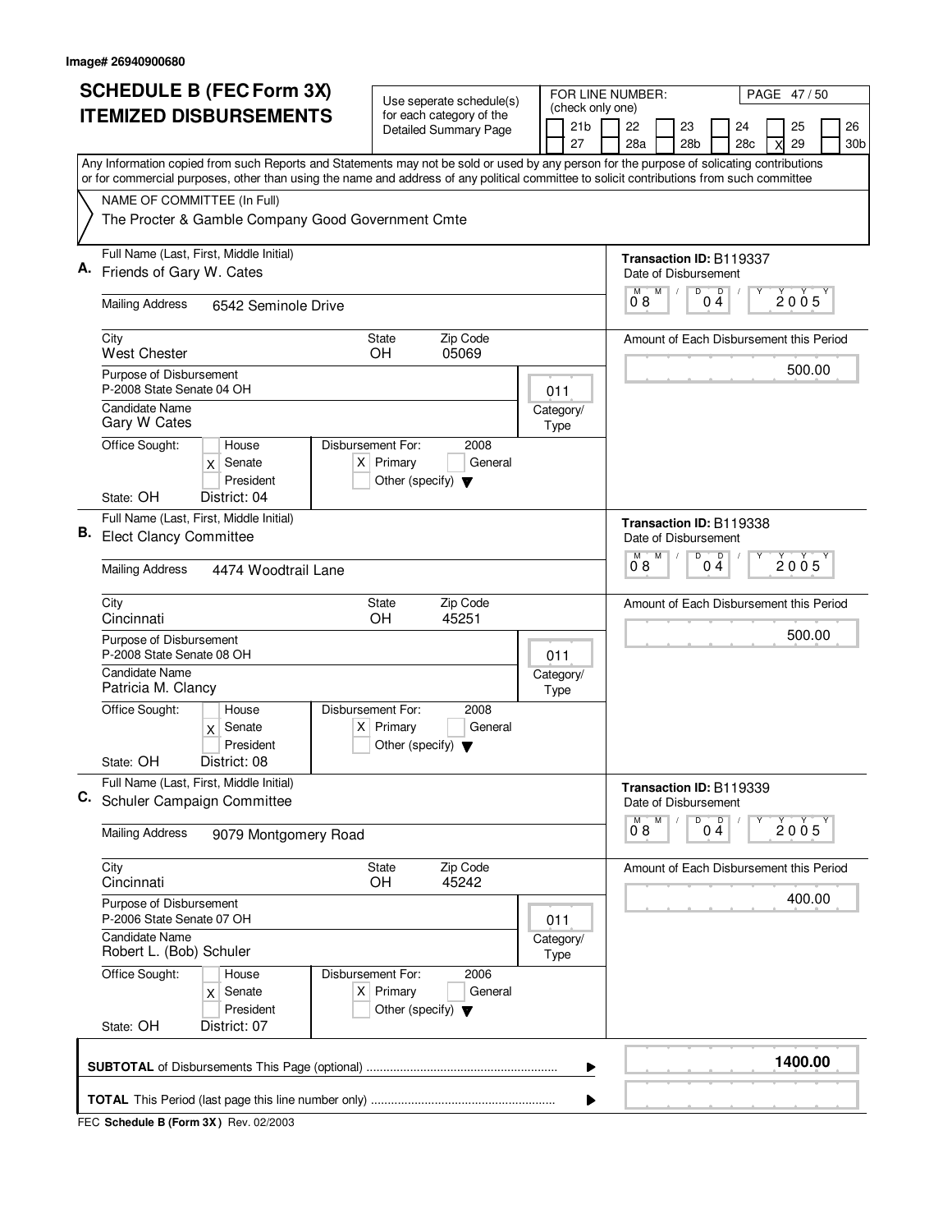Image# 26940900680

# SCHEDULE B (FEC Form 3X) ITEMIZED DISBURSEMENTS

Use seperate schedule(s) for each category of the Detailed Summary Page

FOR LINE NUMBER: (check only one)

21b | 22 | 23 | 24 | 25 | 26
27 | 28a | 28b | 28c | [X] 29 | 30b

Any Information copied from such Reports and Statements may not be sold or used by any person for the purpose of solicating contributions or for commercial purposes, other than using the name and address of any political committee to solicit contributions from such committee

NAME OF COMMITTEE (In Full)
The Procter & Gamble Company Good Government Cmte

---

**A.** Full Name (Last, First, Middle Initial): Friends of Gary W. Cates

Transaction ID: B119337
Date of Disbursement: 08 / 04 / 2005

Mailing Address: 6542 Seminole Drive

City: West Chester | State: OH | Zip Code: 05069

Amount of Each Disbursement this Period: 500.00

Purpose of Disbursement: P-2008 State Senate 04 OH

Category/Type: 011

Candidate Name: Gary W Cates

Office Sought: House | [X] Senate | President

Disbursement For: 2008 — [X] Primary | General | Other (specify)

State: OH District: 04

---

**B.** Full Name (Last, First, Middle Initial): Elect Clancy Committee

Transaction ID: B119338
Date of Disbursement: 08 / 04 / 2005

Mailing Address: 4474 Woodtrail Lane

City: Cincinnati | State: OH | Zip Code: 45251

Amount of Each Disbursement this Period: 500.00

Purpose of Disbursement: P-2008 State Senate 08 OH

Category/Type: 011

Candidate Name: Patricia M. Clancy

Office Sought: House | [X] Senate | President

Disbursement For: 2008 — [X] Primary | General | Other (specify)

State: OH District: 08

---

**C.** Full Name (Last, First, Middle Initial): Schuler Campaign Committee

Transaction ID: B119339
Date of Disbursement: 08 / 04 / 2005

Mailing Address: 9079 Montgomery Road

City: Cincinnati | State: OH | Zip Code: 45242

Amount of Each Disbursement this Period: 400.00

Purpose of Disbursement: P-2006 State Senate 07 OH

Category/Type: 011

Candidate Name: Robert L. (Bob) Schuler

Office Sought: House | [X] Senate | President

Disbursement For: 2006 — [X] Primary | General | Other (specify)

State: OH District: 07

---

**SUBTOTAL** of Disbursements This Page (optional): **1400.00**

**TOTAL** This Period (last page this line number only):

FEC **Schedule B (Form 3X)** Rev. 02/2003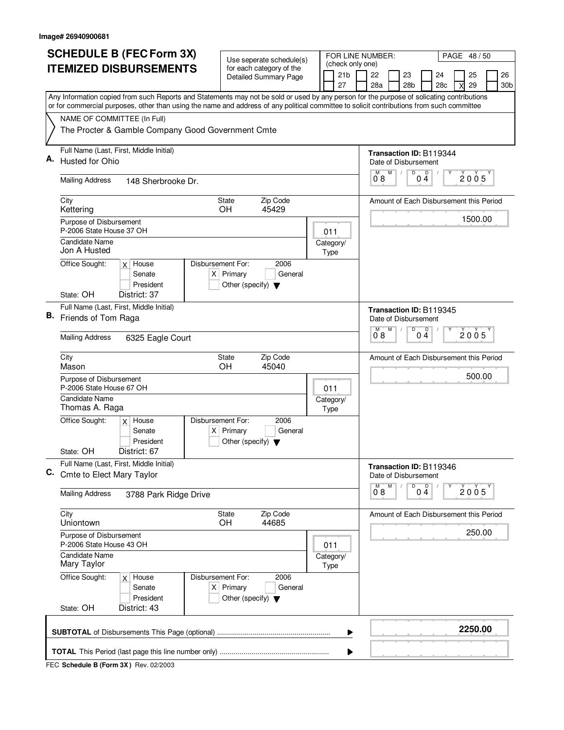Image# 26940900681

# SCHEDULE B (FEC Form 3X) ITEMIZED DISBURSEMENTS

Use seperate schedule(s) for each category of the Detailed Summary Page

FOR LINE NUMBER: (check only one)

21b | 22 | 23 | 24 | 25 | 26
27 | 28a | 28b | 28c | X 29 | 30b

PAGE 48 / 50

Any Information copied from such Reports and Statements may not be sold or used by any person for the purpose of solicating contributions or for commercial purposes, other than using the name and address of any political committee to solicit contributions from such committee

NAME OF COMMITTEE (In Full)
The Procter & Gamble Company Good Government Cmte

---

**A.** Full Name (Last, First, Middle Initial): Husted for Ohio

Mailing Address: 148 Sherbrooke Dr.

City: Kettering | State: OH | Zip Code: 45429

Purpose of Disbursement: P-2006 State House 37 OH

Candidate Name: Jon A Husted

Category/Type: 011

Office Sought: [X] House [ ] Senate [ ] President
State: OH District: 37

Disbursement For: 2006 [X] Primary [ ] General [ ] Other (specify)

Transaction ID: B119344
Date of Disbursement: 08/04/2005

Amount of Each Disbursement this Period: 1500.00

---

**B.** Full Name (Last, First, Middle Initial): Friends of Tom Raga

Mailing Address: 6325 Eagle Court

City: Mason | State: OH | Zip Code: 45040

Purpose of Disbursement: P-2006 State House 67 OH

Candidate Name: Thomas A. Raga

Category/Type: 011

Office Sought: [X] House [ ] Senate [ ] President
State: OH District: 67

Disbursement For: 2006 [X] Primary [ ] General [ ] Other (specify)

Transaction ID: B119345
Date of Disbursement: 08/04/2005

Amount of Each Disbursement this Period: 500.00

---

**C.** Full Name (Last, First, Middle Initial): Cmte to Elect Mary Taylor

Mailing Address: 3788 Park Ridge Drive

City: Uniontown | State: OH | Zip Code: 44685

Purpose of Disbursement: P-2006 State House 43 OH

Candidate Name: Mary Taylor

Category/Type: 011

Office Sought: [X] House [ ] Senate [ ] President
State: OH District: 43

Disbursement For: 2006 [X] Primary [ ] General [ ] Other (specify)

Transaction ID: B119346
Date of Disbursement: 08/04/2005

Amount of Each Disbursement this Period: 250.00

---

**SUBTOTAL** of Disbursements This Page (optional): **2250.00**

**TOTAL** This Period (last page this line number only):

FEC **Schedule B (Form 3X)** Rev. 02/2003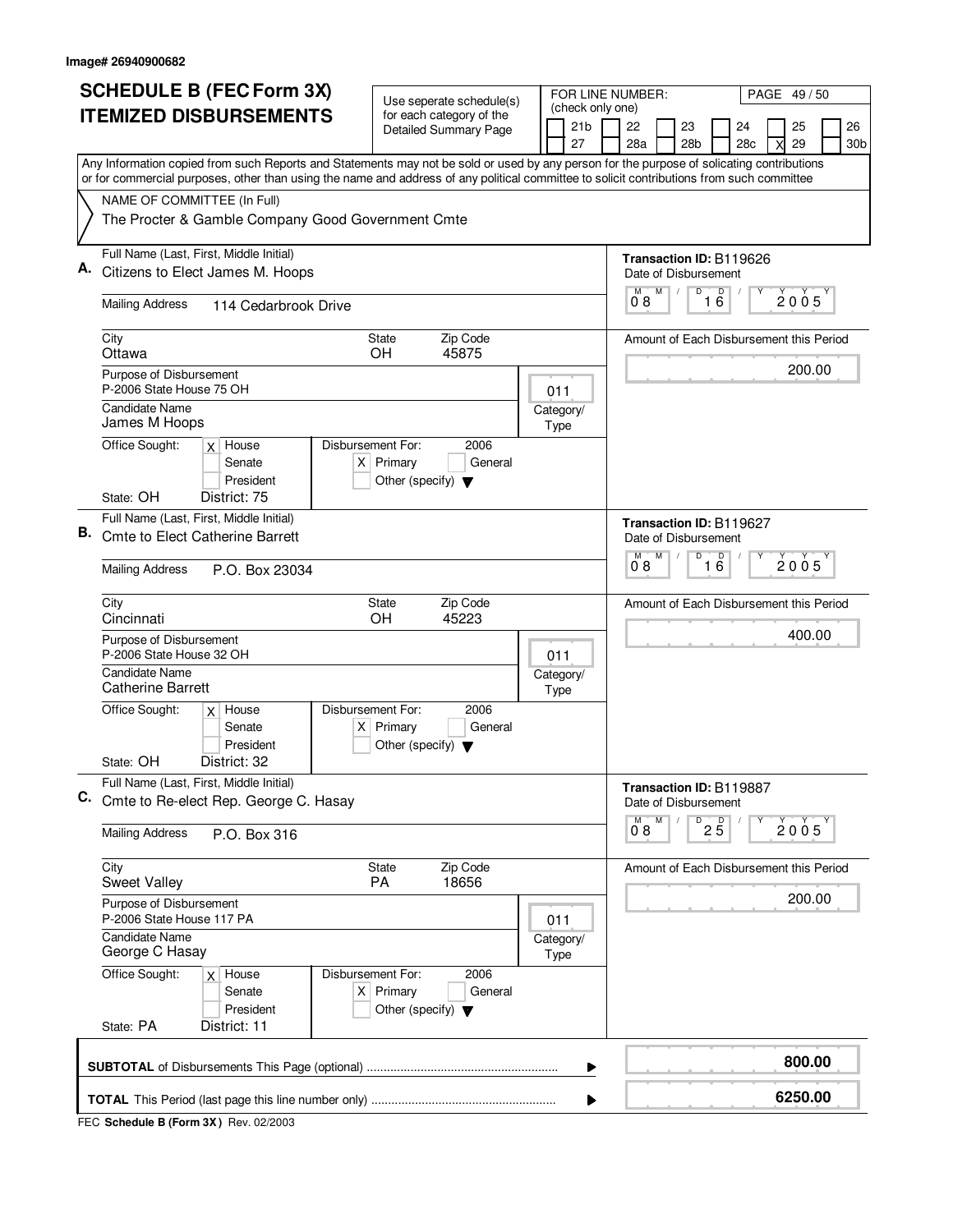Image# 26940900682

# SCHEDULE B (FEC Form 3X) ITEMIZED DISBURSEMENTS

Use seperate schedule(s) for each category of the Detailed Summary Page

FOR LINE NUMBER: (check only one)

21b | 22 | 23 | 24 | 25 | 26
27 | 28a | 28b | 28c | X 29 | 30b

PAGE 49 / 50

Any Information copied from such Reports and Statements may not be sold or used by any person for the purpose of solicating contributions or for commercial purposes, other than using the name and address of any political committee to solicit contributions from such committee

NAME OF COMMITTEE (In Full)
The Procter & Gamble Company Good Government Cmte

---

**A.** Full Name (Last, First, Middle Initial): Citizens to Elect James M. Hoops

Transaction ID: B119626

Date of Disbursement: 08 / 16 / 2005

Mailing Address: 114 Cedarbrook Drive

City: Ottawa | State: OH | Zip Code: 45875

Amount of Each Disbursement this Period: 200.00

Purpose of Disbursement: P-2006 State House 75 OH

Category/Type: 011

Candidate Name: James M Hoops

Office Sought: [X] House [ ] Senate [ ] President

Disbursement For: 2006 [X] Primary [ ] General [ ] Other (specify)

State: OH District: 75

---

**B.** Full Name (Last, First, Middle Initial): Cmte to Elect Catherine Barrett

Transaction ID: B119627

Date of Disbursement: 08 / 16 / 2005

Mailing Address: P.O. Box 23034

City: Cincinnati | State: OH | Zip Code: 45223

Amount of Each Disbursement this Period: 400.00

Purpose of Disbursement: P-2006 State House 32 OH

Category/Type: 011

Candidate Name: Catherine Barrett

Office Sought: [X] House [ ] Senate [ ] President

Disbursement For: 2006 [X] Primary [ ] General [ ] Other (specify)

State: OH District: 32

---

**C.** Full Name (Last, First, Middle Initial): Cmte to Re-elect Rep. George C. Hasay

Transaction ID: B119887

Date of Disbursement: 08 / 25 / 2005

Mailing Address: P.O. Box 316

City: Sweet Valley | State: PA | Zip Code: 18656

Amount of Each Disbursement this Period: 200.00

Purpose of Disbursement: P-2006 State House 117 PA

Category/Type: 011

Candidate Name: George C Hasay

Office Sought: [X] House [ ] Senate [ ] President

Disbursement For: 2006 [X] Primary [ ] General [ ] Other (specify)

State: PA District: 11

---

**SUBTOTAL** of Disbursements This Page (optional): **800.00**

**TOTAL** This Period (last page this line number only): **6250.00**

FEC **Schedule B (Form 3X)** Rev. 02/2003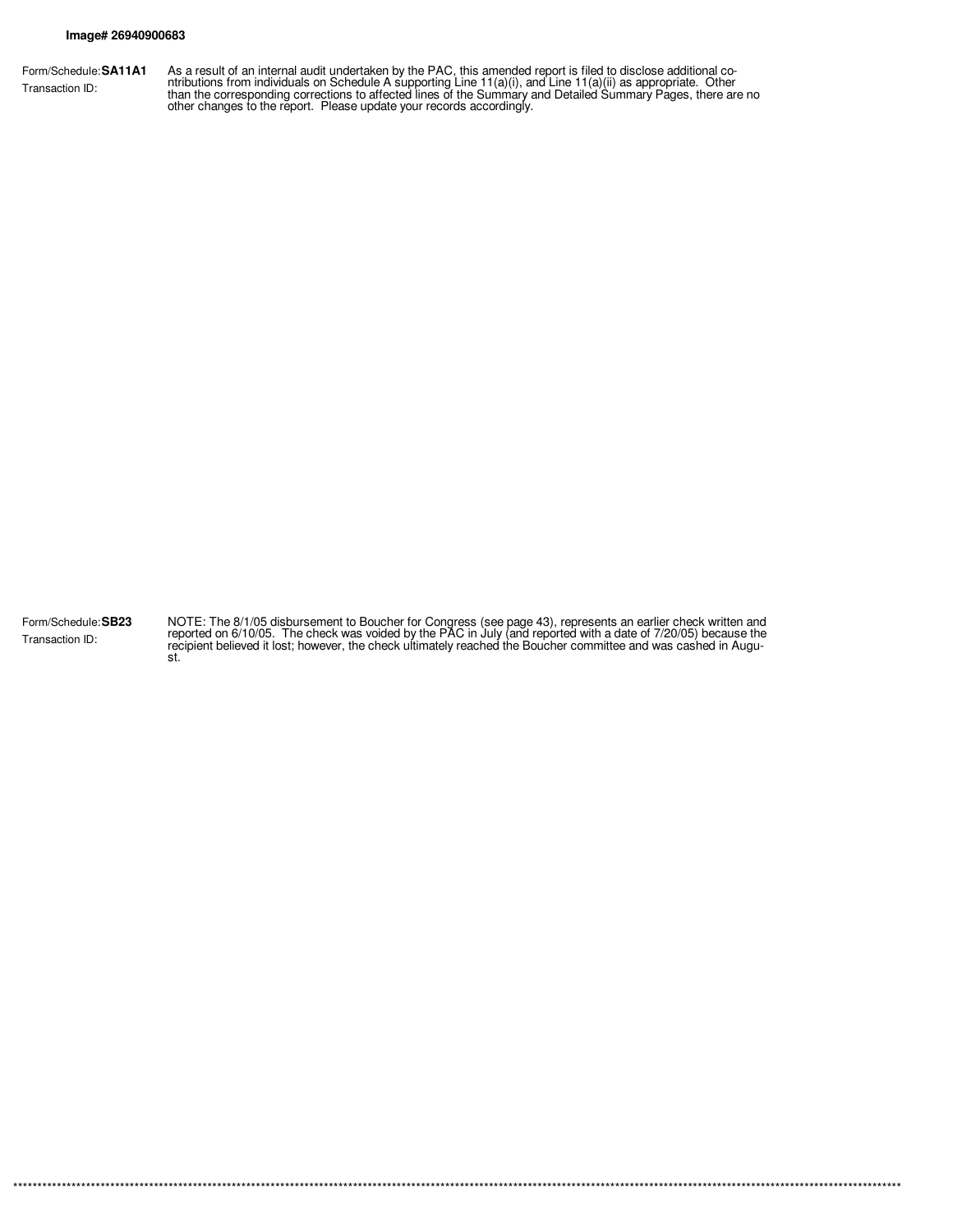**Image# 26940900683**

Form/Schedule: **SA11A1**
Transaction ID:

As a result of an internal audit undertaken by the PAC, this amended report is filed to disclose additional contributions from individuals on Schedule A supporting Line 11(a)(i), and Line 11(a)(ii) as appropriate. Other than the corresponding corrections to affected lines of the Summary and Detailed Summary Pages, there are no other changes to the report. Please update your records accordingly.

Form/Schedule: **SB23**
Transaction ID:

NOTE: The 8/1/05 disbursement to Boucher for Congress (see page 43), represents an earlier check written and reported on 6/10/05. The check was voided by the PAC in July (and reported with a date of 7/20/05) because the recipient believed it lost; however, the check ultimately reached the Boucher committee and was cashed in August.